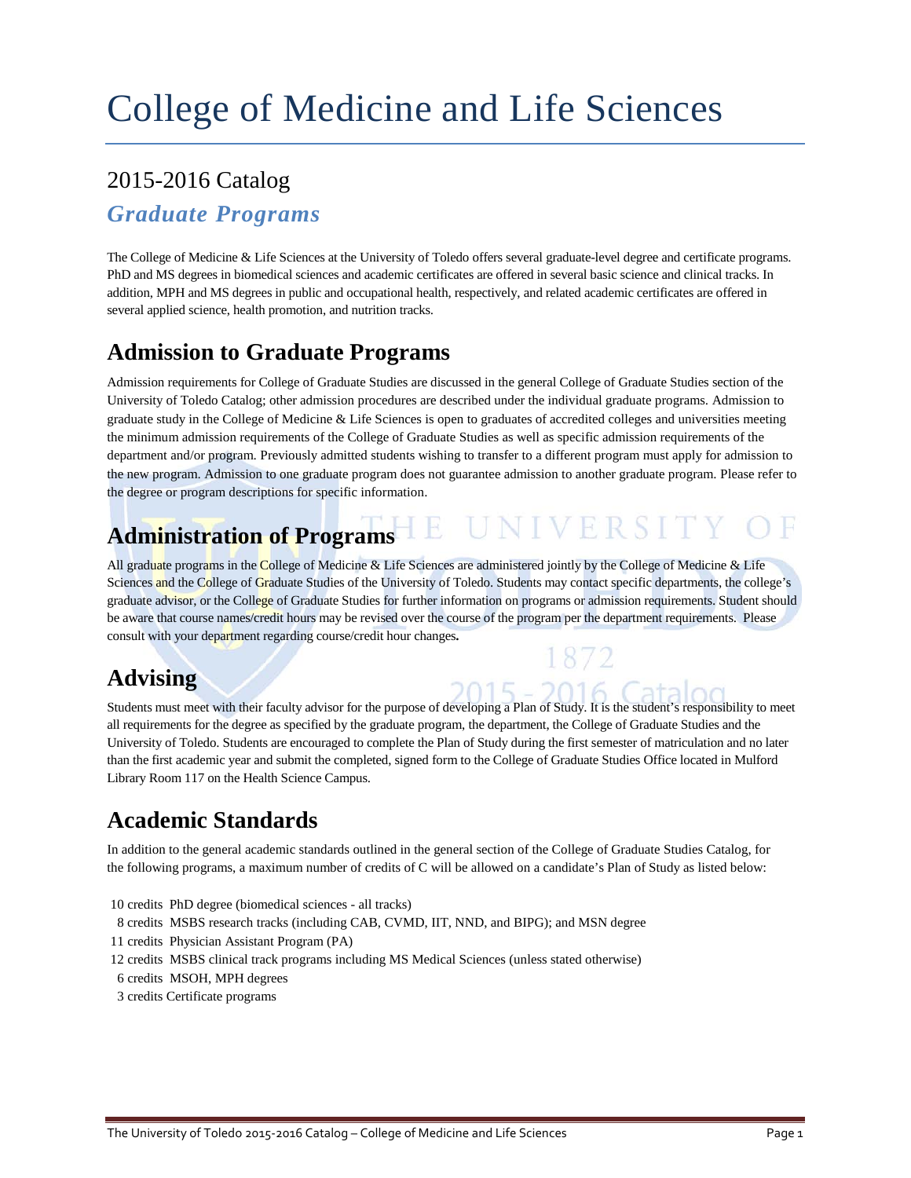# College of Medicine and Life Sciences

## 2015-2016 Catalog

### *Graduate Programs*

The College of Medicine & Life Sciences at the University of Toledo offers several graduate-level degree and certificate programs. PhD and MS degrees in biomedical sciences and academic certificates are offered in several basic science and clinical tracks. In addition, MPH and MS degrees in public and occupational health, respectively, and related academic certificates are offered in several applied science, health promotion, and nutrition tracks.

## Admission to Graduate Programs

Admission requirements for College of Graduate Studies are discussed in the general College of Graduate Studies section of the University of Toledo Catalog; other admission procedures are described under the individual graduate programs. Admission to graduate study in the College of Medicine & Life Sciences is open to graduates of accredited colleges and universities meeting the minimum admission requirements of the College of Graduate Studies as well as specific admission requirements of the department and/or program. Previously admitted students wishing to transfer to a different program must apply for admission to the new program. Admission to one graduate program does not guarantee admission to another graduate program. Please refer to the degree or program descriptions for specific information.

## Administration of Programs

All graduate programs in the College of Medicine & Life Sciences are administered jointly by the College of Medicine & Life Sciences and the College of Graduate Studies of the University of Toledo. Students may contact specific departments, the college's graduate advisor, or the College of Graduate Studies for further information on programs or admission requirements. Student should be aware that course names/credit hours may be revised over the course of the program per the department requirements. Please consult with your department regarding course/credit hour changes**.**

## Advising

Students must meet with their faculty advisor for the purpose of developing a Plan of Study. It is the student's responsibility to meet all requirements for the degree as specified by the graduate program, the department, the College of Graduate Studies and the University of Toledo. Students are encouraged to complete the Plan of Study during the first semester of matriculation and no later than the first academic year and submit the completed, signed form to the College of Graduate Studies Office located in Mulford Library Room 117 on the Health Science Campus.

## Academic Standards

In addition to the general academic standards outlined in the general section of the College of Graduate Studies Catalog, for the following programs, a maximum number of credits of C will be allowed on a candidate's Plan of Study as listed below:

10 credits PhD degree (biomedical sciences - all tracks)
8 credits MSBS research tracks (including CAB, CVMD, IIT, NND, and BIPG); and MSN degree
11 credits Physician Assistant Program (PA)
12 credits MSBS clinical track programs including MS Medical Sciences (unless stated otherwise)
6 credits MSOH, MPH degrees
3 credits Certificate programs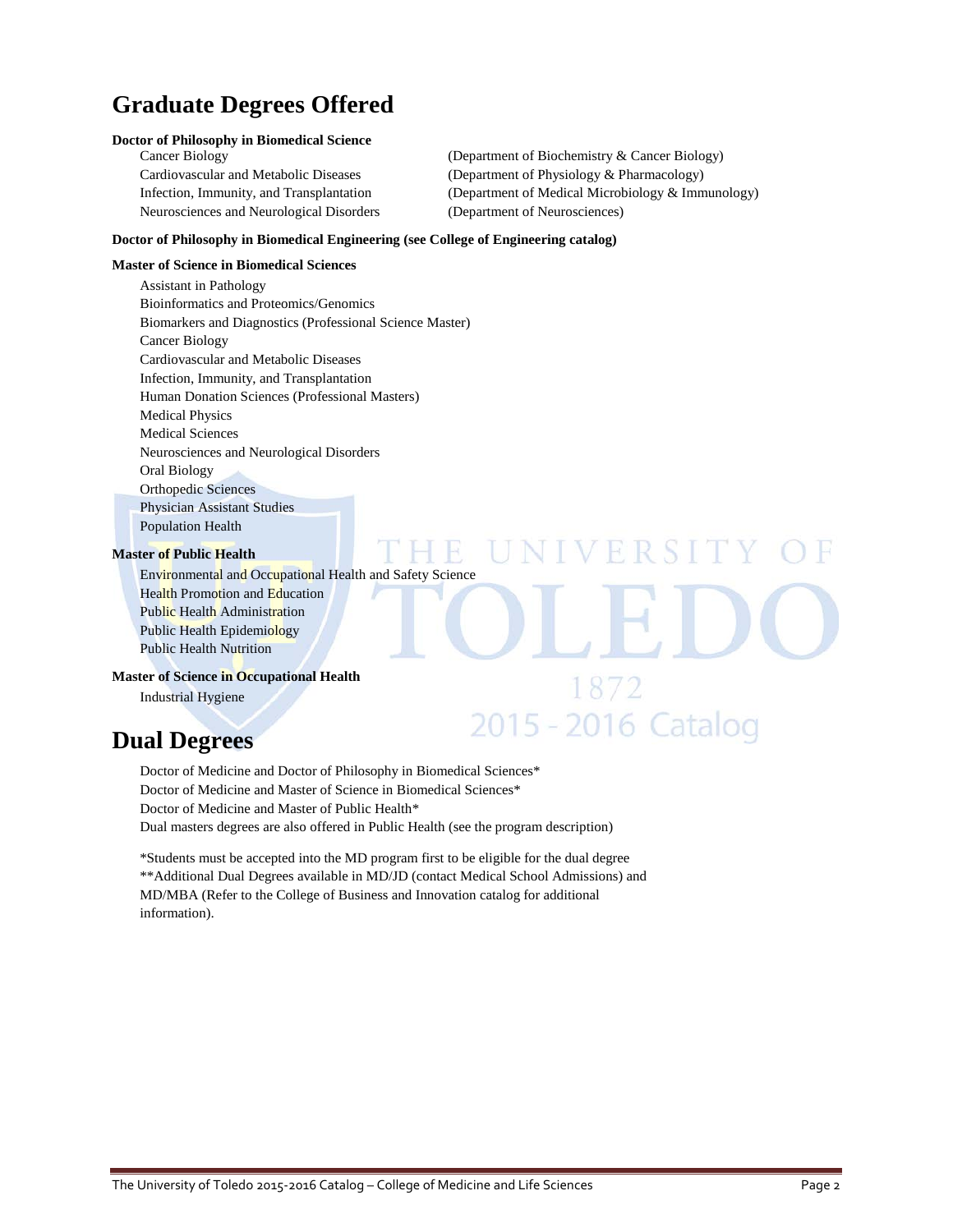# Graduate Degrees Offered

**Doctor of Philosophy in Biomedical Science**

- Cancer Biology (Department of Biochemistry & Cancer Biology)
- Cardiovascular and Metabolic Diseases (Department of Physiology & Pharmacology)
- Infection, Immunity, and Transplantation (Department of Medical Microbiology & Immunology)
- Neurosciences and Neurological Disorders (Department of Neurosciences)

**Doctor of Philosophy in Biomedical Engineering (see College of Engineering catalog)**

**Master of Science in Biomedical Sciences**

- Assistant in Pathology
- Bioinformatics and Proteomics/Genomics
- Biomarkers and Diagnostics (Professional Science Master)
- Cancer Biology
- Cardiovascular and Metabolic Diseases
- Infection, Immunity, and Transplantation
- Human Donation Sciences (Professional Masters)
- Medical Physics
- Medical Sciences
- Neurosciences and Neurological Disorders
- Oral Biology
- Orthopedic Sciences
- Physician Assistant Studies
- Population Health

**Master of Public Health**

- Environmental and Occupational Health and Safety Science
- Health Promotion and Education
- Public Health Administration
- Public Health Epidemiology
- Public Health Nutrition

**Master of Science in Occupational Health**

- Industrial Hygiene

# Dual Degrees

Doctor of Medicine and Doctor of Philosophy in Biomedical Sciences*
Doctor of Medicine and Master of Science in Biomedical Sciences*
Doctor of Medicine and Master of Public Health*
Dual masters degrees are also offered in Public Health (see the program description)

*Students must be accepted into the MD program first to be eligible for the dual degree
**Additional Dual Degrees available in MD/JD (contact Medical School Admissions) and MD/MBA (Refer to the College of Business and Innovation catalog for additional information).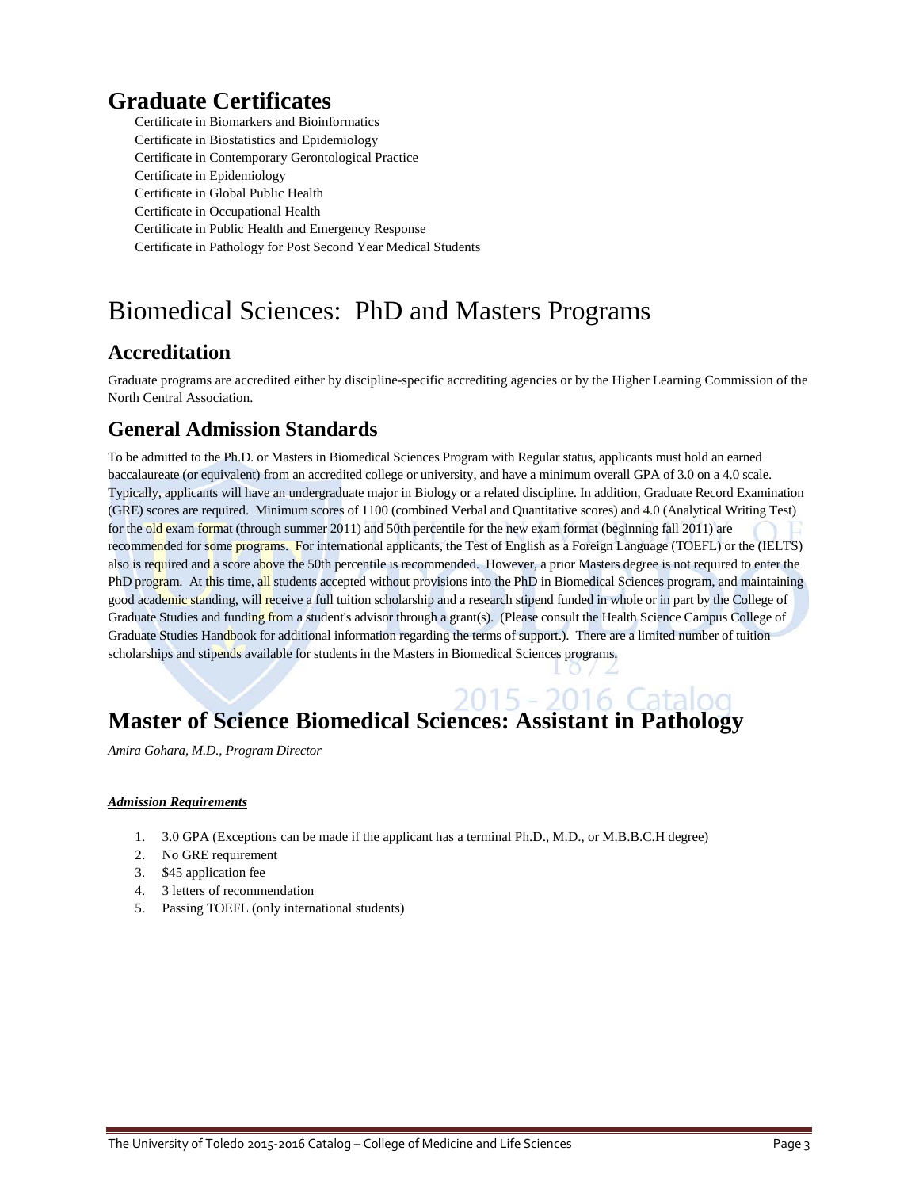## Graduate Certificates

Certificate in Biomarkers and Bioinformatics
Certificate in Biostatistics and Epidemiology
Certificate in Contemporary Gerontological Practice
Certificate in Epidemiology
Certificate in Global Public Health
Certificate in Occupational Health
Certificate in Public Health and Emergency Response
Certificate in Pathology for Post Second Year Medical Students

# Biomedical Sciences: PhD and Masters Programs

## Accreditation

Graduate programs are accredited either by discipline-specific accrediting agencies or by the Higher Learning Commission of the North Central Association.

## General Admission Standards

To be admitted to the Ph.D. or Masters in Biomedical Sciences Program with Regular status, applicants must hold an earned baccalaureate (or equivalent) from an accredited college or university, and have a minimum overall GPA of 3.0 on a 4.0 scale. Typically, applicants will have an undergraduate major in Biology or a related discipline. In addition, Graduate Record Examination (GRE) scores are required. Minimum scores of 1100 (combined Verbal and Quantitative scores) and 4.0 (Analytical Writing Test) for the old exam format (through summer 2011) and 50th percentile for the new exam format (beginning fall 2011) are recommended for some programs. For international applicants, the Test of English as a Foreign Language (TOEFL) or the (IELTS) also is required and a score above the 50th percentile is recommended. However, a prior Masters degree is not required to enter the PhD program. At this time, all students accepted without provisions into the PhD in Biomedical Sciences program, and maintaining good academic standing, will receive a full tuition scholarship and a research stipend funded in whole or in part by the College of Graduate Studies and funding from a student's advisor through a grant(s). (Please consult the Health Science Campus College of Graduate Studies Handbook for additional information regarding the terms of support.). There are a limited number of tuition scholarships and stipends available for students in the Masters in Biomedical Sciences programs.

## Master of Science Biomedical Sciences: Assistant in Pathology

*Amira Gohara, M.D., Program Director*

***Admission Requirements***

1. 3.0 GPA (Exceptions can be made if the applicant has a terminal Ph.D., M.D., or M.B.B.C.H degree)
2. No GRE requirement
3. $45 application fee
4. 3 letters of recommendation
5. Passing TOEFL (only international students)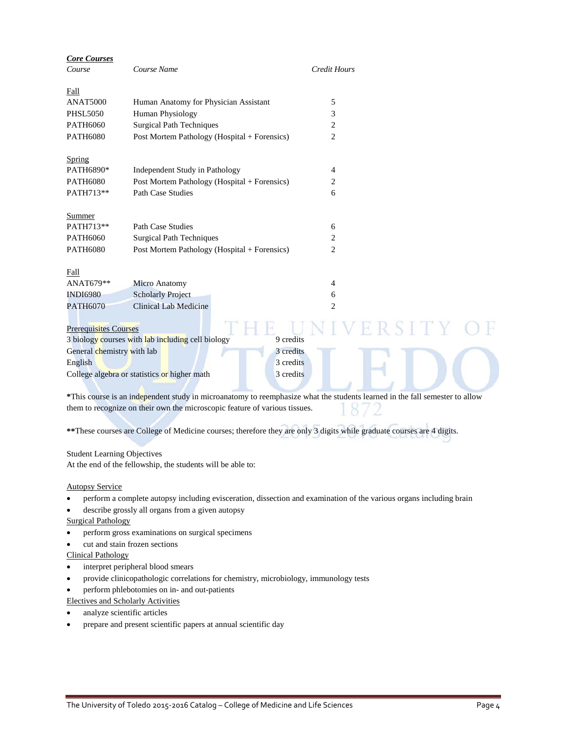***Core Courses***

| *Course* | *Course Name* | *Credit Hours* |
|---|---|---|
| Fall | | |
| ANAT5000 | Human Anatomy for Physician Assistant | 5 |
| PHSL5050 | Human Physiology | 3 |
| PATH6060 | Surgical Path Techniques | 2 |
| PATH6080 | Post Mortem Pathology (Hospital + Forensics) | 2 |
| Spring | | |
| PATH6890* | Independent Study in Pathology | 4 |
| PATH6080 | Post Mortem Pathology (Hospital + Forensics) | 2 |
| PATH713** | Path Case Studies | 6 |
| Summer | | |
| PATH713** | Path Case Studies | 6 |
| PATH6060 | Surgical Path Techniques | 2 |
| PATH6080 | Post Mortem Pathology (Hospital + Forensics) | 2 |
| Fall | | |
| ANAT679** | Micro Anatomy | 4 |
| INDI6980 | Scholarly Project | 6 |
| PATH6070 | Clinical Lab Medicine | 2 |

Prerequisites Courses

| | |
|---|---|
| 3 biology courses with lab including cell biology | 9 credits |
| General chemistry with lab | 3 credits |
| English | 3 credits |
| College algebra or statistics or higher math | 3 credits |

**\***This course is an independent study in microanatomy to reemphasize what the students learned in the fall semester to allow them to recognize on their own the microscopic feature of various tissues.

**\*\***These courses are College of Medicine courses; therefore they are only 3 digits while graduate courses are 4 digits.

Student Learning Objectives

At the end of the fellowship, the students will be able to:

Autopsy Service

- perform a complete autopsy including evisceration, dissection and examination of the various organs including brain
- describe grossly all organs from a given autopsy

Surgical Pathology

- perform gross examinations on surgical specimens
- cut and stain frozen sections

Clinical Pathology

- interpret peripheral blood smears
- provide clinicopathologic correlations for chemistry, microbiology, immunology tests
- perform phlebotomies on in- and out-patients

Electives and Scholarly Activities

- analyze scientific articles
- prepare and present scientific papers at annual scientific day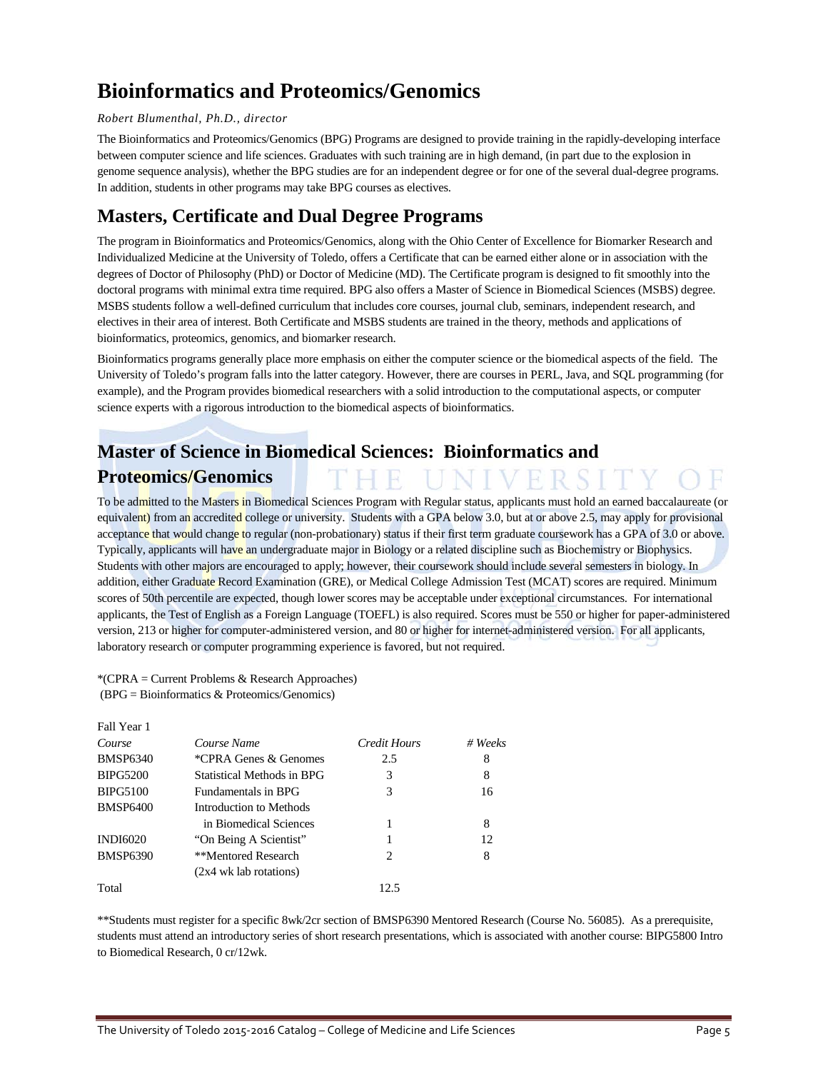# Bioinformatics and Proteomics/Genomics

*Robert Blumenthal, Ph.D., director*

The Bioinformatics and Proteomics/Genomics (BPG) Programs are designed to provide training in the rapidly-developing interface between computer science and life sciences. Graduates with such training are in high demand, (in part due to the explosion in genome sequence analysis), whether the BPG studies are for an independent degree or for one of the several dual-degree programs. In addition, students in other programs may take BPG courses as electives.

## Masters, Certificate and Dual Degree Programs

The program in Bioinformatics and Proteomics/Genomics, along with the Ohio Center of Excellence for Biomarker Research and Individualized Medicine at the University of Toledo, offers a Certificate that can be earned either alone or in association with the degrees of Doctor of Philosophy (PhD) or Doctor of Medicine (MD). The Certificate program is designed to fit smoothly into the doctoral programs with minimal extra time required. BPG also offers a Master of Science in Biomedical Sciences (MSBS) degree. MSBS students follow a well-defined curriculum that includes core courses, journal club, seminars, independent research, and electives in their area of interest. Both Certificate and MSBS students are trained in the theory, methods and applications of bioinformatics, proteomics, genomics, and biomarker research.

Bioinformatics programs generally place more emphasis on either the computer science or the biomedical aspects of the field. The University of Toledo's program falls into the latter category. However, there are courses in PERL, Java, and SQL programming (for example), and the Program provides biomedical researchers with a solid introduction to the computational aspects, or computer science experts with a rigorous introduction to the biomedical aspects of bioinformatics.

## Master of Science in Biomedical Sciences: Bioinformatics and Proteomics/Genomics

To be admitted to the Masters in Biomedical Sciences Program with Regular status, applicants must hold an earned baccalaureate (or equivalent) from an accredited college or university. Students with a GPA below 3.0, but at or above 2.5, may apply for provisional acceptance that would change to regular (non-probationary) status if their first term graduate coursework has a GPA of 3.0 or above. Typically, applicants will have an undergraduate major in Biology or a related discipline such as Biochemistry or Biophysics. Students with other majors are encouraged to apply; however, their coursework should include several semesters in biology. In addition, either Graduate Record Examination (GRE), or Medical College Admission Test (MCAT) scores are required. Minimum scores of 50th percentile are expected, though lower scores may be acceptable under exceptional circumstances. For international applicants, the Test of English as a Foreign Language (TOEFL) is also required. Scores must be 550 or higher for paper-administered version, 213 or higher for computer-administered version, and 80 or higher for internet-administered version. For all applicants, laboratory research or computer programming experience is favored, but not required.

*(CPRA = Current Problems & Research Approaches)
(BPG = Bioinformatics & Proteomics/Genomics)

Fall Year 1

| *Course* | *Course Name* | *Credit Hours* | *# Weeks* |
|---|---|---|---|
| BMSP6340 | *CPRA Genes & Genomes | 2.5 | 8 |
| BIPG5200 | Statistical Methods in BPG | 3 | 8 |
| BIPG5100 | Fundamentals in BPG | 3 | 16 |
| BMSP6400 | Introduction to Methods in Biomedical Sciences | 1 | 8 |
| INDI6020 | "On Being A Scientist" | 1 | 12 |
| BMSP6390 | **Mentored Research (2x4 wk lab rotations) | 2 | 8 |
| Total | | 12.5 | |

**Students must register for a specific 8wk/2cr section of BMSP6390 Mentored Research (Course No. 56085). As a prerequisite, students must attend an introductory series of short research presentations, which is associated with another course: BIPG5800 Intro to Biomedical Research, 0 cr/12wk.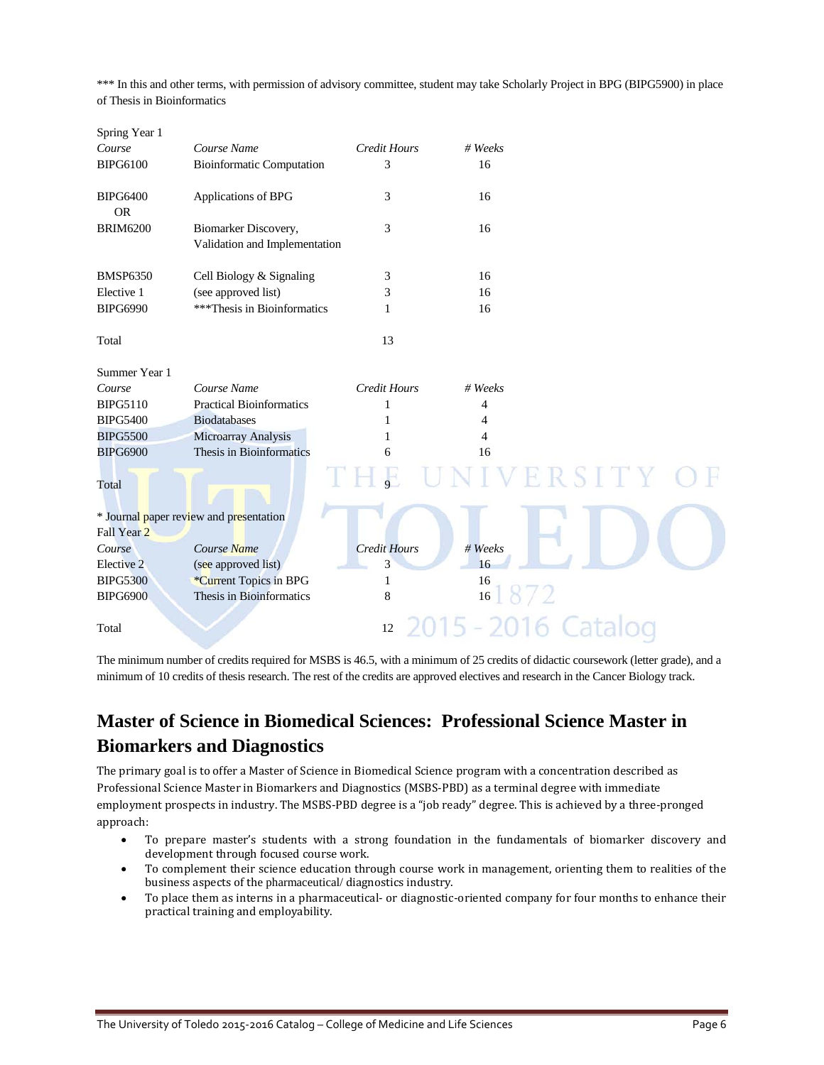*** In this and other terms, with permission of advisory committee, student may take Scholarly Project in BPG (BIPG5900) in place of Thesis in Bioinformatics

Spring Year 1

| *Course* | *Course Name* | *Credit Hours* | *# Weeks* |
|---|---|---|---|
| BIPG6100 | Bioinformatic Computation | 3 | 16 |
| BIPG6400 OR | Applications of BPG | 3 | 16 |
| BRIM6200 | Biomarker Discovery, Validation and Implementation | 3 | 16 |
| BMSP6350 | Cell Biology & Signaling | 3 | 16 |
| Elective 1 | (see approved list) | 3 | 16 |
| BIPG6990 | ***Thesis in Bioinformatics | 1 | 16 |
| Total | | 13 | |

Summer Year 1

| *Course* | *Course Name* | *Credit Hours* | *# Weeks* |
|---|---|---|---|
| BIPG5110 | Practical Bioinformatics | 1 | 4 |
| BIPG5400 | Biodatabases | 1 | 4 |
| BIPG5500 | Microarray Analysis | 1 | 4 |
| BIPG6900 | Thesis in Bioinformatics | 6 | 16 |
| Total | | 9 | |

* Journal paper review and presentation

Fall Year 2

| *Course* | *Course Name* | *Credit Hours* | *# Weeks* |
|---|---|---|---|
| Elective 2 | (see approved list) | 3 | 16 |
| BIPG5300 | *Current Topics in BPG | 1 | 16 |
| BIPG6900 | Thesis in Bioinformatics | 8 | 16 |
| Total | | 12 | |

The minimum number of credits required for MSBS is 46.5, with a minimum of 25 credits of didactic coursework (letter grade), and a minimum of 10 credits of thesis research. The rest of the credits are approved electives and research in the Cancer Biology track.

## Master of Science in Biomedical Sciences: Professional Science Master in Biomarkers and Diagnostics

The primary goal is to offer a Master of Science in Biomedical Science program with a concentration described as Professional Science Master in Biomarkers and Diagnostics (MSBS-PBD) as a terminal degree with immediate employment prospects in industry. The MSBS-PBD degree is a "job ready" degree. This is achieved by a three-pronged approach:

- To prepare master's students with a strong foundation in the fundamentals of biomarker discovery and development through focused course work.
- To complement their science education through course work in management, orienting them to realities of the business aspects of the pharmaceutical/ diagnostics industry.
- To place them as interns in a pharmaceutical- or diagnostic-oriented company for four months to enhance their practical training and employability.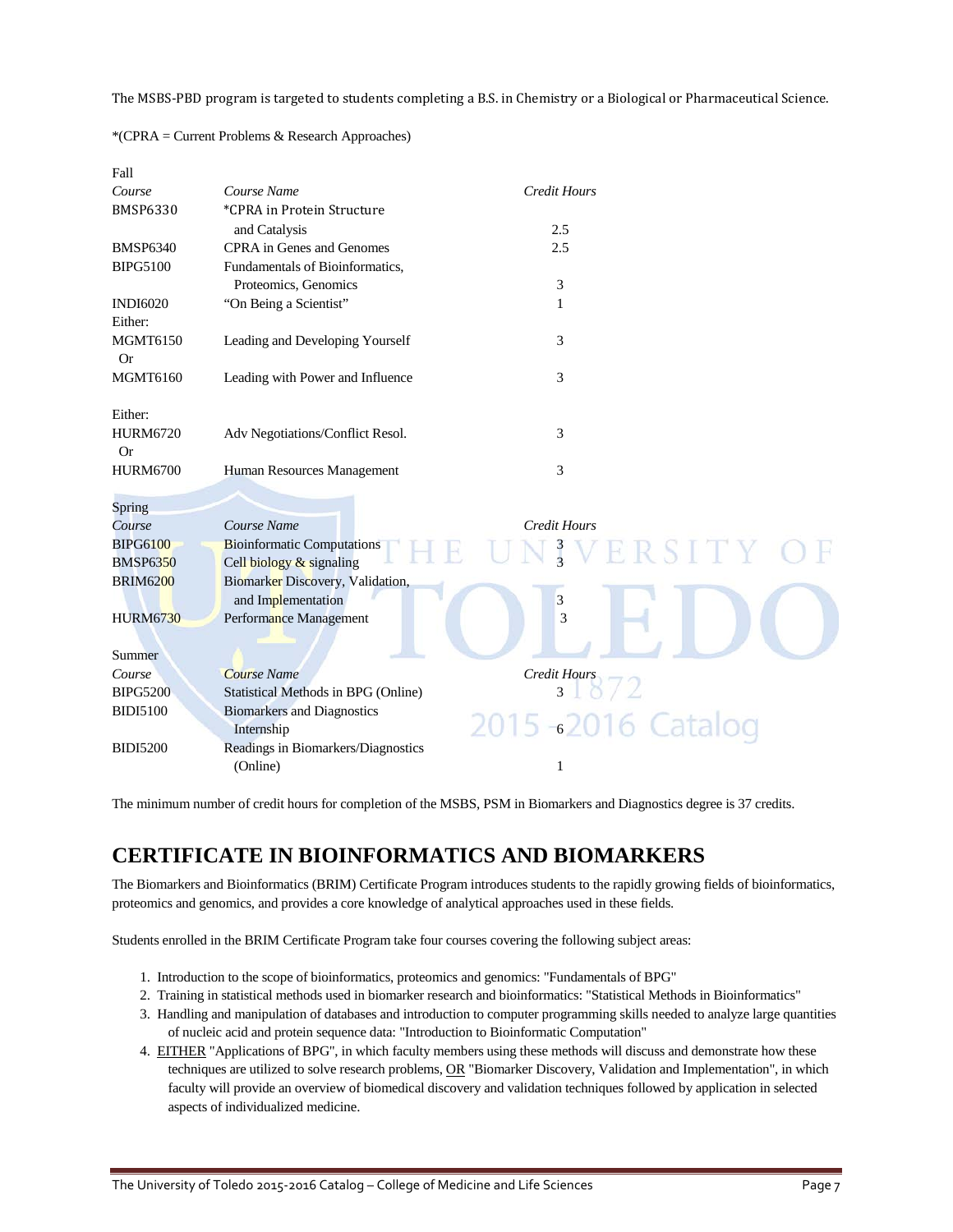The MSBS-PBD program is targeted to students completing a B.S. in Chemistry or a Biological or Pharmaceutical Science.

*(CPRA = Current Problems & Research Approaches)

Fall

| *Course* | *Course Name* | *Credit Hours* |
|---|---|---|
| BMSP6330 | *CPRA in Protein Structure and Catalysis | 2.5 |
| BMSP6340 | CPRA in Genes and Genomes | 2.5 |
| BIPG5100 | Fundamentals of Bioinformatics, Proteomics, Genomics | 3 |
| INDI6020 | "On Being a Scientist" | 1 |
| Either: | | |
| MGMT6150 | Leading and Developing Yourself | 3 |
| Or | | |
| MGMT6160 | Leading with Power and Influence | 3 |
| Either: | | |
| HURM6720 | Adv Negotiations/Conflict Resol. | 3 |
| Or | | |
| HURM6700 | Human Resources Management | 3 |

Spring

| *Course* | *Course Name* | *Credit Hours* |
|---|---|---|
| BIPG6100 | Bioinformatic Computations | 3 |
| BMSP6350 | Cell biology & signaling | 3 |
| BRIM6200 | Biomarker Discovery, Validation, and Implementation | 3 |
| HURM6730 | Performance Management | 3 |

Summer

| *Course* | *Course Name* | *Credit Hours* |
|---|---|---|
| BIPG5200 | Statistical Methods in BPG (Online) | 3 |
| BIDI5100 | Biomarkers and Diagnostics Internship | 6 |
| BIDI5200 | Readings in Biomarkers/Diagnostics (Online) | 1 |

The minimum number of credit hours for completion of the MSBS, PSM in Biomarkers and Diagnostics degree is 37 credits.

## CERTIFICATE IN BIOINFORMATICS AND BIOMARKERS

The Biomarkers and Bioinformatics (BRIM) Certificate Program introduces students to the rapidly growing fields of bioinformatics, proteomics and genomics, and provides a core knowledge of analytical approaches used in these fields.

Students enrolled in the BRIM Certificate Program take four courses covering the following subject areas:

1. Introduction to the scope of bioinformatics, proteomics and genomics: "Fundamentals of BPG"
2. Training in statistical methods used in biomarker research and bioinformatics: "Statistical Methods in Bioinformatics"
3. Handling and manipulation of databases and introduction to computer programming skills needed to analyze large quantities of nucleic acid and protein sequence data: "Introduction to Bioinformatic Computation"
4. EITHER "Applications of BPG", in which faculty members using these methods will discuss and demonstrate how these techniques are utilized to solve research problems, OR "Biomarker Discovery, Validation and Implementation", in which faculty will provide an overview of biomedical discovery and validation techniques followed by application in selected aspects of individualized medicine.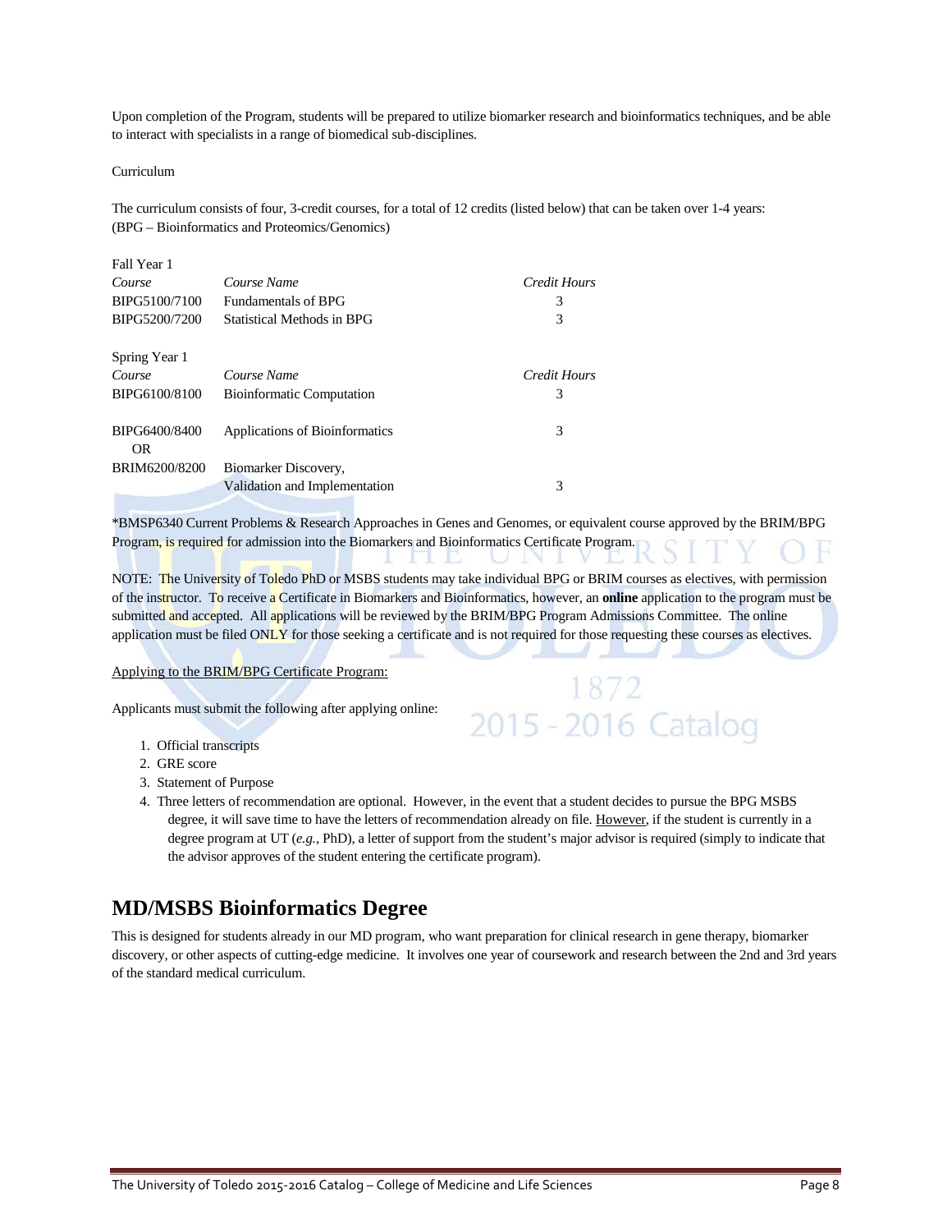Upon completion of the Program, students will be prepared to utilize biomarker research and bioinformatics techniques, and be able to interact with specialists in a range of biomedical sub-disciplines.

Curriculum

The curriculum consists of four, 3-credit courses, for a total of 12 credits (listed below) that can be taken over 1-4 years:
(BPG – Bioinformatics and Proteomics/Genomics)

Fall Year 1

| *Course* | *Course Name* | *Credit Hours* |
|---|---|---|
| BIPG5100/7100 | Fundamentals of BPG | 3 |
| BIPG5200/7200 | Statistical Methods in BPG | 3 |

Spring Year 1

| *Course* | *Course Name* | *Credit Hours* |
|---|---|---|
| BIPG6100/8100 | Bioinformatic Computation | 3 |
| BIPG6400/8400 OR | Applications of Bioinformatics | 3 |
| BRIM6200/8200 | Biomarker Discovery, Validation and Implementation | 3 |

*BMSP6340 Current Problems & Research Approaches in Genes and Genomes, or equivalent course approved by the BRIM/BPG Program, is required for admission into the Biomarkers and Bioinformatics Certificate Program.

NOTE: The University of Toledo PhD or MSBS students may take individual BPG or BRIM courses as electives, with permission of the instructor. To receive a Certificate in Biomarkers and Bioinformatics, however, an **online** application to the program must be submitted and accepted. All applications will be reviewed by the BRIM/BPG Program Admissions Committee. The online application must be filed ONLY for those seeking a certificate and is not required for those requesting these courses as electives.

Applying to the BRIM/BPG Certificate Program:

Applicants must submit the following after applying online:

1. Official transcripts
2. GRE score
3. Statement of Purpose
4. Three letters of recommendation are optional. However, in the event that a student decides to pursue the BPG MSBS degree, it will save time to have the letters of recommendation already on file. However, if the student is currently in a degree program at UT (*e.g.*, PhD), a letter of support from the student's major advisor is required (simply to indicate that the advisor approves of the student entering the certificate program).

## MD/MSBS Bioinformatics Degree

This is designed for students already in our MD program, who want preparation for clinical research in gene therapy, biomarker discovery, or other aspects of cutting-edge medicine. It involves one year of coursework and research between the 2nd and 3rd years of the standard medical curriculum.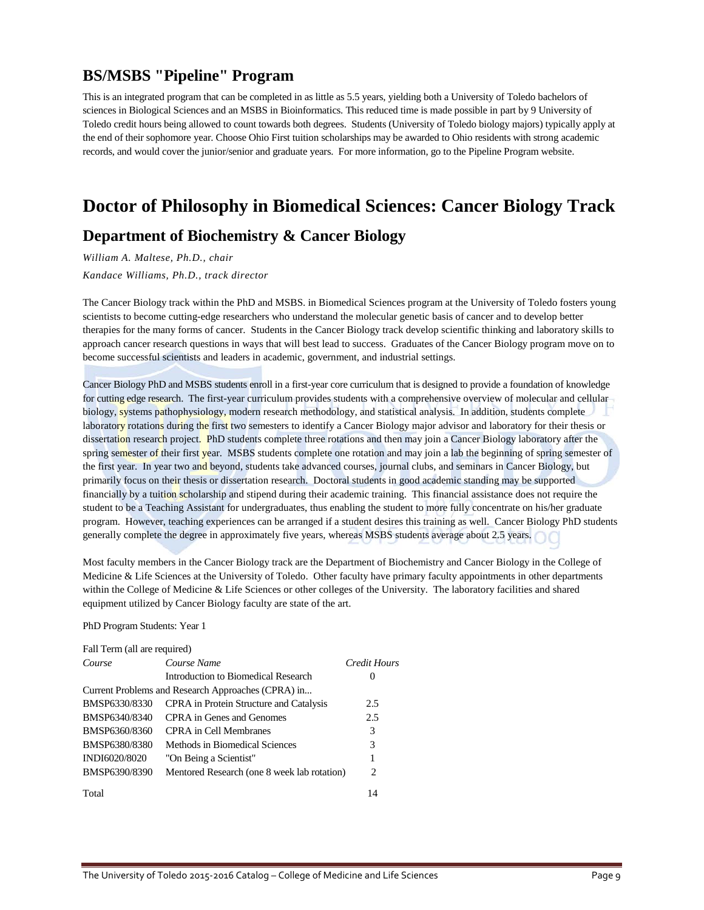## BS/MSBS "Pipeline" Program

This is an integrated program that can be completed in as little as 5.5 years, yielding both a University of Toledo bachelors of sciences in Biological Sciences and an MSBS in Bioinformatics. This reduced time is made possible in part by 9 University of Toledo credit hours being allowed to count towards both degrees. Students (University of Toledo biology majors) typically apply at the end of their sophomore year. Choose Ohio First tuition scholarships may be awarded to Ohio residents with strong academic records, and would cover the junior/senior and graduate years. For more information, go to the Pipeline Program website.

# Doctor of Philosophy in Biomedical Sciences: Cancer Biology Track

## Department of Biochemistry & Cancer Biology

*William A. Maltese, Ph.D., chair*

*Kandace Williams, Ph.D., track director*

The Cancer Biology track within the PhD and MSBS. in Biomedical Sciences program at the University of Toledo fosters young scientists to become cutting-edge researchers who understand the molecular genetic basis of cancer and to develop better therapies for the many forms of cancer. Students in the Cancer Biology track develop scientific thinking and laboratory skills to approach cancer research questions in ways that will best lead to success. Graduates of the Cancer Biology program move on to become successful scientists and leaders in academic, government, and industrial settings.

Cancer Biology PhD and MSBS students enroll in a first-year core curriculum that is designed to provide a foundation of knowledge for cutting edge research. The first-year curriculum provides students with a comprehensive overview of molecular and cellular biology, systems pathophysiology, modern research methodology, and statistical analysis. In addition, students complete laboratory rotations during the first two semesters to identify a Cancer Biology major advisor and laboratory for their thesis or dissertation research project. PhD students complete three rotations and then may join a Cancer Biology laboratory after the spring semester of their first year. MSBS students complete one rotation and may join a lab the beginning of spring semester of the first year. In year two and beyond, students take advanced courses, journal clubs, and seminars in Cancer Biology, but primarily focus on their thesis or dissertation research. Doctoral students in good academic standing may be supported financially by a tuition scholarship and stipend during their academic training. This financial assistance does not require the student to be a Teaching Assistant for undergraduates, thus enabling the student to more fully concentrate on his/her graduate program. However, teaching experiences can be arranged if a student desires this training as well. Cancer Biology PhD students generally complete the degree in approximately five years, whereas MSBS students average about 2.5 years.

Most faculty members in the Cancer Biology track are the Department of Biochemistry and Cancer Biology in the College of Medicine & Life Sciences at the University of Toledo. Other faculty have primary faculty appointments in other departments within the College of Medicine & Life Sciences or other colleges of the University. The laboratory facilities and shared equipment utilized by Cancer Biology faculty are state of the art.

PhD Program Students: Year 1

Fall Term (all are required)

| *Course* | *Course Name* | *Credit Hours* |
|---|---|---|
| | Introduction to Biomedical Research | 0 |
| Current Problems and Research Approaches (CPRA) in... | | |
| BMSP6330/8330 | CPRA in Protein Structure and Catalysis | 2.5 |
| BMSP6340/8340 | CPRA in Genes and Genomes | 2.5 |
| BMSP6360/8360 | CPRA in Cell Membranes | 3 |
| BMSP6380/8380 | Methods in Biomedical Sciences | 3 |
| INDI6020/8020 | "On Being a Scientist" | 1 |
| BMSP6390/8390 | Mentored Research (one 8 week lab rotation) | 2 |
| Total | | 14 |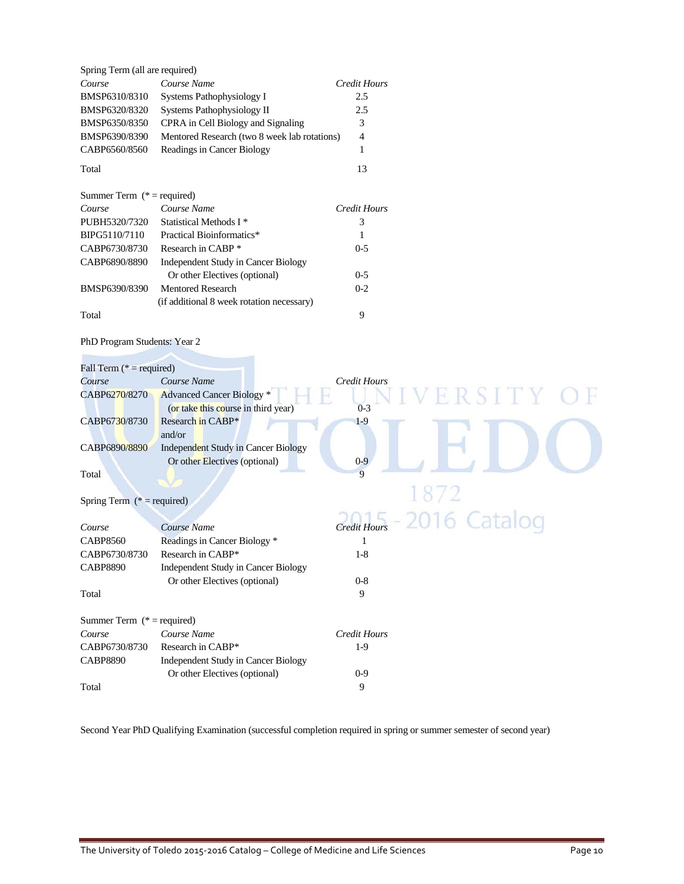Spring Term (all are required)

| *Course* | *Course Name* | *Credit Hours* |
|---|---|---|
| BMSP6310/8310 | Systems Pathophysiology I | 2.5 |
| BMSP6320/8320 | Systems Pathophysiology II | 2.5 |
| BMSP6350/8350 | CPRA in Cell Biology and Signaling | 3 |
| BMSP6390/8390 | Mentored Research (two 8 week lab rotations) | 4 |
| CABP6560/8560 | Readings in Cancer Biology | 1 |
| Total | | 13 |

Summer Term (* = required)

| *Course* | *Course Name* | *Credit Hours* |
|---|---|---|
| PUBH5320/7320 | Statistical Methods I * | 3 |
| BIPG5110/7110 | Practical Bioinformatics* | 1 |
| CABP6730/8730 | Research in CABP * | 0-5 |
| CABP6890/8890 | Independent Study in Cancer Biology Or other Electives (optional) | 0-5 |
| BMSP6390/8390 | Mentored Research (if additional 8 week rotation necessary) | 0-2 |
| Total | | 9 |

PhD Program Students: Year 2

Fall Term (* = required)

| *Course* | *Course Name* | *Credit Hours* |
|---|---|---|
| CABP6270/8270 | Advanced Cancer Biology * (or take this course in third year) | 0-3 |
| CABP6730/8730 | Research in CABP* and/or | 1-9 |
| CABP6890/8890 | Independent Study in Cancer Biology Or other Electives (optional) | 0-9 |
| Total | | 9 |

Spring Term (* = required)

| *Course* | *Course Name* | *Credit Hours* |
|---|---|---|
| CABP8560 | Readings in Cancer Biology * | 1 |
| CABP6730/8730 | Research in CABP* | 1-8 |
| CABP8890 | Independent Study in Cancer Biology Or other Electives (optional) | 0-8 |
| Total | | 9 |

Summer Term (* = required)

| *Course* | *Course Name* | *Credit Hours* |
|---|---|---|
| CABP6730/8730 | Research in CABP* | 1-9 |
| CABP8890 | Independent Study in Cancer Biology Or other Electives (optional) | 0-9 |
| Total | | 9 |

Second Year PhD Qualifying Examination (successful completion required in spring or summer semester of second year)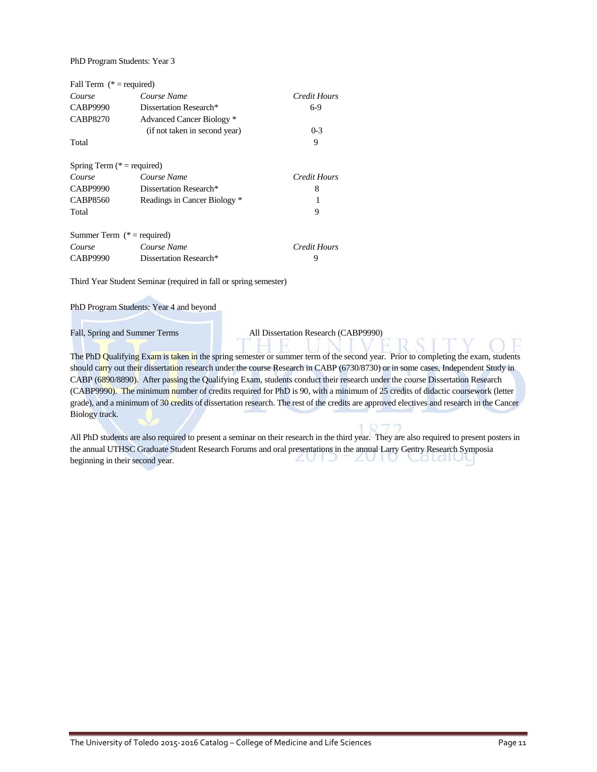PhD Program Students: Year 3

Fall Term (* = required)

| *Course* | *Course Name* | *Credit Hours* |
|---|---|---|
| CABP9990 | Dissertation Research* | 6-9 |
| CABP8270 | Advanced Cancer Biology * (if not taken in second year) | 0-3 |
| Total | | 9 |

Spring Term (* = required)

| *Course* | *Course Name* | *Credit Hours* |
|---|---|---|
| CABP9990 | Dissertation Research* | 8 |
| CABP8560 | Readings in Cancer Biology * | 1 |
| Total | | 9 |

Summer Term (* = required)

| *Course* | *Course Name* | *Credit Hours* |
|---|---|---|
| CABP9990 | Dissertation Research* | 9 |

Third Year Student Seminar (required in fall or spring semester)

PhD Program Students: Year 4 and beyond

Fall, Spring and Summer Terms — All Dissertation Research (CABP9990)

The PhD Qualifying Exam is taken in the spring semester or summer term of the second year. Prior to completing the exam, students should carry out their dissertation research under the course Research in CABP (6730/8730) or in some cases, Independent Study in CABP (6890/8890). After passing the Qualifying Exam, students conduct their research under the course Dissertation Research (CABP9990). The minimum number of credits required for PhD is 90, with a minimum of 25 credits of didactic coursework (letter grade), and a minimum of 30 credits of dissertation research. The rest of the credits are approved electives and research in the Cancer Biology track.

All PhD students are also required to present a seminar on their research in the third year. They are also required to present posters in the annual UTHSC Graduate Student Research Forums and oral presentations in the annual Larry Gentry Research Symposia beginning in their second year.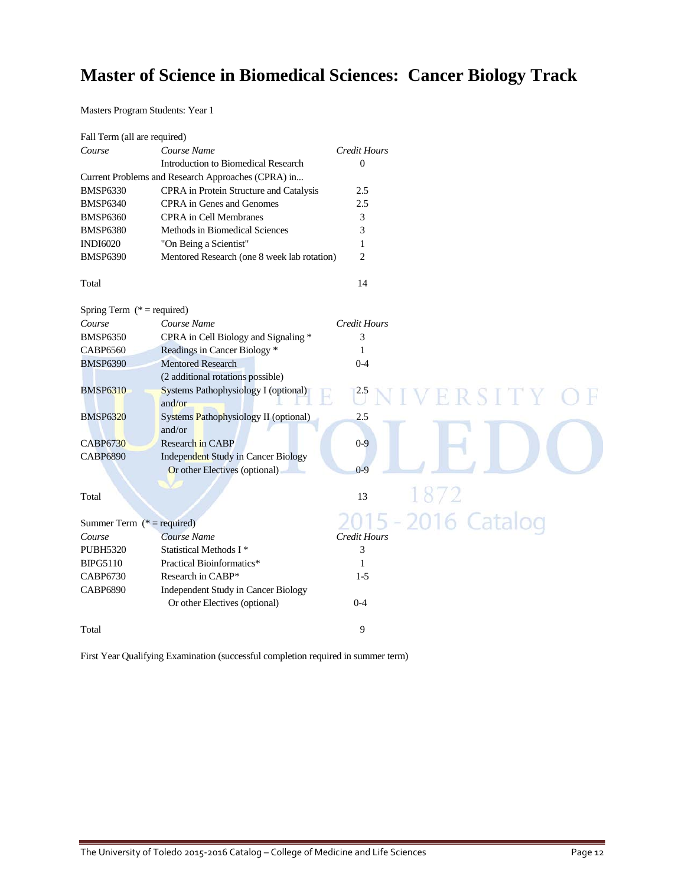# Master of Science in Biomedical Sciences: Cancer Biology Track

Masters Program Students: Year 1

Fall Term (all are required)

| *Course* | *Course Name* | *Credit Hours* |
|---|---|---|
| | Introduction to Biomedical Research | 0 |
| Current Problems and Research Approaches (CPRA) in... | | |
| BMSP6330 | CPRA in Protein Structure and Catalysis | 2.5 |
| BMSP6340 | CPRA in Genes and Genomes | 2.5 |
| BMSP6360 | CPRA in Cell Membranes | 3 |
| BMSP6380 | Methods in Biomedical Sciences | 3 |
| INDI6020 | "On Being a Scientist" | 1 |
| BMSP6390 | Mentored Research (one 8 week lab rotation) | 2 |
| | | |
| Total | | 14 |

Spring Term (* = required)

| *Course* | *Course Name* | *Credit Hours* |
|---|---|---|
| BMSP6350 | CPRA in Cell Biology and Signaling * | 3 |
| CABP6560 | Readings in Cancer Biology * | 1 |
| BMSP6390 | Mentored Research (2 additional rotations possible) | 0-4 |
| BMSP6310 | Systems Pathophysiology I (optional) and/or | 2.5 |
| BMSP6320 | Systems Pathophysiology II (optional) and/or | 2.5 |
| CABP6730 | Research in CABP | 0-9 |
| CABP6890 | Independent Study in Cancer Biology Or other Electives (optional) | 0-9 |
| | | |
| Total | | 13 |

Summer Term (* = required)

| *Course* | *Course Name* | *Credit Hours* |
|---|---|---|
| PUBH5320 | Statistical Methods I * | 3 |
| BIPG5110 | Practical Bioinformatics* | 1 |
| CABP6730 | Research in CABP* | 1-5 |
| CABP6890 | Independent Study in Cancer Biology Or other Electives (optional) | 0-4 |
| | | |
| Total | | 9 |

First Year Qualifying Examination (successful completion required in summer term)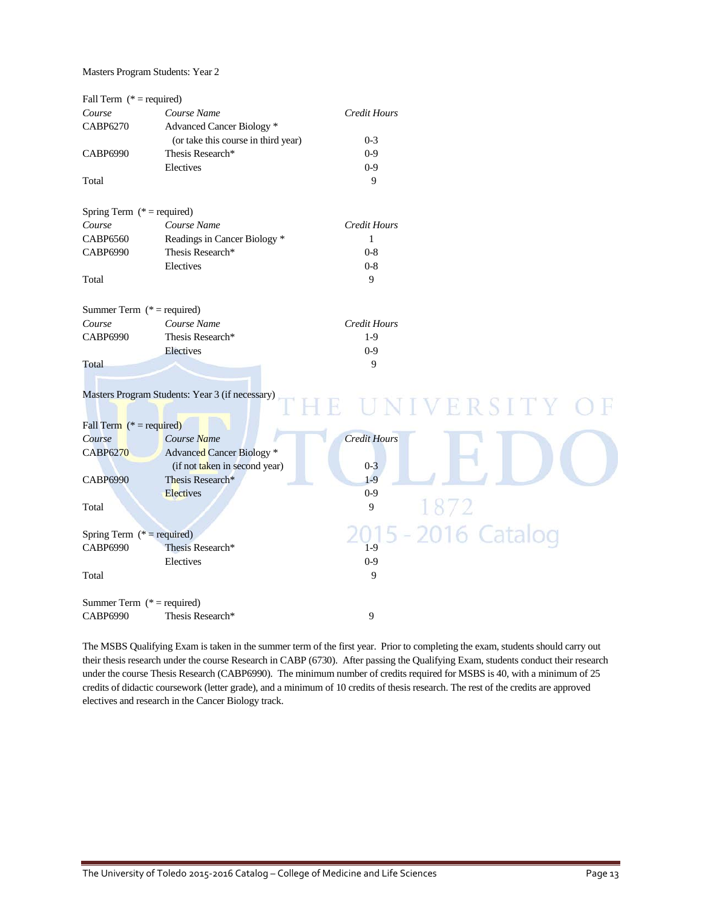Masters Program Students: Year 2

Fall Term (* = required)

| *Course* | *Course Name* | *Credit Hours* |
|---|---|---|
| CABP6270 | Advanced Cancer Biology * (or take this course in third year) | 0-3 |
| CABP6990 | Thesis Research* | 0-9 |
| | Electives | 0-9 |
| Total | | 9 |

Spring Term (* = required)

| *Course* | *Course Name* | *Credit Hours* |
|---|---|---|
| CABP6560 | Readings in Cancer Biology * | 1 |
| CABP6990 | Thesis Research* | 0-8 |
| | Electives | 0-8 |
| Total | | 9 |

Summer Term (* = required)

| *Course* | *Course Name* | *Credit Hours* |
|---|---|---|
| CABP6990 | Thesis Research* | 1-9 |
| | Electives | 0-9 |
| Total | | 9 |

Masters Program Students: Year 3 (if necessary)

Fall Term (* = required)

| *Course* | *Course Name* | *Credit Hours* |
|---|---|---|
| CABP6270 | Advanced Cancer Biology * (if not taken in second year) | 0-3 |
| CABP6990 | Thesis Research* | 1-9 |
| | Electives | 0-9 |
| Total | | 9 |

Spring Term (* = required)

| | | |
|---|---|---|
| CABP6990 | Thesis Research* | 1-9 |
| | Electives | 0-9 |
| Total | | 9 |

Summer Term (* = required)

| | | |
|---|---|---|
| CABP6990 | Thesis Research* | 9 |

The MSBS Qualifying Exam is taken in the summer term of the first year. Prior to completing the exam, students should carry out their thesis research under the course Research in CABP (6730). After passing the Qualifying Exam, students conduct their research under the course Thesis Research (CABP6990). The minimum number of credits required for MSBS is 40, with a minimum of 25 credits of didactic coursework (letter grade), and a minimum of 10 credits of thesis research. The rest of the credits are approved electives and research in the Cancer Biology track.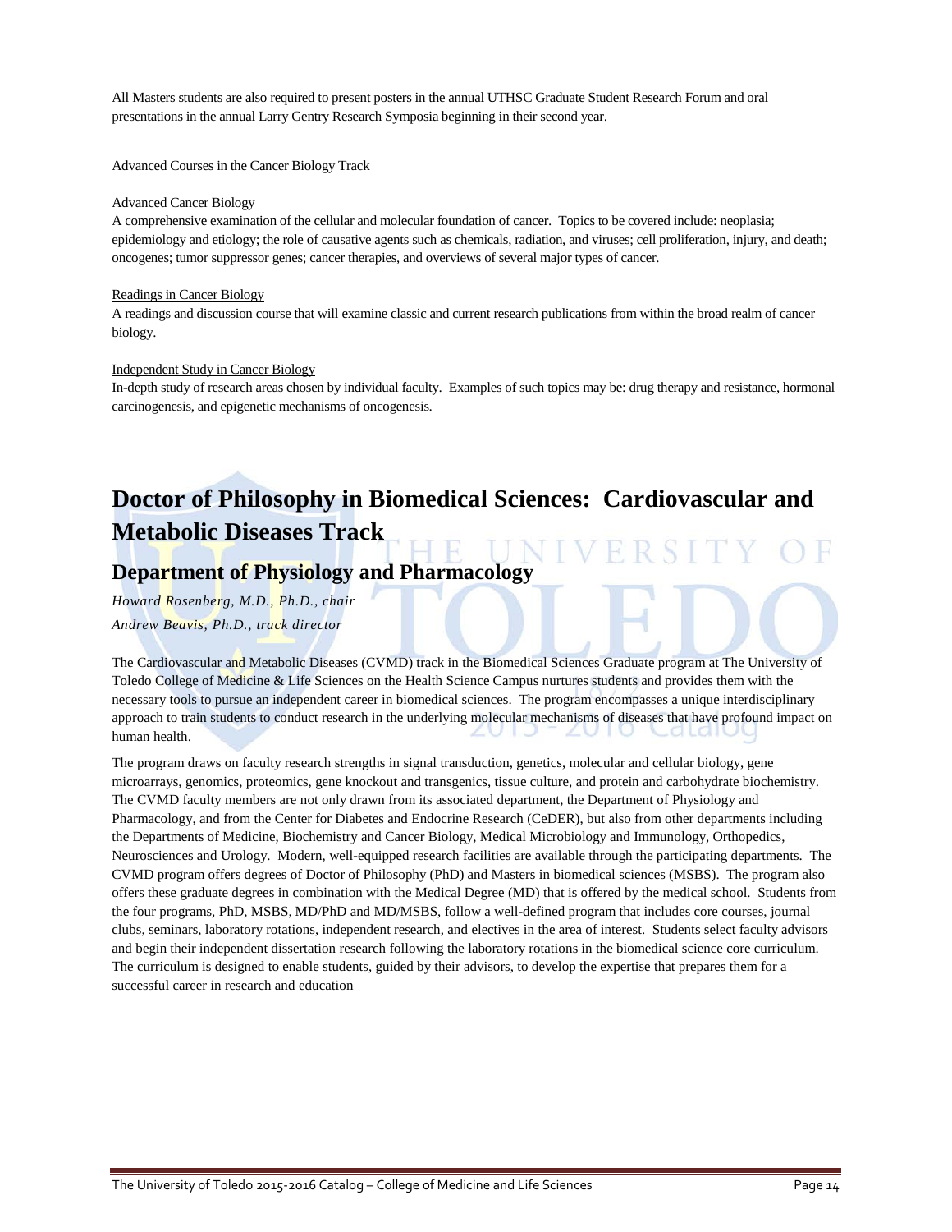All Masters students are also required to present posters in the annual UTHSC Graduate Student Research Forum and oral presentations in the annual Larry Gentry Research Symposia beginning in their second year.

Advanced Courses in the Cancer Biology Track

Advanced Cancer Biology
A comprehensive examination of the cellular and molecular foundation of cancer. Topics to be covered include: neoplasia; epidemiology and etiology; the role of causative agents such as chemicals, radiation, and viruses; cell proliferation, injury, and death; oncogenes; tumor suppressor genes; cancer therapies, and overviews of several major types of cancer.

Readings in Cancer Biology
A readings and discussion course that will examine classic and current research publications from within the broad realm of cancer biology.

Independent Study in Cancer Biology
In-depth study of research areas chosen by individual faculty. Examples of such topics may be: drug therapy and resistance, hormonal carcinogenesis, and epigenetic mechanisms of oncogenesis.

# Doctor of Philosophy in Biomedical Sciences: Cardiovascular and Metabolic Diseases Track

## Department of Physiology and Pharmacology

*Howard Rosenberg, M.D., Ph.D., chair*
*Andrew Beavis, Ph.D., track director*

The Cardiovascular and Metabolic Diseases (CVMD) track in the Biomedical Sciences Graduate program at The University of Toledo College of Medicine & Life Sciences on the Health Science Campus nurtures students and provides them with the necessary tools to pursue an independent career in biomedical sciences. The program encompasses a unique interdisciplinary approach to train students to conduct research in the underlying molecular mechanisms of diseases that have profound impact on human health.

The program draws on faculty research strengths in signal transduction, genetics, molecular and cellular biology, gene microarrays, genomics, proteomics, gene knockout and transgenics, tissue culture, and protein and carbohydrate biochemistry. The CVMD faculty members are not only drawn from its associated department, the Department of Physiology and Pharmacology, and from the Center for Diabetes and Endocrine Research (CeDER), but also from other departments including the Departments of Medicine, Biochemistry and Cancer Biology, Medical Microbiology and Immunology, Orthopedics, Neurosciences and Urology. Modern, well-equipped research facilities are available through the participating departments. The CVMD program offers degrees of Doctor of Philosophy (PhD) and Masters in biomedical sciences (MSBS). The program also offers these graduate degrees in combination with the Medical Degree (MD) that is offered by the medical school. Students from the four programs, PhD, MSBS, MD/PhD and MD/MSBS, follow a well-defined program that includes core courses, journal clubs, seminars, laboratory rotations, independent research, and electives in the area of interest. Students select faculty advisors and begin their independent dissertation research following the laboratory rotations in the biomedical science core curriculum. The curriculum is designed to enable students, guided by their advisors, to develop the expertise that prepares them for a successful career in research and education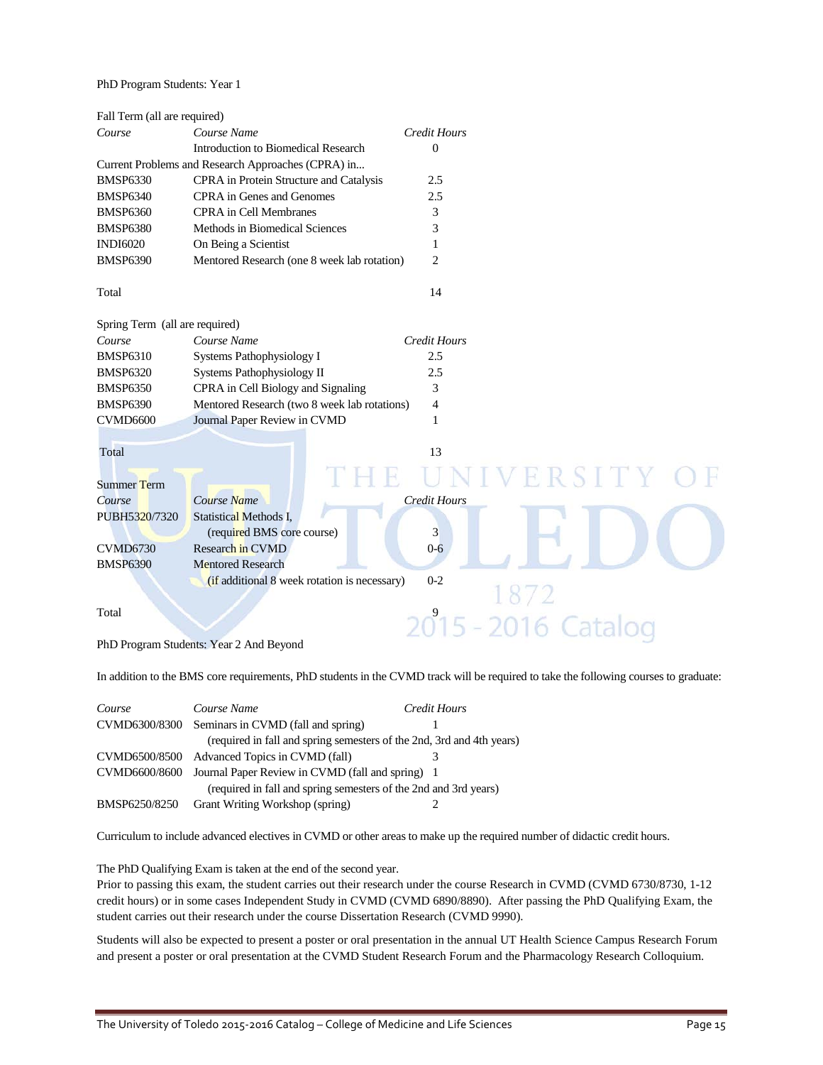PhD Program Students: Year 1

Fall Term (all are required)

| *Course* | *Course Name* | *Credit Hours* |
|---|---|---|
| | Introduction to Biomedical Research | 0 |
| Current Problems and Research Approaches (CPRA) in... | | |
| BMSP6330 | CPRA in Protein Structure and Catalysis | 2.5 |
| BMSP6340 | CPRA in Genes and Genomes | 2.5 |
| BMSP6360 | CPRA in Cell Membranes | 3 |
| BMSP6380 | Methods in Biomedical Sciences | 3 |
| INDI6020 | On Being a Scientist | 1 |
| BMSP6390 | Mentored Research (one 8 week lab rotation) | 2 |
| Total | | 14 |

Spring Term (all are required)

| *Course* | *Course Name* | *Credit Hours* |
|---|---|---|
| BMSP6310 | Systems Pathophysiology I | 2.5 |
| BMSP6320 | Systems Pathophysiology II | 2.5 |
| BMSP6350 | CPRA in Cell Biology and Signaling | 3 |
| BMSP6390 | Mentored Research (two 8 week lab rotations) | 4 |
| CVMD6600 | Journal Paper Review in CVMD | 1 |
| Total | | 13 |

Summer Term

| *Course* | *Course Name* | *Credit Hours* |
|---|---|---|
| PUBH5320/7320 | Statistical Methods I, (required BMS core course) | 3 |
| CVMD6730 | Research in CVMD | 0-6 |
| BMSP6390 | Mentored Research (if additional 8 week rotation is necessary) | 0-2 |
| Total | | 9 |

PhD Program Students: Year 2 And Beyond

In addition to the BMS core requirements, PhD students in the CVMD track will be required to take the following courses to graduate:

| *Course* | *Course Name* | *Credit Hours* |
|---|---|---|
| CVMD6300/8300 | Seminars in CVMD (fall and spring) (required in fall and spring semesters of the 2nd, 3rd and 4th years) | 1 |
| CVMD6500/8500 | Advanced Topics in CVMD (fall) | 3 |
| CVMD6600/8600 | Journal Paper Review in CVMD (fall and spring) (required in fall and spring semesters of the 2nd and 3rd years) | 1 |
| BMSP6250/8250 | Grant Writing Workshop (spring) | 2 |

Curriculum to include advanced electives in CVMD or other areas to make up the required number of didactic credit hours.

The PhD Qualifying Exam is taken at the end of the second year.
Prior to passing this exam, the student carries out their research under the course Research in CVMD (CVMD 6730/8730, 1-12 credit hours) or in some cases Independent Study in CVMD (CVMD 6890/8890). After passing the PhD Qualifying Exam, the student carries out their research under the course Dissertation Research (CVMD 9990).

Students will also be expected to present a poster or oral presentation in the annual UT Health Science Campus Research Forum and present a poster or oral presentation at the CVMD Student Research Forum and the Pharmacology Research Colloquium.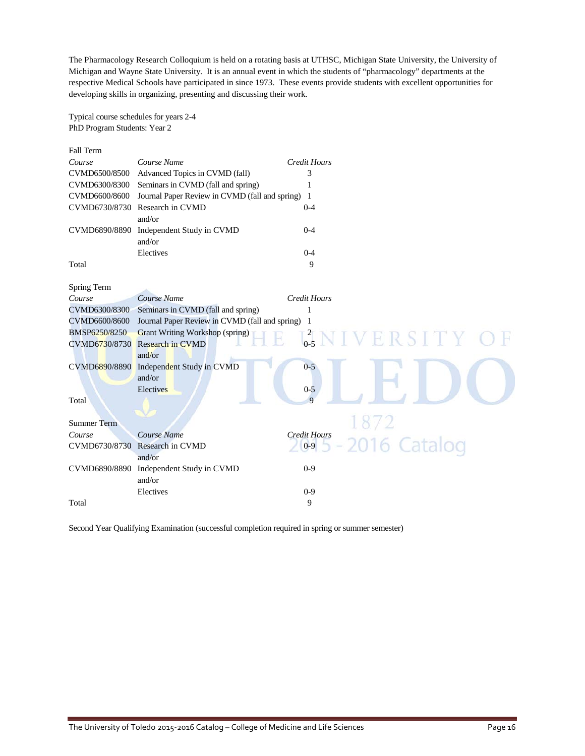The Pharmacology Research Colloquium is held on a rotating basis at UTHSC, Michigan State University, the University of Michigan and Wayne State University. It is an annual event in which the students of "pharmacology" departments at the respective Medical Schools have participated in since 1973. These events provide students with excellent opportunities for developing skills in organizing, presenting and discussing their work.

Typical course schedules for years 2-4
PhD Program Students: Year 2

Fall Term

| *Course* | *Course Name* | *Credit Hours* |
|---|---|---|
| CVMD6500/8500 | Advanced Topics in CVMD (fall) | 3 |
| CVMD6300/8300 | Seminars in CVMD (fall and spring) | 1 |
| CVMD6600/8600 | Journal Paper Review in CVMD (fall and spring) | 1 |
| CVMD6730/8730 | Research in CVMD and/or | 0-4 |
| CVMD6890/8890 | Independent Study in CVMD and/or | 0-4 |
| | Electives | 0-4 |
| Total | | 9 |

Spring Term

| *Course* | *Course Name* | *Credit Hours* |
|---|---|---|
| CVMD6300/8300 | Seminars in CVMD (fall and spring) | 1 |
| CVMD6600/8600 | Journal Paper Review in CVMD (fall and spring) | 1 |
| BMSP6250/8250 | Grant Writing Workshop (spring) | 2 |
| CVMD6730/8730 | Research in CVMD and/or | 0-5 |
| CVMD6890/8890 | Independent Study in CVMD and/or | 0-5 |
| | Electives | 0-5 |
| Total | | 9 |

Summer Term

| *Course* | *Course Name* | *Credit Hours* |
|---|---|---|
| CVMD6730/8730 | Research in CVMD and/or | 0-9 |
| CVMD6890/8890 | Independent Study in CVMD and/or | 0-9 |
| | Electives | 0-9 |
| Total | | 9 |

Second Year Qualifying Examination (successful completion required in spring or summer semester)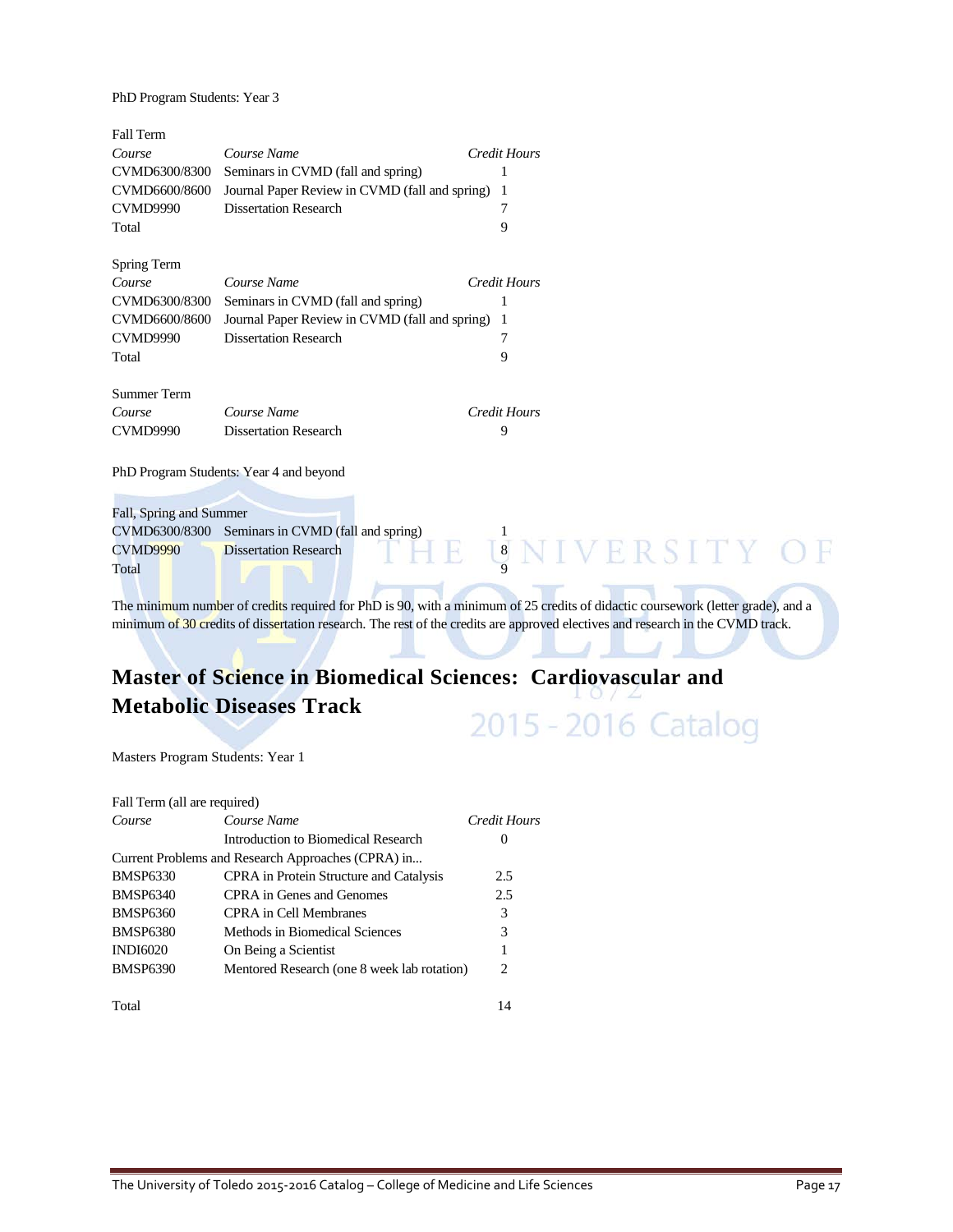PhD Program Students: Year 3

Fall Term

| *Course* | *Course Name* | *Credit Hours* |
|---|---|---|
| CVMD6300/8300 | Seminars in CVMD (fall and spring) | 1 |
| CVMD6600/8600 | Journal Paper Review in CVMD (fall and spring) | 1 |
| CVMD9990 | Dissertation Research | 7 |
| Total | | 9 |

Spring Term

| *Course* | *Course Name* | *Credit Hours* |
|---|---|---|
| CVMD6300/8300 | Seminars in CVMD (fall and spring) | 1 |
| CVMD6600/8600 | Journal Paper Review in CVMD (fall and spring) | 1 |
| CVMD9990 | Dissertation Research | 7 |
| Total | | 9 |

Summer Term

| *Course* | *Course Name* | *Credit Hours* |
|---|---|---|
| CVMD9990 | Dissertation Research | 9 |

PhD Program Students: Year 4 and beyond

Fall, Spring and Summer

| | | |
|---|---|---|
| CVMD6300/8300 | Seminars in CVMD (fall and spring) | 1 |
| CVMD9990 | Dissertation Research | 8 |
| Total | | 9 |

The minimum number of credits required for PhD is 90, with a minimum of 25 credits of didactic coursework (letter grade), and a minimum of 30 credits of dissertation research. The rest of the credits are approved electives and research in the CVMD track.

## Master of Science in Biomedical Sciences: Cardiovascular and Metabolic Diseases Track

Masters Program Students: Year 1

Fall Term (all are required)

| *Course* | *Course Name* | *Credit Hours* |
|---|---|---|
| | Introduction to Biomedical Research | 0 |
| Current Problems and Research Approaches (CPRA) in... | | |
| BMSP6330 | CPRA in Protein Structure and Catalysis | 2.5 |
| BMSP6340 | CPRA in Genes and Genomes | 2.5 |
| BMSP6360 | CPRA in Cell Membranes | 3 |
| BMSP6380 | Methods in Biomedical Sciences | 3 |
| INDI6020 | On Being a Scientist | 1 |
| BMSP6390 | Mentored Research (one 8 week lab rotation) | 2 |
| Total | | 14 |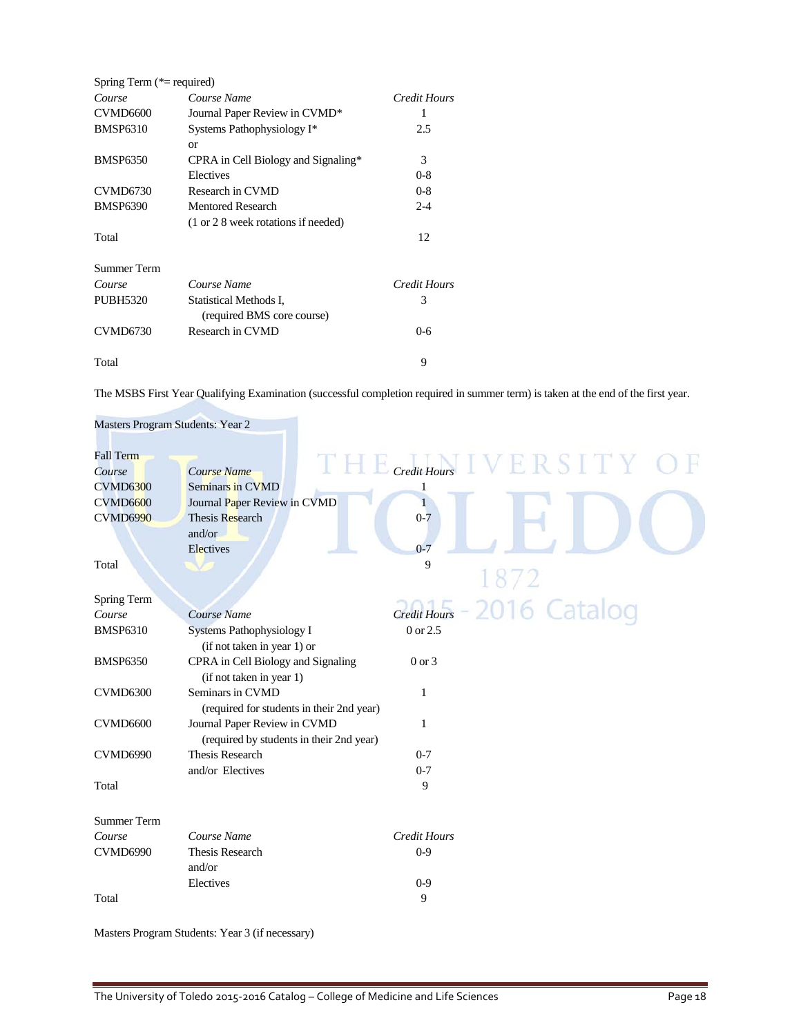Spring Term (*= required)

| *Course* | *Course Name* | *Credit Hours* |
|---|---|---|
| CVMD6600 | Journal Paper Review in CVMD* | 1 |
| BMSP6310 | Systems Pathophysiology I* | 2.5 |
| | or | |
| BMSP6350 | CPRA in Cell Biology and Signaling* | 3 |
| | Electives | 0-8 |
| CVMD6730 | Research in CVMD | 0-8 |
| BMSP6390 | Mentored Research | 2-4 |
| | (1 or 2 8 week rotations if needed) | |
| Total | | 12 |

Summer Term

| *Course* | *Course Name* | *Credit Hours* |
|---|---|---|
| PUBH5320 | Statistical Methods I, (required BMS core course) | 3 |
| CVMD6730 | Research in CVMD | 0-6 |
| Total | | 9 |

The MSBS First Year Qualifying Examination (successful completion required in summer term) is taken at the end of the first year.

Masters Program Students: Year 2

Fall Term

| *Course* | *Course Name* | *Credit Hours* |
|---|---|---|
| CVMD6300 | Seminars in CVMD | 1 |
| CVMD6600 | Journal Paper Review in CVMD | 1 |
| CVMD6990 | Thesis Research | 0-7 |
| | and/or | |
| | Electives | 0-7 |
| Total | | 9 |

Spring Term

| *Course* | *Course Name* | *Credit Hours* |
|---|---|---|
| BMSP6310 | Systems Pathophysiology I (if not taken in year 1) or | 0 or 2.5 |
| BMSP6350 | CPRA in Cell Biology and Signaling (if not taken in year 1) | 0 or 3 |
| CVMD6300 | Seminars in CVMD (required for students in their 2nd year) | 1 |
| CVMD6600 | Journal Paper Review in CVMD (required by students in their 2nd year) | 1 |
| CVMD6990 | Thesis Research | 0-7 |
| | and/or Electives | 0-7 |
| Total | | 9 |

Summer Term

| *Course* | *Course Name* | *Credit Hours* |
|---|---|---|
| CVMD6990 | Thesis Research | 0-9 |
| | and/or | |
| | Electives | 0-9 |
| Total | | 9 |

Masters Program Students: Year 3 (if necessary)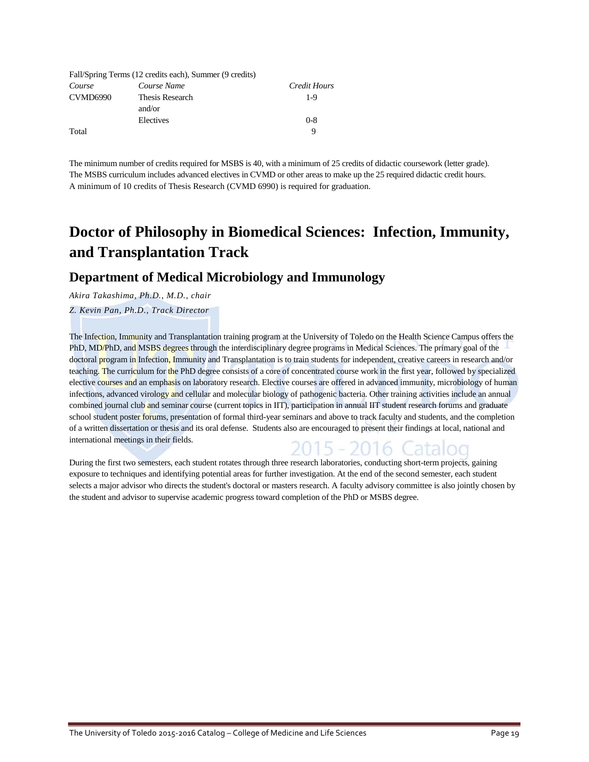Fall/Spring Terms (12 credits each), Summer (9 credits)

| *Course* | *Course Name* | *Credit Hours* |
|---|---|---|
| CVMD6990 | Thesis Research | 1-9 |
| | and/or | |
| | Electives | 0-8 |
| Total | | 9 |

The minimum number of credits required for MSBS is 40, with a minimum of 25 credits of didactic coursework (letter grade). The MSBS curriculum includes advanced electives in CVMD or other areas to make up the 25 required didactic credit hours. A minimum of 10 credits of Thesis Research (CVMD 6990) is required for graduation.

# Doctor of Philosophy in Biomedical Sciences: Infection, Immunity, and Transplantation Track

## Department of Medical Microbiology and Immunology

*Akira Takashima, Ph.D., M.D., chair*

*Z. Kevin Pan, Ph.D., Track Director*

The Infection, Immunity and Transplantation training program at the University of Toledo on the Health Science Campus offers the PhD, MD/PhD, and MSBS degrees through the interdisciplinary degree programs in Medical Sciences. The primary goal of the doctoral program in Infection, Immunity and Transplantation is to train students for independent, creative careers in research and/or teaching. The curriculum for the PhD degree consists of a core of concentrated course work in the first year, followed by specialized elective courses and an emphasis on laboratory research. Elective courses are offered in advanced immunity, microbiology of human infections, advanced virology and cellular and molecular biology of pathogenic bacteria. Other training activities include an annual combined journal club and seminar course (current topics in IIT), participation in annual IIT student research forums and graduate school student poster forums, presentation of formal third-year seminars and above to track faculty and students, and the completion of a written dissertation or thesis and its oral defense. Students also are encouraged to present their findings at local, national and international meetings in their fields.

During the first two semesters, each student rotates through three research laboratories, conducting short-term projects, gaining exposure to techniques and identifying potential areas for further investigation. At the end of the second semester, each student selects a major advisor who directs the student's doctoral or masters research. A faculty advisory committee is also jointly chosen by the student and advisor to supervise academic progress toward completion of the PhD or MSBS degree.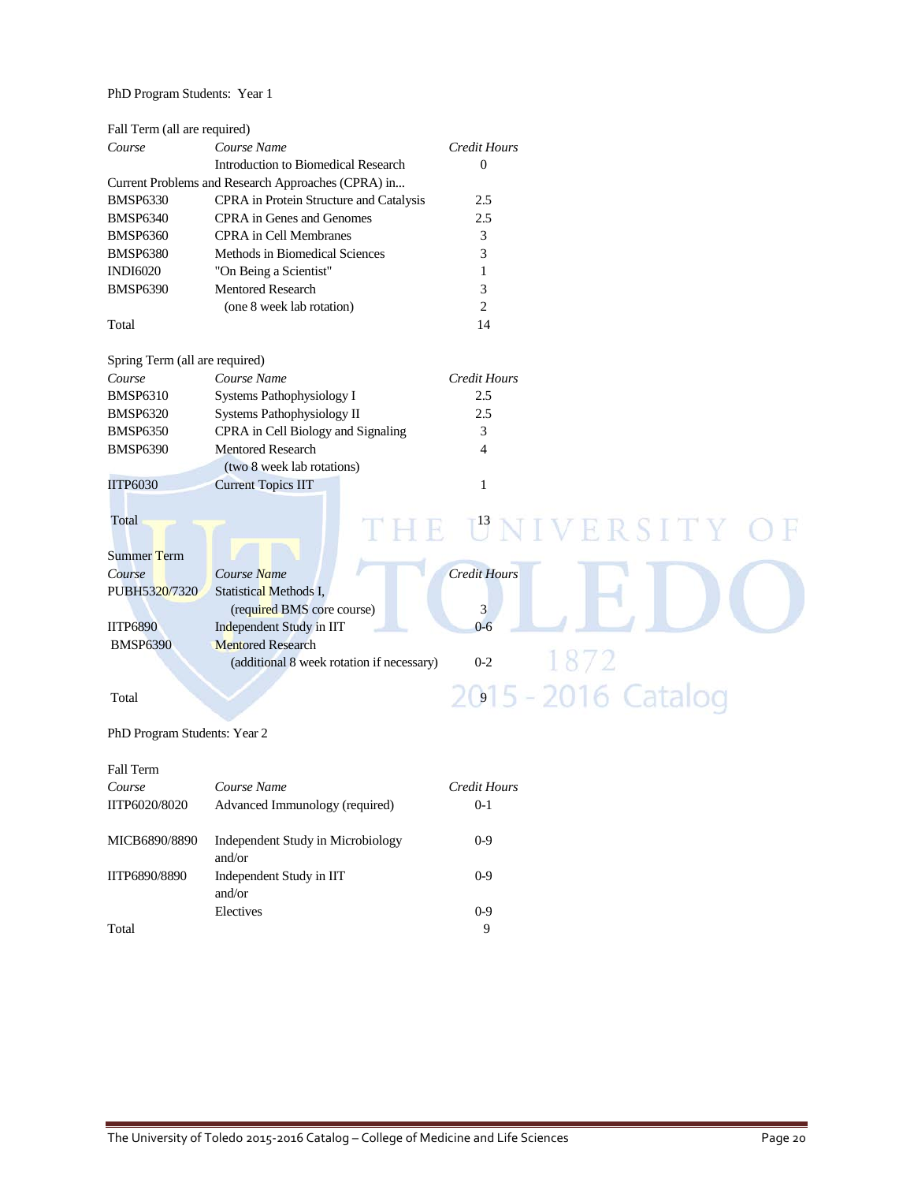PhD Program Students: Year 1

Fall Term (all are required)

| *Course* | *Course Name* | *Credit Hours* |
|---|---|---|
| | Introduction to Biomedical Research | 0 |
| Current Problems and Research Approaches (CPRA) in... | | |
| BMSP6330 | CPRA in Protein Structure and Catalysis | 2.5 |
| BMSP6340 | CPRA in Genes and Genomes | 2.5 |
| BMSP6360 | CPRA in Cell Membranes | 3 |
| BMSP6380 | Methods in Biomedical Sciences | 3 |
| INDI6020 | "On Being a Scientist" | 1 |
| BMSP6390 | Mentored Research | 3 |
| | (one 8 week lab rotation) | 2 |
| Total | | 14 |

Spring Term (all are required)

| *Course* | *Course Name* | *Credit Hours* |
|---|---|---|
| BMSP6310 | Systems Pathophysiology I | 2.5 |
| BMSP6320 | Systems Pathophysiology II | 2.5 |
| BMSP6350 | CPRA in Cell Biology and Signaling | 3 |
| BMSP6390 | Mentored Research | 4 |
| | (two 8 week lab rotations) | |
| IITP6030 | Current Topics IIT | 1 |
| Total | | 13 |

Summer Term

| *Course* | *Course Name* | *Credit Hours* |
|---|---|---|
| PUBH5320/7320 | Statistical Methods I, | |
| | (required BMS core course) | 3 |
| IITP6890 | Independent Study in IIT | 0-6 |
| BMSP6390 | Mentored Research | |
| | (additional 8 week rotation if necessary) | 0-2 |
| Total | | 9 |

PhD Program Students: Year 2

Fall Term

| *Course* | *Course Name* | *Credit Hours* |
|---|---|---|
| IITP6020/8020 | Advanced Immunology (required) | 0-1 |
| MICB6890/8890 | Independent Study in Microbiology and/or | 0-9 |
| IITP6890/8890 | Independent Study in IIT and/or | 0-9 |
| | Electives | 0-9 |
| Total | | 9 |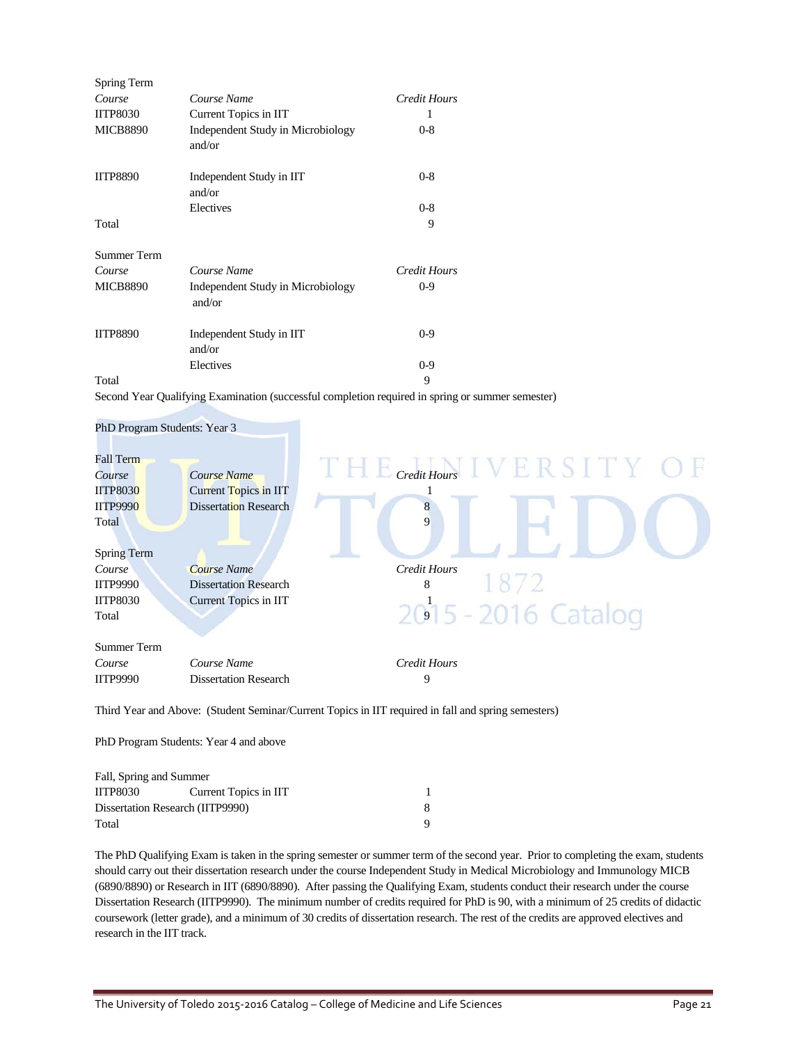Spring Term

| Course | Course Name | Credit Hours |
|---|---|---|
| IITP8030 | Current Topics in IIT | 1 |
| MICB8890 | Independent Study in Microbiology and/or | 0-8 |
| IITP8890 | Independent Study in IIT and/or | 0-8 |
| | Electives | 0-8 |
| Total | | 9 |

Summer Term

| Course | Course Name | Credit Hours |
|---|---|---|
| MICB8890 | Independent Study in Microbiology and/or | 0-9 |
| IITP8890 | Independent Study in IIT and/or | 0-9 |
| | Electives | 0-9 |
| Total | | 9 |

Second Year Qualifying Examination (successful completion required in spring or summer semester)

PhD Program Students: Year 3

Fall Term

| Course | Course Name | Credit Hours |
|---|---|---|
| IITP8030 | Current Topics in IIT | 1 |
| IITP9990 | Dissertation Research | 8 |
| Total | | 9 |

Spring Term

| Course | Course Name | Credit Hours |
|---|---|---|
| IITP9990 | Dissertation Research | 8 |
| IITP8030 | Current Topics in IIT | 1 |
| Total | | 9 |

Summer Term

| Course | Course Name | Credit Hours |
|---|---|---|
| IITP9990 | Dissertation Research | 9 |

Third Year and Above: (Student Seminar/Current Topics in IIT required in fall and spring semesters)

PhD Program Students: Year 4 and above

Fall, Spring and Summer

| | | |
|---|---|---|
| IITP8030 | Current Topics in IIT | 1 |
| Dissertation Research (IITP9990) | | 8 |
| Total | | 9 |

The PhD Qualifying Exam is taken in the spring semester or summer term of the second year. Prior to completing the exam, students should carry out their dissertation research under the course Independent Study in Medical Microbiology and Immunology MICB (6890/8890) or Research in IIT (6890/8890). After passing the Qualifying Exam, students conduct their research under the course Dissertation Research (IITP9990). The minimum number of credits required for PhD is 90, with a minimum of 25 credits of didactic coursework (letter grade), and a minimum of 30 credits of dissertation research. The rest of the credits are approved electives and research in the IIT track.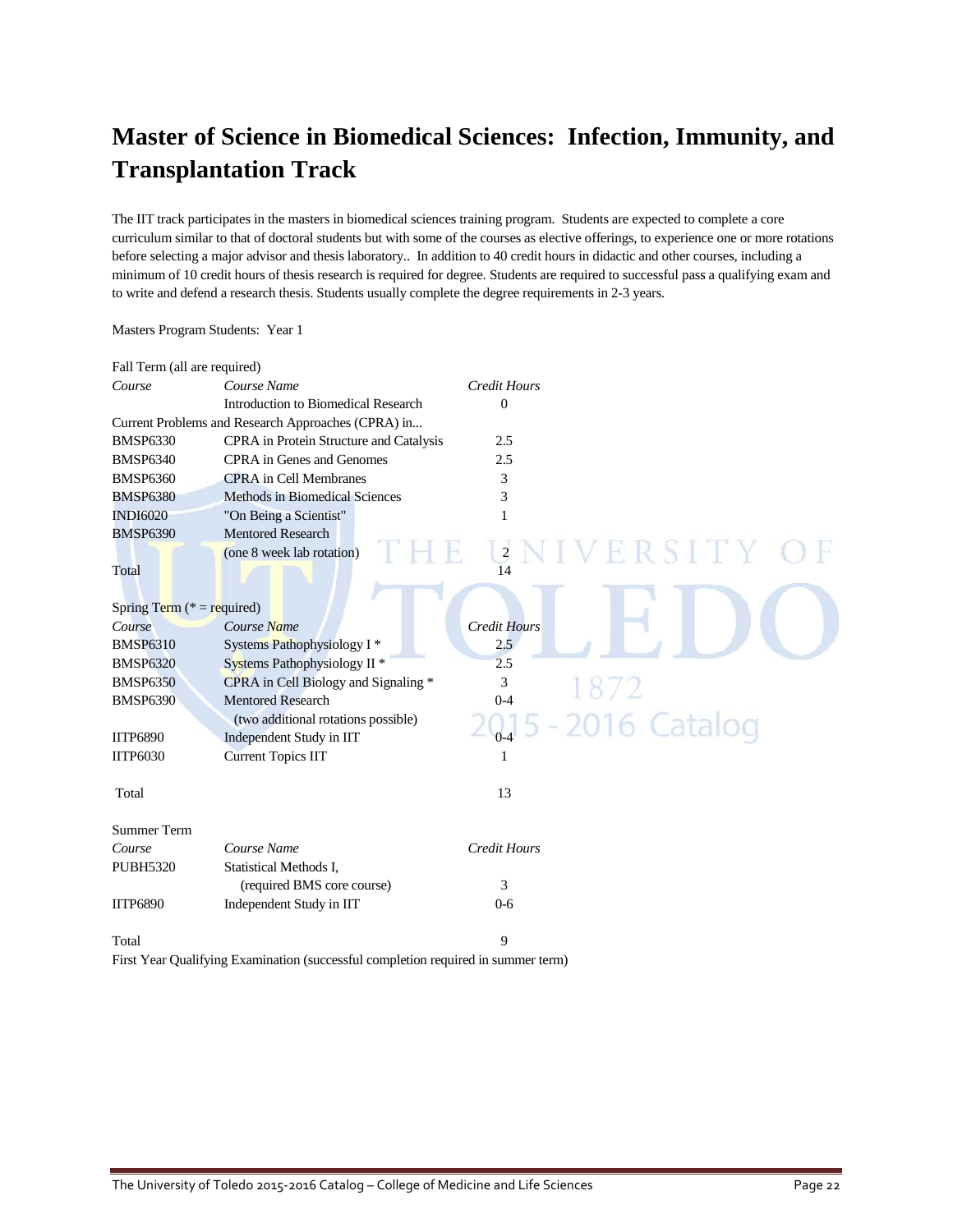# Master of Science in Biomedical Sciences: Infection, Immunity, and Transplantation Track

The IIT track participates in the masters in biomedical sciences training program. Students are expected to complete a core curriculum similar to that of doctoral students but with some of the courses as elective offerings, to experience one or more rotations before selecting a major advisor and thesis laboratory.. In addition to 40 credit hours in didactic and other courses, including a minimum of 10 credit hours of thesis research is required for degree. Students are required to successful pass a qualifying exam and to write and defend a research thesis. Students usually complete the degree requirements in 2-3 years.

Masters Program Students: Year 1

Fall Term (all are required)

| *Course* | *Course Name* | *Credit Hours* |
|---|---|---|
| | Introduction to Biomedical Research | 0 |
| Current Problems and Research Approaches (CPRA) in... | | |
| BMSP6330 | CPRA in Protein Structure and Catalysis | 2.5 |
| BMSP6340 | CPRA in Genes and Genomes | 2.5 |
| BMSP6360 | CPRA in Cell Membranes | 3 |
| BMSP6380 | Methods in Biomedical Sciences | 3 |
| INDI6020 | "On Being a Scientist" | 1 |
| BMSP6390 | Mentored Research (one 8 week lab rotation) | 2 |
| Total | | 14 |

Spring Term (* = required)

| *Course* | *Course Name* | *Credit Hours* |
|---|---|---|
| BMSP6310 | Systems Pathophysiology I * | 2.5 |
| BMSP6320 | Systems Pathophysiology II * | 2.5 |
| BMSP6350 | CPRA in Cell Biology and Signaling * | 3 |
| BMSP6390 | Mentored Research (two additional rotations possible) | 0-4 |
| IITP6890 | Independent Study in IIT | 0-4 |
| IITP6030 | Current Topics IIT | 1 |
| Total | | 13 |

Summer Term

| *Course* | *Course Name* | *Credit Hours* |
|---|---|---|
| PUBH5320 | Statistical Methods I, (required BMS core course) | 3 |
| IITP6890 | Independent Study in IIT | 0-6 |
| Total | | 9 |

First Year Qualifying Examination (successful completion required in summer term)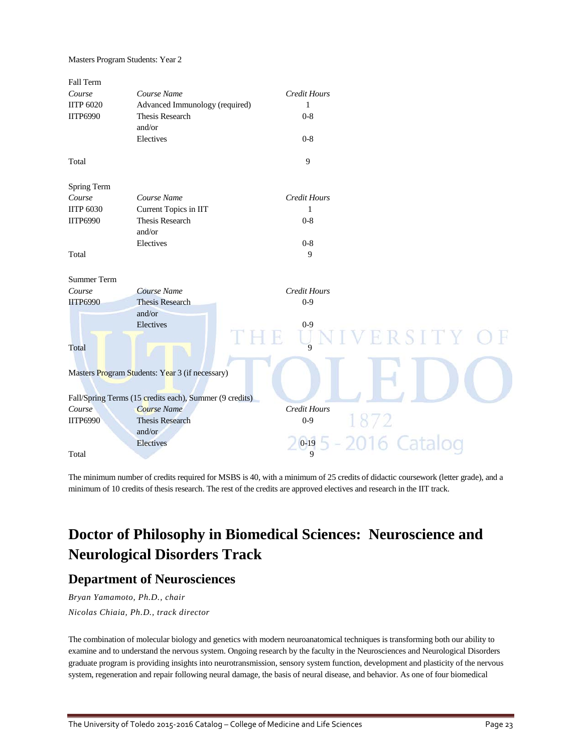Masters Program Students: Year 2

Fall Term

| *Course* | *Course Name* | *Credit Hours* |
|---|---|---|
| IITP 6020 | Advanced Immunology (required) | 1 |
| IITP6990 | Thesis Research | 0-8 |
| | and/or | |
| | Electives | 0-8 |
| Total | | 9 |

Spring Term

| *Course* | *Course Name* | *Credit Hours* |
|---|---|---|
| IITP 6030 | Current Topics in IIT | 1 |
| IITP6990 | Thesis Research | 0-8 |
| | and/or | |
| | Electives | 0-8 |
| Total | | 9 |

Summer Term

| *Course* | *Course Name* | *Credit Hours* |
|---|---|---|
| IITP6990 | Thesis Research | 0-9 |
| | and/or | |
| | Electives | 0-9 |
| Total | | 9 |

Masters Program Students: Year 3 (if necessary)

Fall/Spring Terms (15 credits each), Summer (9 credits)

| *Course* | *Course Name* | *Credit Hours* |
|---|---|---|
| IITP6990 | Thesis Research | 0-9 |
| | and/or | |
| | Electives | 0-19 |
| Total | | 9 |

The minimum number of credits required for MSBS is 40, with a minimum of 25 credits of didactic coursework (letter grade), and a minimum of 10 credits of thesis research. The rest of the credits are approved electives and research in the IIT track.

# Doctor of Philosophy in Biomedical Sciences: Neuroscience and Neurological Disorders Track

## Department of Neurosciences

*Bryan Yamamoto, Ph.D., chair*

*Nicolas Chiaia, Ph.D., track director*

The combination of molecular biology and genetics with modern neuroanatomical techniques is transforming both our ability to examine and to understand the nervous system. Ongoing research by the faculty in the Neurosciences and Neurological Disorders graduate program is providing insights into neurotransmission, sensory system function, development and plasticity of the nervous system, regeneration and repair following neural damage, the basis of neural disease, and behavior. As one of four biomedical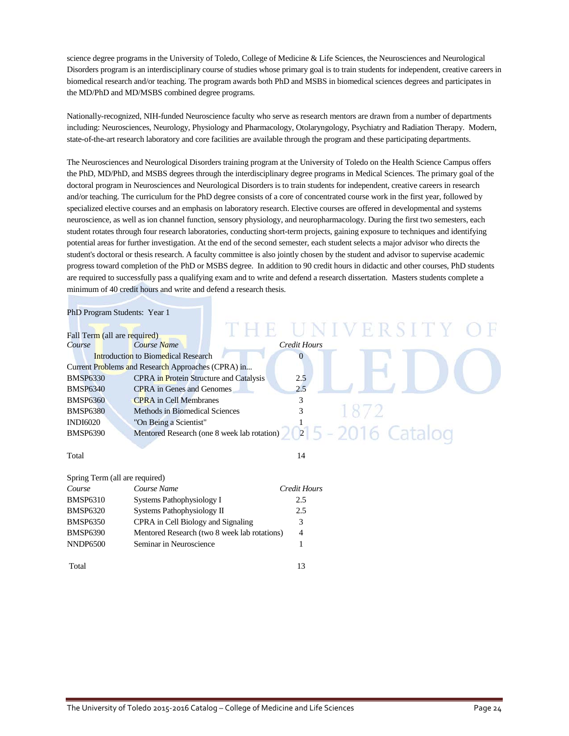science degree programs in the University of Toledo, College of Medicine & Life Sciences, the Neurosciences and Neurological Disorders program is an interdisciplinary course of studies whose primary goal is to train students for independent, creative careers in biomedical research and/or teaching. The program awards both PhD and MSBS in biomedical sciences degrees and participates in the MD/PhD and MD/MSBS combined degree programs.

Nationally-recognized, NIH-funded Neuroscience faculty who serve as research mentors are drawn from a number of departments including: Neurosciences, Neurology, Physiology and Pharmacology, Otolaryngology, Psychiatry and Radiation Therapy. Modern, state-of-the-art research laboratory and core facilities are available through the program and these participating departments.

The Neurosciences and Neurological Disorders training program at the University of Toledo on the Health Science Campus offers the PhD, MD/PhD, and MSBS degrees through the interdisciplinary degree programs in Medical Sciences. The primary goal of the doctoral program in Neurosciences and Neurological Disorders is to train students for independent, creative careers in research and/or teaching. The curriculum for the PhD degree consists of a core of concentrated course work in the first year, followed by specialized elective courses and an emphasis on laboratory research. Elective courses are offered in developmental and systems neuroscience, as well as ion channel function, sensory physiology, and neuropharmacology. During the first two semesters, each student rotates through four research laboratories, conducting short-term projects, gaining exposure to techniques and identifying potential areas for further investigation. At the end of the second semester, each student selects a major advisor who directs the student's doctoral or thesis research. A faculty committee is also jointly chosen by the student and advisor to supervise academic progress toward completion of the PhD or MSBS degree. In addition to 90 credit hours in didactic and other courses, PhD students are required to successfully pass a qualifying exam and to write and defend a research dissertation. Masters students complete a minimum of 40 credit hours and write and defend a research thesis.

PhD Program Students: Year 1

Fall Term (all are required)

| *Course* | *Course Name* | *Credit Hours* |
|---|---|---|
| | Introduction to Biomedical Research | 0 |
| Current Problems and Research Approaches (CPRA) in... | | |
| BMSP6330 | CPRA in Protein Structure and Catalysis | 2.5 |
| BMSP6340 | CPRA in Genes and Genomes | 2.5 |
| BMSP6360 | CPRA in Cell Membranes | 3 |
| BMSP6380 | Methods in Biomedical Sciences | 3 |
| INDI6020 | "On Being a Scientist" | 1 |
| BMSP6390 | Mentored Research (one 8 week lab rotation) | 2 |
| Total | | 14 |

Spring Term (all are required)

| *Course* | *Course Name* | *Credit Hours* |
|---|---|---|
| BMSP6310 | Systems Pathophysiology I | 2.5 |
| BMSP6320 | Systems Pathophysiology II | 2.5 |
| BMSP6350 | CPRA in Cell Biology and Signaling | 3 |
| BMSP6390 | Mentored Research (two 8 week lab rotations) | 4 |
| NNDP6500 | Seminar in Neuroscience | 1 |
| Total | | 13 |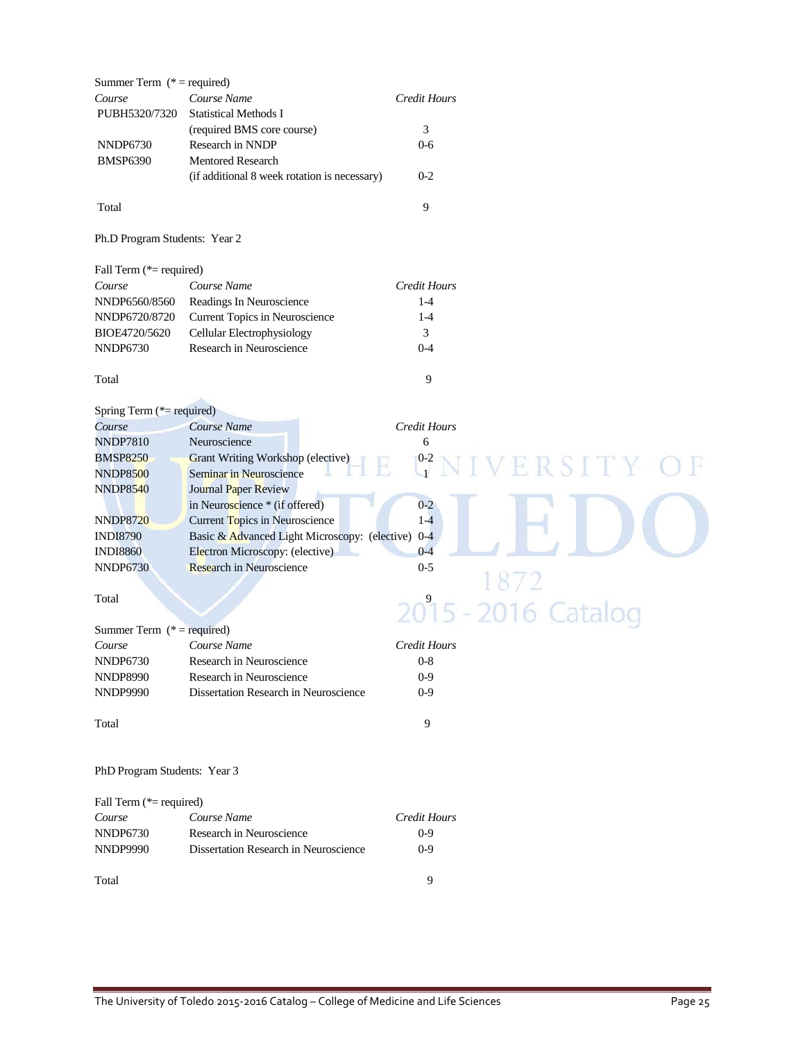Summer Term (* = required)

| *Course* | *Course Name* | *Credit Hours* |
|---|---|---|
| PUBH5320/7320 | Statistical Methods I (required BMS core course) | 3 |
| NNDP6730 | Research in NNDP | 0-6 |
| BMSP6390 | Mentored Research (if additional 8 week rotation is necessary) | 0-2 |
| Total | | 9 |

Ph.D Program Students: Year 2

Fall Term (*= required)

| *Course* | *Course Name* | *Credit Hours* |
|---|---|---|
| NNDP6560/8560 | Readings In Neuroscience | 1-4 |
| NNDP6720/8720 | Current Topics in Neuroscience | 1-4 |
| BIOE4720/5620 | Cellular Electrophysiology | 3 |
| NNDP6730 | Research in Neuroscience | 0-4 |
| Total | | 9 |

Spring Term (*= required)

| *Course* | *Course Name* | *Credit Hours* |
|---|---|---|
| NNDP7810 | Neuroscience | 6 |
| BMSP8250 | Grant Writing Workshop (elective) | 0-2 |
| NNDP8500 | Seminar in Neuroscience | 1 |
| NNDP8540 | Journal Paper Review in Neuroscience * (if offered) | 0-2 |
| NNDP8720 | Current Topics in Neuroscience | 1-4 |
| INDI8790 | Basic & Advanced Light Microscopy: (elective) | 0-4 |
| INDI8860 | Electron Microscopy: (elective) | 0-4 |
| NNDP6730 | Research in Neuroscience | 0-5 |
| Total | | 9 |

Summer Term (* = required)

| *Course* | *Course Name* | *Credit Hours* |
|---|---|---|
| NNDP6730 | Research in Neuroscience | 0-8 |
| NNDP8990 | Research in Neuroscience | 0-9 |
| NNDP9990 | Dissertation Research in Neuroscience | 0-9 |
| Total | | 9 |

PhD Program Students: Year 3

Fall Term (*= required)

| *Course* | *Course Name* | *Credit Hours* |
|---|---|---|
| NNDP6730 | Research in Neuroscience | 0-9 |
| NNDP9990 | Dissertation Research in Neuroscience | 0-9 |
| Total | | 9 |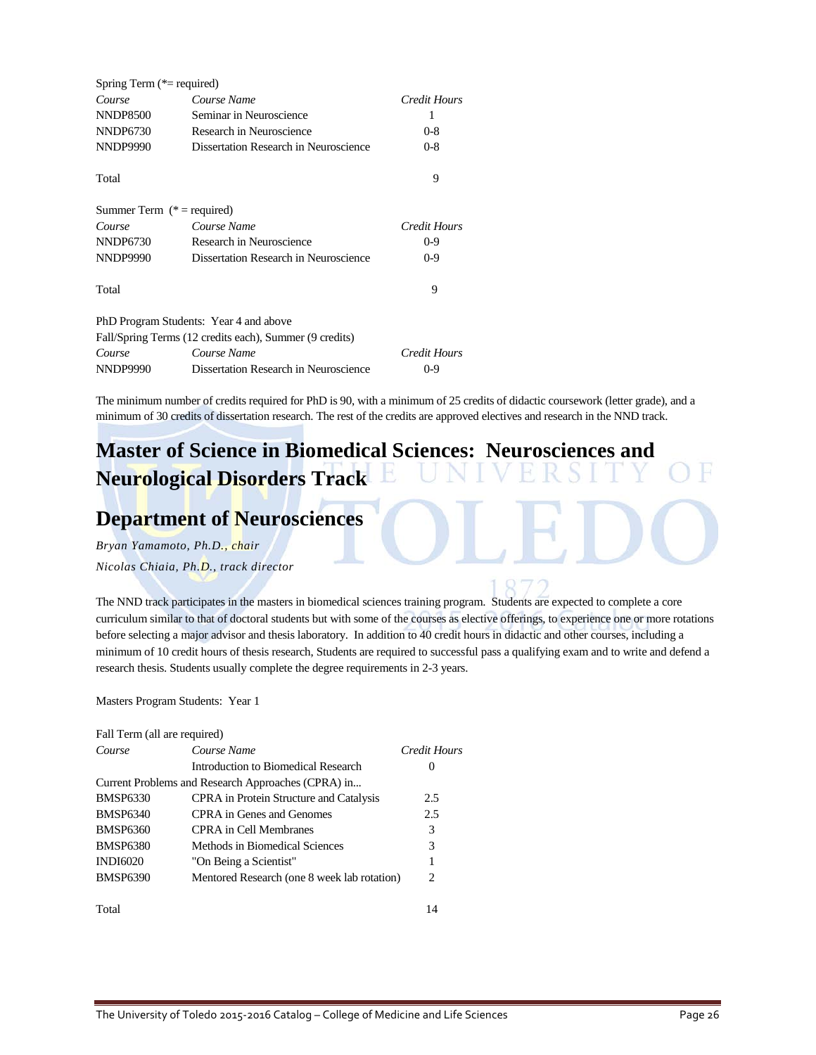Spring Term (*= required)

| Course | Course Name | Credit Hours |
|---|---|---|
| NNDP8500 | Seminar in Neuroscience | 1 |
| NNDP6730 | Research in Neuroscience | 0-8 |
| NNDP9990 | Dissertation Research in Neuroscience | 0-8 |
| Total | | 9 |

Summer Term (* = required)

| Course | Course Name | Credit Hours |
|---|---|---|
| NNDP6730 | Research in Neuroscience | 0-9 |
| NNDP9990 | Dissertation Research in Neuroscience | 0-9 |
| Total | | 9 |

PhD Program Students: Year 4 and above

Fall/Spring Terms (12 credits each), Summer (9 credits)

| Course | Course Name | Credit Hours |
|---|---|---|
| NNDP9990 | Dissertation Research in Neuroscience | 0-9 |

The minimum number of credits required for PhD is 90, with a minimum of 25 credits of didactic coursework (letter grade), and a minimum of 30 credits of dissertation research. The rest of the credits are approved electives and research in the NND track.

# Master of Science in Biomedical Sciences: Neurosciences and Neurological Disorders Track

## Department of Neurosciences

*Bryan Yamamoto, Ph.D., chair*

*Nicolas Chiaia, Ph.D., track director*

The NND track participates in the masters in biomedical sciences training program. Students are expected to complete a core curriculum similar to that of doctoral students but with some of the courses as elective offerings, to experience one or more rotations before selecting a major advisor and thesis laboratory. In addition to 40 credit hours in didactic and other courses, including a minimum of 10 credit hours of thesis research, Students are required to successful pass a qualifying exam and to write and defend a research thesis. Students usually complete the degree requirements in 2-3 years.

Masters Program Students: Year 1

Fall Term (all are required)

| Course | Course Name | Credit Hours |
|---|---|---|
| | Introduction to Biomedical Research | 0 |
| Current Problems and Research Approaches (CPRA) in… | | |
| BMSP6330 | CPRA in Protein Structure and Catalysis | 2.5 |
| BMSP6340 | CPRA in Genes and Genomes | 2.5 |
| BMSP6360 | CPRA in Cell Membranes | 3 |
| BMSP6380 | Methods in Biomedical Sciences | 3 |
| INDI6020 | "On Being a Scientist" | 1 |
| BMSP6390 | Mentored Research (one 8 week lab rotation) | 2 |
| Total | | 14 |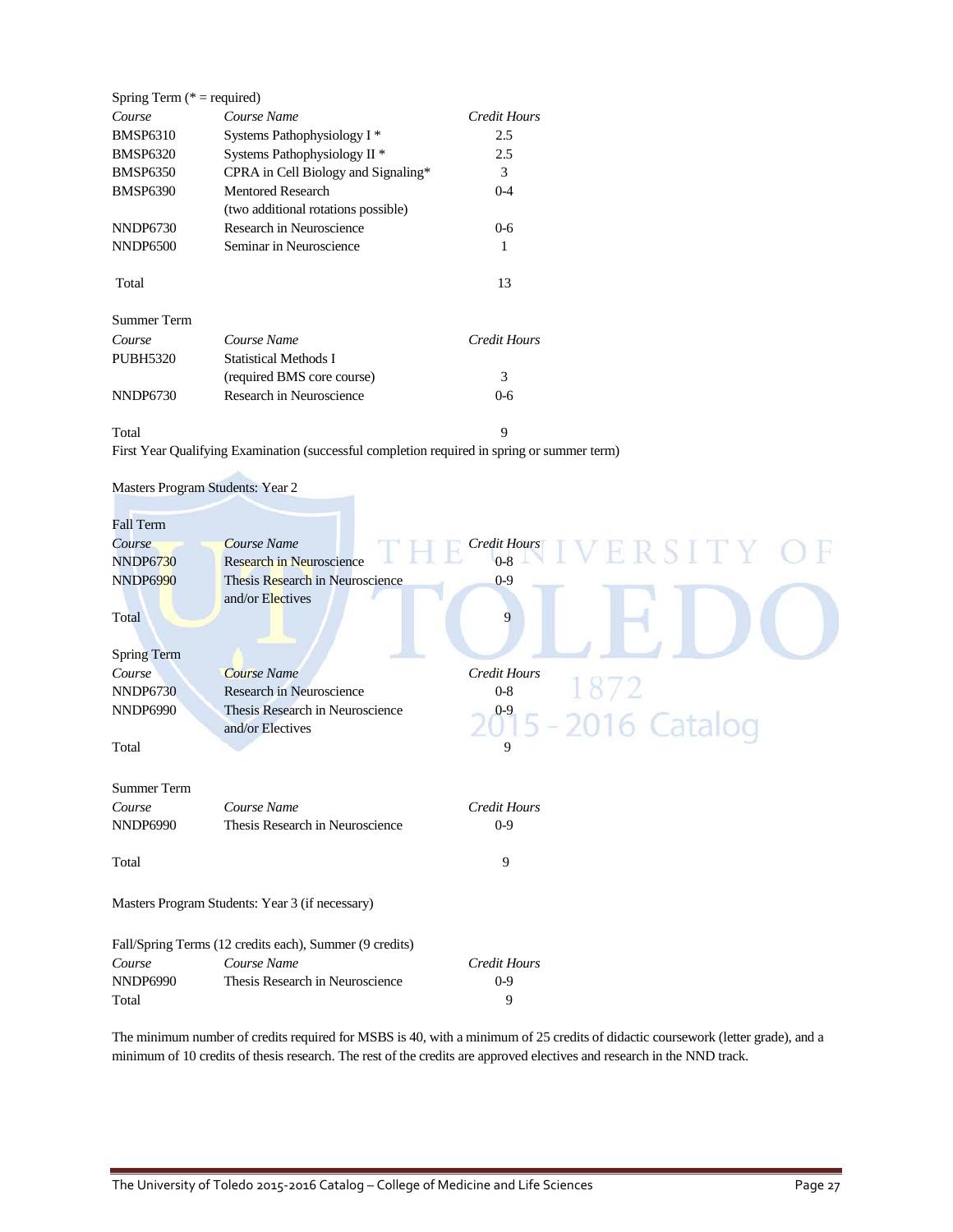Spring Term (* = required)

| *Course* | *Course Name* | *Credit Hours* |
|---|---|---|
| BMSP6310 | Systems Pathophysiology I * | 2.5 |
| BMSP6320 | Systems Pathophysiology II * | 2.5 |
| BMSP6350 | CPRA in Cell Biology and Signaling* | 3 |
| BMSP6390 | Mentored Research (two additional rotations possible) | 0-4 |
| NNDP6730 | Research in Neuroscience | 0-6 |
| NNDP6500 | Seminar in Neuroscience | 1 |
| Total | | 13 |

Summer Term

| *Course* | *Course Name* | *Credit Hours* |
|---|---|---|
| PUBH5320 | Statistical Methods I (required BMS core course) | 3 |
| NNDP6730 | Research in Neuroscience | 0-6 |
| Total | | 9 |

First Year Qualifying Examination (successful completion required in spring or summer term)

Masters Program Students: Year 2

Fall Term

| *Course* | *Course Name* | *Credit Hours* |
|---|---|---|
| NNDP6730 | Research in Neuroscience | 0-8 |
| NNDP6990 | Thesis Research in Neuroscience and/or Electives | 0-9 |
| Total | | 9 |

Spring Term

| *Course* | *Course Name* | *Credit Hours* |
|---|---|---|
| NNDP6730 | Research in Neuroscience | 0-8 |
| NNDP6990 | Thesis Research in Neuroscience and/or Electives | 0-9 |
| Total | | 9 |

Summer Term

| *Course* | *Course Name* | *Credit Hours* |
|---|---|---|
| NNDP6990 | Thesis Research in Neuroscience | 0-9 |
| Total | | 9 |

Masters Program Students: Year 3 (if necessary)

Fall/Spring Terms (12 credits each), Summer (9 credits)

| *Course* | *Course Name* | *Credit Hours* |
|---|---|---|
| NNDP6990 | Thesis Research in Neuroscience | 0-9 |
| Total | | 9 |

The minimum number of credits required for MSBS is 40, with a minimum of 25 credits of didactic coursework (letter grade), and a minimum of 10 credits of thesis research. The rest of the credits are approved electives and research in the NND track.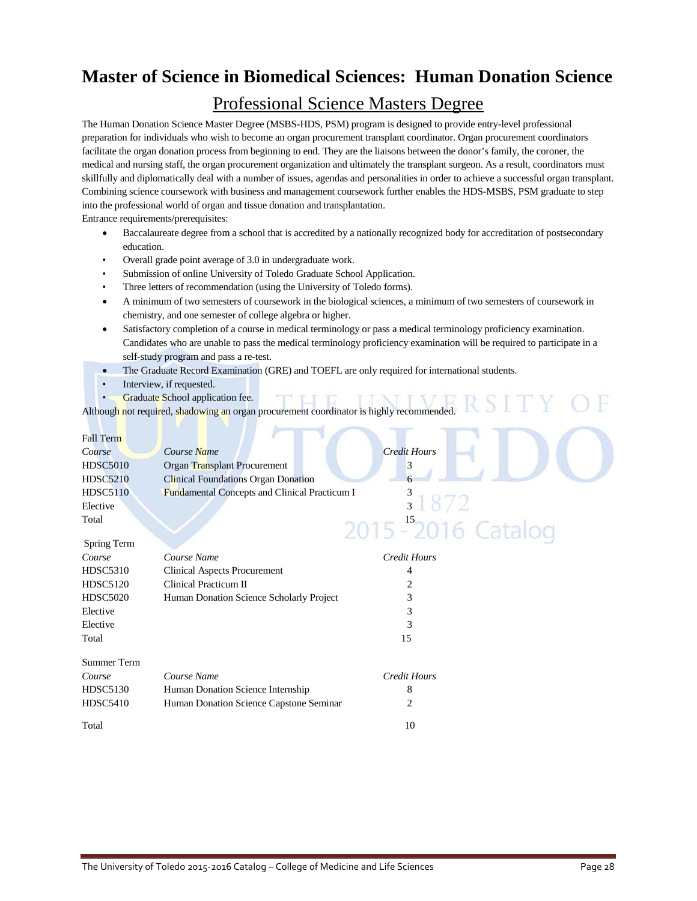# Master of Science in Biomedical Sciences: Human Donation Science

## Professional Science Masters Degree

The Human Donation Science Master Degree (MSBS-HDS, PSM) program is designed to provide entry-level professional preparation for individuals who wish to become an organ procurement transplant coordinator. Organ procurement coordinators facilitate the organ donation process from beginning to end. They are the liaisons between the donor's family, the coroner, the medical and nursing staff, the organ procurement organization and ultimately the transplant surgeon. As a result, coordinators must skillfully and diplomatically deal with a number of issues, agendas and personalities in order to achieve a successful organ transplant. Combining science coursework with business and management coursework further enables the HDS-MSBS, PSM graduate to step into the professional world of organ and tissue donation and transplantation.

Entrance requirements/prerequisites:

- Baccalaureate degree from a school that is accredited by a nationally recognized body for accreditation of postsecondary education.
- Overall grade point average of 3.0 in undergraduate work.
- Submission of online University of Toledo Graduate School Application.
- Three letters of recommendation (using the University of Toledo forms).
- A minimum of two semesters of coursework in the biological sciences, a minimum of two semesters of coursework in chemistry, and one semester of college algebra or higher.
- Satisfactory completion of a course in medical terminology or pass a medical terminology proficiency examination. Candidates who are unable to pass the medical terminology proficiency examination will be required to participate in a self-study program and pass a re-test.
- The Graduate Record Examination (GRE) and TOEFL are only required for international students.
- Interview, if requested.
- Graduate School application fee.

Although not required, shadowing an organ procurement coordinator is highly recommended.

Fall Term

| *Course* | *Course Name* | *Credit Hours* |
|---|---|---|
| HDSC5010 | Organ Transplant Procurement | 3 |
| HDSC5210 | Clinical Foundations Organ Donation | 6 |
| HDSC5110 | Fundamental Concepts and Clinical Practicum I | 3 |
| Elective | | 3 |
| Total | | 15 |

Spring Term

| *Course* | *Course Name* | *Credit Hours* |
|---|---|---|
| HDSC5310 | Clinical Aspects Procurement | 4 |
| HDSC5120 | Clinical Practicum II | 2 |
| HDSC5020 | Human Donation Science Scholarly Project | 3 |
| Elective | | 3 |
| Elective | | 3 |
| Total | | 15 |

Summer Term

| *Course* | *Course Name* | *Credit Hours* |
|---|---|---|
| HDSC5130 | Human Donation Science Internship | 8 |
| HDSC5410 | Human Donation Science Capstone Seminar | 2 |
| Total | | 10 |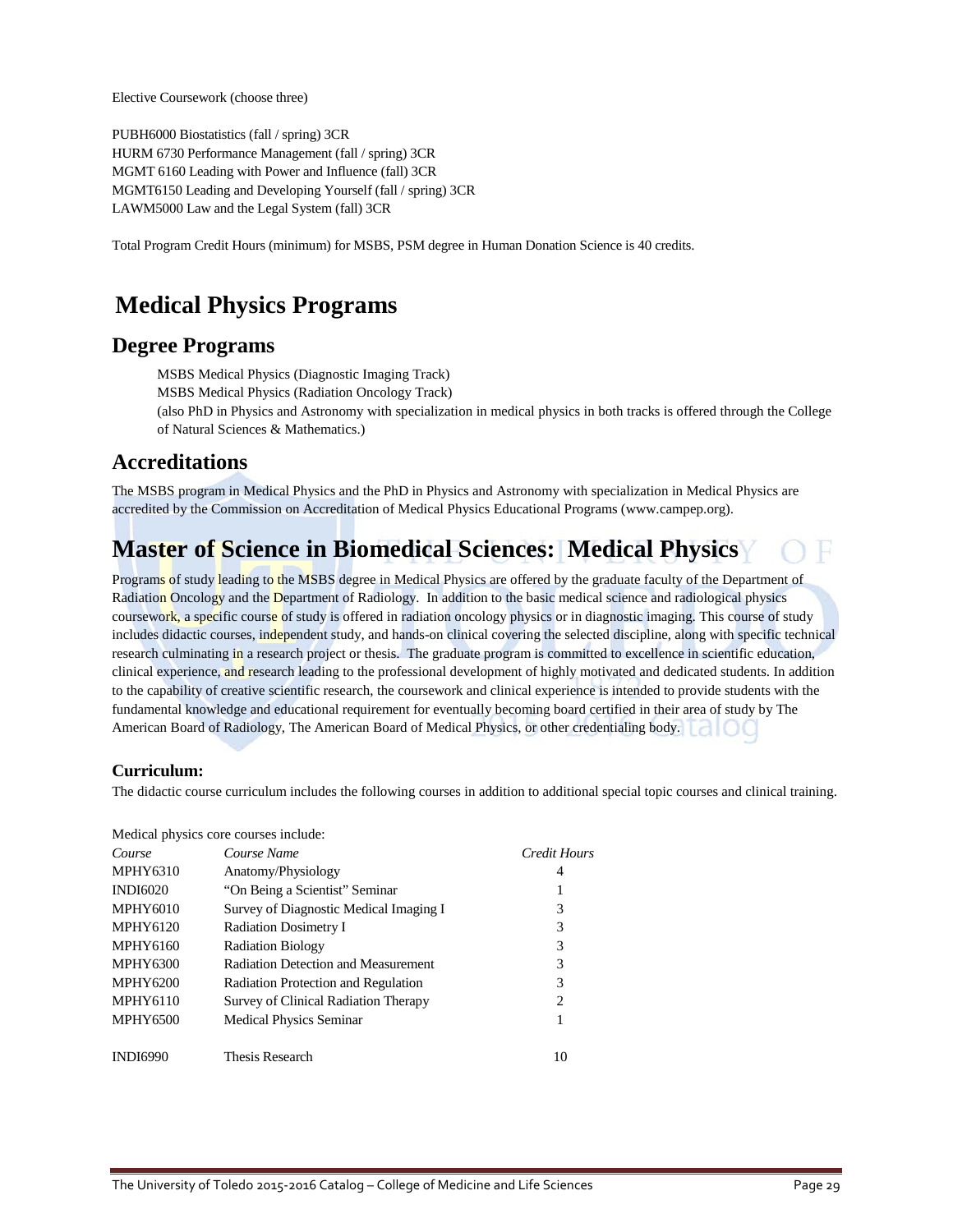Elective Coursework (choose three)

PUBH6000 Biostatistics (fall / spring) 3CR
HURM 6730 Performance Management (fall / spring) 3CR
MGMT 6160 Leading with Power and Influence (fall) 3CR
MGMT6150 Leading and Developing Yourself (fall / spring) 3CR
LAWM5000 Law and the Legal System (fall) 3CR

Total Program Credit Hours (minimum) for MSBS, PSM degree in Human Donation Science is 40 credits.

# Medical Physics Programs

## Degree Programs

MSBS Medical Physics (Diagnostic Imaging Track)
MSBS Medical Physics (Radiation Oncology Track)
(also PhD in Physics and Astronomy with specialization in medical physics in both tracks is offered through the College of Natural Sciences & Mathematics.)

## Accreditations

The MSBS program in Medical Physics and the PhD in Physics and Astronomy with specialization in Medical Physics are accredited by the Commission on Accreditation of Medical Physics Educational Programs (www.campep.org).

# Master of Science in Biomedical Sciences: Medical Physics

Programs of study leading to the MSBS degree in Medical Physics are offered by the graduate faculty of the Department of Radiation Oncology and the Department of Radiology. In addition to the basic medical science and radiological physics coursework, a specific course of study is offered in radiation oncology physics or in diagnostic imaging. This course of study includes didactic courses, independent study, and hands-on clinical covering the selected discipline, along with specific technical research culminating in a research project or thesis. The graduate program is committed to excellence in scientific education, clinical experience, and research leading to the professional development of highly motivated and dedicated students. In addition to the capability of creative scientific research, the coursework and clinical experience is intended to provide students with the fundamental knowledge and educational requirement for eventually becoming board certified in their area of study by The American Board of Radiology, The American Board of Medical Physics, or other credentialing body.

### Curriculum:

The didactic course curriculum includes the following courses in addition to additional special topic courses and clinical training.

Medical physics core courses include:

| *Course* | *Course Name* | *Credit Hours* |
|---|---|---|
| MPHY6310 | Anatomy/Physiology | 4 |
| INDI6020 | "On Being a Scientist" Seminar | 1 |
| MPHY6010 | Survey of Diagnostic Medical Imaging I | 3 |
| MPHY6120 | Radiation Dosimetry I | 3 |
| MPHY6160 | Radiation Biology | 3 |
| MPHY6300 | Radiation Detection and Measurement | 3 |
| MPHY6200 | Radiation Protection and Regulation | 3 |
| MPHY6110 | Survey of Clinical Radiation Therapy | 2 |
| MPHY6500 | Medical Physics Seminar | 1 |
| INDI6990 | Thesis Research | 10 |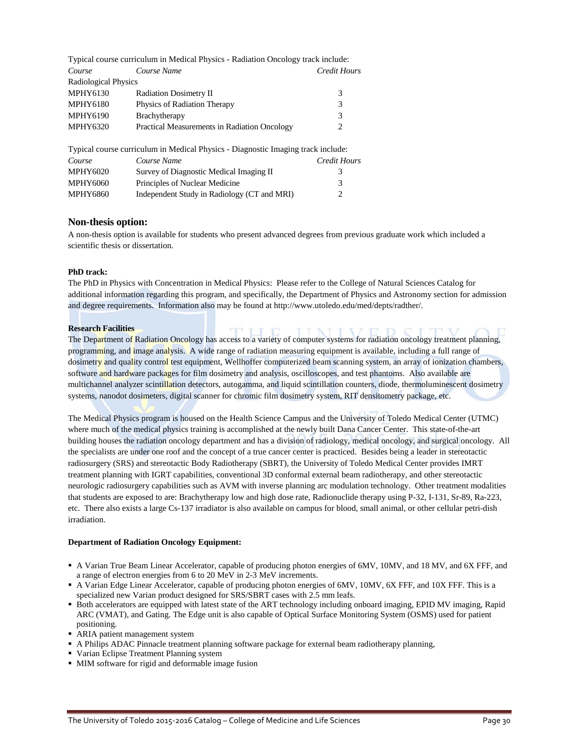Typical course curriculum in Medical Physics - Radiation Oncology track include:

| *Course* | *Course Name* | *Credit Hours* |
|---|---|---|
| Radiological Physics | | |
| MPHY6130 | Radiation Dosimetry II | 3 |
| MPHY6180 | Physics of Radiation Therapy | 3 |
| MPHY6190 | Brachytherapy | 3 |
| MPHY6320 | Practical Measurements in Radiation Oncology | 2 |

Typical course curriculum in Medical Physics - Diagnostic Imaging track include:

| *Course* | *Course Name* | *Credit Hours* |
|---|---|---|
| MPHY6020 | Survey of Diagnostic Medical Imaging II | 3 |
| MPHY6060 | Principles of Nuclear Medicine | 3 |
| MPHY6860 | Independent Study in Radiology (CT and MRI) | 2 |

## Non-thesis option:

A non-thesis option is available for students who present advanced degrees from previous graduate work which included a scientific thesis or dissertation.

**PhD track:**

The PhD in Physics with Concentration in Medical Physics: Please refer to the College of Natural Sciences Catalog for additional information regarding this program, and specifically, the Department of Physics and Astronomy section for admission and degree requirements. Information also may be found at http://www.utoledo.edu/med/depts/radther/.

**Research Facilities**

The Department of Radiation Oncology has access to a variety of computer systems for radiation oncology treatment planning, programming, and image analysis. A wide range of radiation measuring equipment is available, including a full range of dosimetry and quality control test equipment, Wellhoffer computerized beam scanning system, an array of ionization chambers, software and hardware packages for film dosimetry and analysis, oscilloscopes, and test phantoms. Also available are multichannel analyzer scintillation detectors, autogamma, and liquid scintillation counters, diode, thermoluminescent dosimetry systems, nanodot dosimeters, digital scanner for chromic film dosimetry system, RIT densitometry package, etc.

The Medical Physics program is housed on the Health Science Campus and the University of Toledo Medical Center (UTMC) where much of the medical physics training is accomplished at the newly built Dana Cancer Center. This state-of-the-art building houses the radiation oncology department and has a division of radiology, medical oncology, and surgical oncology. All the specialists are under one roof and the concept of a true cancer center is practiced. Besides being a leader in stereotactic radiosurgery (SRS) and stereotactic Body Radiotherapy (SBRT), the University of Toledo Medical Center provides IMRT treatment planning with IGRT capabilities, conventional 3D conformal external beam radiotherapy, and other stereotactic neurologic radiosurgery capabilities such as AVM with inverse planning arc modulation technology. Other treatment modalities that students are exposed to are: Brachytherapy low and high dose rate, Radionuclide therapy using P-32, I-131, Sr-89, Ra-223, etc. There also exists a large Cs-137 irradiator is also available on campus for blood, small animal, or other cellular petri-dish irradiation.

**Department of Radiation Oncology Equipment:**

- A Varian True Beam Linear Accelerator, capable of producing photon energies of 6MV, 10MV, and 18 MV, and 6X FFF, and a range of electron energies from 6 to 20 MeV in 2-3 MeV increments.
- A Varian Edge Linear Accelerator, capable of producing photon energies of 6MV, 10MV, 6X FFF, and 10X FFF. This is a specialized new Varian product designed for SRS/SBRT cases with 2.5 mm leafs.
- Both accelerators are equipped with latest state of the ART technology including onboard imaging, EPID MV imaging, Rapid ARC (VMAT), and Gating. The Edge unit is also capable of Optical Surface Monitoring System (OSMS) used for patient positioning.
- ARIA patient management system
- A Philips ADAC Pinnacle treatment planning software package for external beam radiotherapy planning,
- Varian Eclipse Treatment Planning system
- MIM software for rigid and deformable image fusion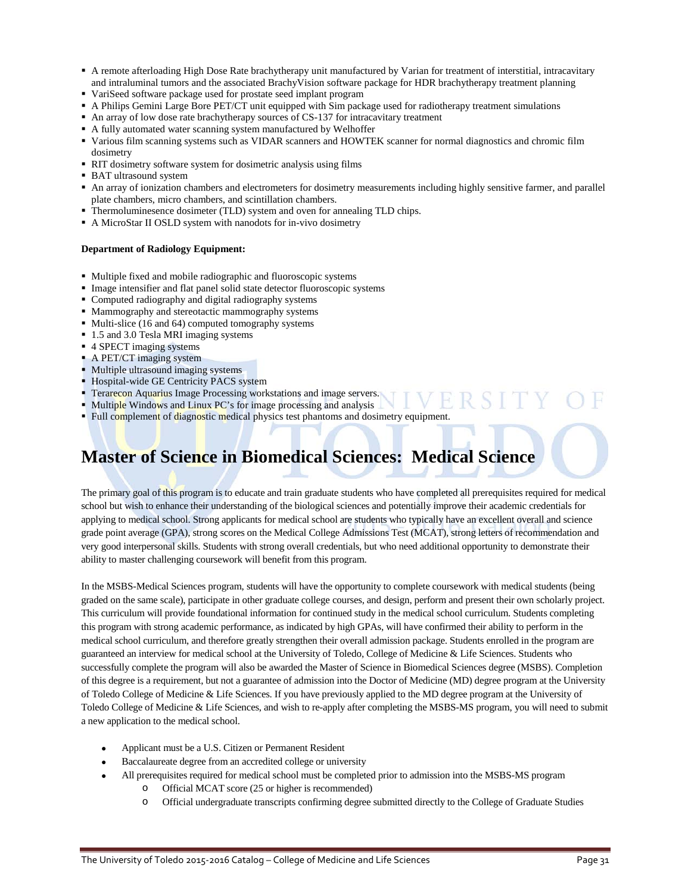- A remote afterloading High Dose Rate brachytherapy unit manufactured by Varian for treatment of interstitial, intracavitary and intraluminal tumors and the associated BrachyVision software package for HDR brachytherapy treatment planning
- VariSeed software package used for prostate seed implant program
- A Philips Gemini Large Bore PET/CT unit equipped with Sim package used for radiotherapy treatment simulations
- An array of low dose rate brachytherapy sources of CS-137 for intracavitary treatment
- A fully automated water scanning system manufactured by Welhoffer
- Various film scanning systems such as VIDAR scanners and HOWTEK scanner for normal diagnostics and chromic film dosimetry
- RIT dosimetry software system for dosimetric analysis using films
- BAT ultrasound system
- An array of ionization chambers and electrometers for dosimetry measurements including highly sensitive farmer, and parallel plate chambers, micro chambers, and scintillation chambers.
- Thermoluminesence dosimeter (TLD) system and oven for annealing TLD chips.
- A MicroStar II OSLD system with nanodots for in-vivo dosimetry

**Department of Radiology Equipment:**

- Multiple fixed and mobile radiographic and fluoroscopic systems
- Image intensifier and flat panel solid state detector fluoroscopic systems
- Computed radiography and digital radiography systems
- Mammography and stereotactic mammography systems
- Multi-slice (16 and 64) computed tomography systems
- 1.5 and 3.0 Tesla MRI imaging systems
- 4 SPECT imaging systems
- A PET/CT imaging system
- Multiple ultrasound imaging systems
- Hospital-wide GE Centricity PACS system
- Terarecon Aquarius Image Processing workstations and image servers.
- Multiple Windows and Linux PC's for image processing and analysis
- Full complement of diagnostic medical physics test phantoms and dosimetry equipment.

# Master of Science in Biomedical Sciences: Medical Science

The primary goal of this program is to educate and train graduate students who have completed all prerequisites required for medical school but wish to enhance their understanding of the biological sciences and potentially improve their academic credentials for applying to medical school. Strong applicants for medical school are students who typically have an excellent overall and science grade point average (GPA), strong scores on the Medical College Admissions Test (MCAT), strong letters of recommendation and very good interpersonal skills. Students with strong overall credentials, but who need additional opportunity to demonstrate their ability to master challenging coursework will benefit from this program.

In the MSBS-Medical Sciences program, students will have the opportunity to complete coursework with medical students (being graded on the same scale), participate in other graduate college courses, and design, perform and present their own scholarly project. This curriculum will provide foundational information for continued study in the medical school curriculum. Students completing this program with strong academic performance, as indicated by high GPAs, will have confirmed their ability to perform in the medical school curriculum, and therefore greatly strengthen their overall admission package. Students enrolled in the program are guaranteed an interview for medical school at the University of Toledo, College of Medicine & Life Sciences. Students who successfully complete the program will also be awarded the Master of Science in Biomedical Sciences degree (MSBS). Completion of this degree is a requirement, but not a guarantee of admission into the Doctor of Medicine (MD) degree program at the University of Toledo College of Medicine & Life Sciences. If you have previously applied to the MD degree program at the University of Toledo College of Medicine & Life Sciences, and wish to re-apply after completing the MSBS-MS program, you will need to submit a new application to the medical school.

- Applicant must be a U.S. Citizen or Permanent Resident
- Baccalaureate degree from an accredited college or university
- All prerequisites required for medical school must be completed prior to admission into the MSBS-MS program
  - Official MCAT score (25 or higher is recommended)
  - Official undergraduate transcripts confirming degree submitted directly to the College of Graduate Studies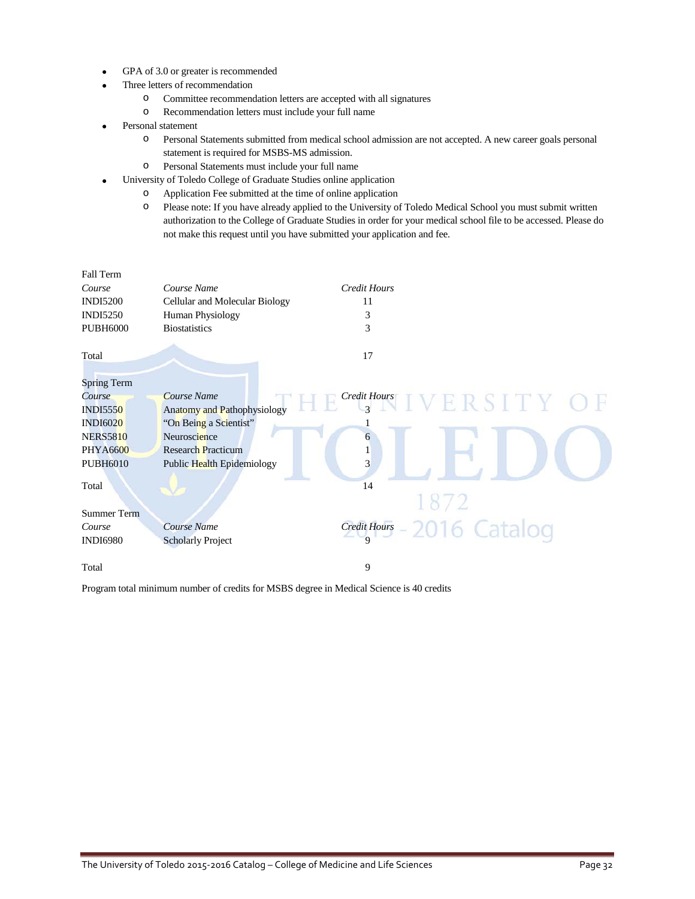- GPA of 3.0 or greater is recommended
- Three letters of recommendation
  - Committee recommendation letters are accepted with all signatures
  - Recommendation letters must include your full name
- Personal statement
  - Personal Statements submitted from medical school admission are not accepted. A new career goals personal statement is required for MSBS-MS admission.
  - Personal Statements must include your full name
- University of Toledo College of Graduate Studies online application
  - Application Fee submitted at the time of online application
  - Please note: If you have already applied to the University of Toledo Medical School you must submit written authorization to the College of Graduate Studies in order for your medical school file to be accessed. Please do not make this request until you have submitted your application and fee.

Fall Term

| *Course* | *Course Name* | *Credit Hours* |
|---|---|---|
| INDI5200 | Cellular and Molecular Biology | 11 |
| INDI5250 | Human Physiology | 3 |
| PUBH6000 | Biostatistics | 3 |
| Total | | 17 |

Spring Term

| *Course* | *Course Name* | *Credit Hours* |
|---|---|---|
| INDI5550 | Anatomy and Pathophysiology | 3 |
| INDI6020 | "On Being a Scientist" | 1 |
| NERS5810 | Neuroscience | 6 |
| PHYA6600 | Research Practicum | 1 |
| PUBH6010 | Public Health Epidemiology | 3 |
| Total | | 14 |

Summer Term

| *Course* | *Course Name* | *Credit Hours* |
|---|---|---|
| INDI6980 | Scholarly Project | 9 |
| Total | | 9 |

Program total minimum number of credits for MSBS degree in Medical Science is 40 credits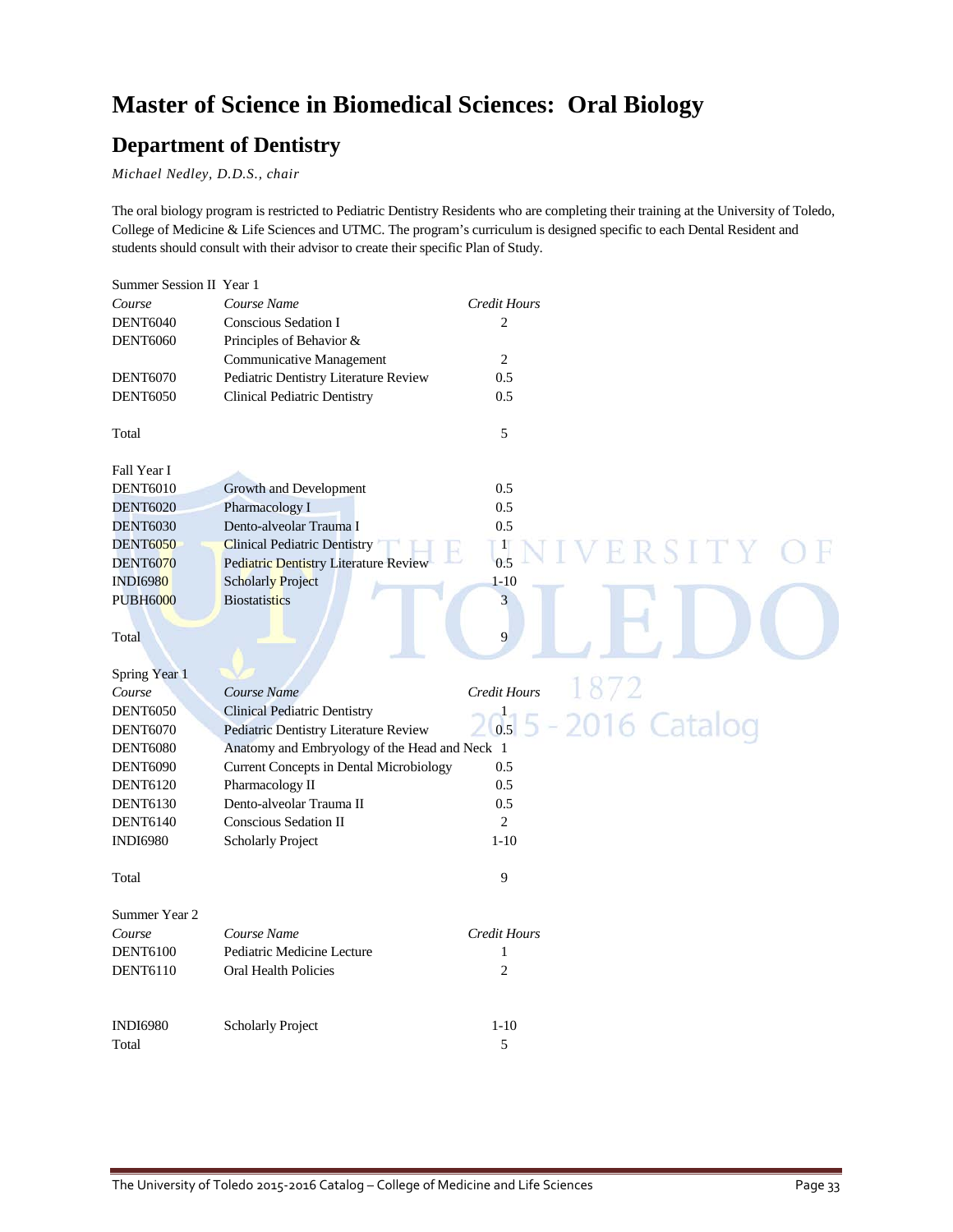# Master of Science in Biomedical Sciences: Oral Biology

## Department of Dentistry

*Michael Nedley, D.D.S., chair*

The oral biology program is restricted to Pediatric Dentistry Residents who are completing their training at the University of Toledo, College of Medicine & Life Sciences and UTMC. The program's curriculum is designed specific to each Dental Resident and students should consult with their advisor to create their specific Plan of Study.

Summer Session II Year 1

| *Course* | *Course Name* | *Credit Hours* |
|---|---|---|
| DENT6040 | Conscious Sedation I | 2 |
| DENT6060 | Principles of Behavior & Communicative Management | 2 |
| DENT6070 | Pediatric Dentistry Literature Review | 0.5 |
| DENT6050 | Clinical Pediatric Dentistry | 0.5 |
| Total | | 5 |

Fall Year I

| *Course* | *Course Name* | *Credit Hours* |
|---|---|---|
| DENT6010 | Growth and Development | 0.5 |
| DENT6020 | Pharmacology I | 0.5 |
| DENT6030 | Dento-alveolar Trauma I | 0.5 |
| DENT6050 | Clinical Pediatric Dentistry | 1 |
| DENT6070 | Pediatric Dentistry Literature Review | 0.5 |
| INDI6980 | Scholarly Project | 1-10 |
| PUBH6000 | Biostatistics | 3 |
| Total | | 9 |

Spring Year 1

| *Course* | *Course Name* | *Credit Hours* |
|---|---|---|
| DENT6050 | Clinical Pediatric Dentistry | 1 |
| DENT6070 | Pediatric Dentistry Literature Review | 0.5 |
| DENT6080 | Anatomy and Embryology of the Head and Neck | 1 |
| DENT6090 | Current Concepts in Dental Microbiology | 0.5 |
| DENT6120 | Pharmacology II | 0.5 |
| DENT6130 | Dento-alveolar Trauma II | 0.5 |
| DENT6140 | Conscious Sedation II | 2 |
| INDI6980 | Scholarly Project | 1-10 |
| Total | | 9 |

Summer Year 2

| *Course* | *Course Name* | *Credit Hours* |
|---|---|---|
| DENT6100 | Pediatric Medicine Lecture | 1 |
| DENT6110 | Oral Health Policies | 2 |
| INDI6980 | Scholarly Project | 1-10 |
| Total | | 5 |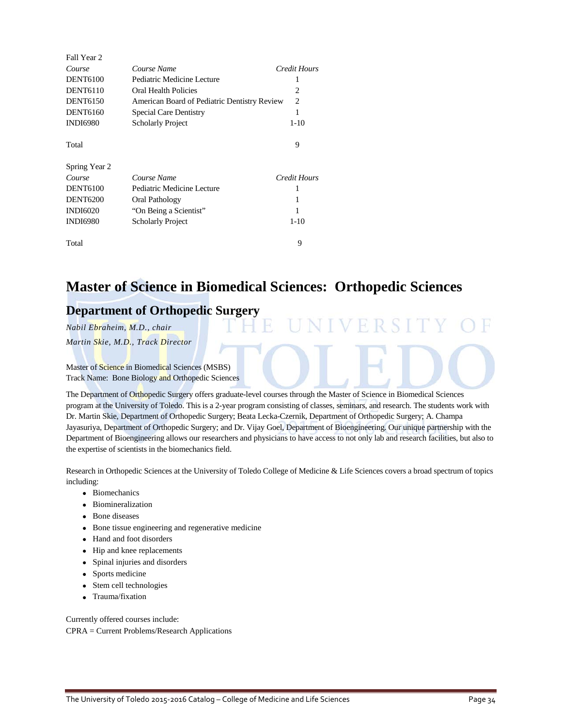Fall Year 2

| Course | Course Name | Credit Hours |
|---|---|---|
| DENT6100 | Pediatric Medicine Lecture | 1 |
| DENT6110 | Oral Health Policies | 2 |
| DENT6150 | American Board of Pediatric Dentistry Review | 2 |
| DENT6160 | Special Care Dentistry | 1 |
| INDI6980 | Scholarly Project | 1-10 |
| Total | | 9 |

Spring Year 2

| Course | Course Name | Credit Hours |
|---|---|---|
| DENT6100 | Pediatric Medicine Lecture | 1 |
| DENT6200 | Oral Pathology | 1 |
| INDI6020 | "On Being a Scientist" | 1 |
| INDI6980 | Scholarly Project | 1-10 |
| Total | | 9 |

# Master of Science in Biomedical Sciences: Orthopedic Sciences

## Department of Orthopedic Surgery

*Nabil Ebraheim, M.D., chair*

*Martin Skie, M.D., Track Director*

Master of Science in Biomedical Sciences (MSBS)
Track Name: Bone Biology and Orthopedic Sciences

The Department of Orthopedic Surgery offers graduate-level courses through the Master of Science in Biomedical Sciences program at the University of Toledo. This is a 2-year program consisting of classes, seminars, and research. The students work with Dr. Martin Skie, Department of Orthopedic Surgery; Beata Lecka-Czernik, Department of Orthopedic Surgery; A. Champa Jayasuriya, Department of Orthopedic Surgery; and Dr. Vijay Goel, Department of Bioengineering. Our unique partnership with the Department of Bioengineering allows our researchers and physicians to have access to not only lab and research facilities, but also to the expertise of scientists in the biomechanics field.

Research in Orthopedic Sciences at the University of Toledo College of Medicine & Life Sciences covers a broad spectrum of topics including:

- Biomechanics
- Biomineralization
- Bone diseases
- Bone tissue engineering and regenerative medicine
- Hand and foot disorders
- Hip and knee replacements
- Spinal injuries and disorders
- Sports medicine
- Stem cell technologies
- Trauma/fixation

Currently offered courses include:
CPRA = Current Problems/Research Applications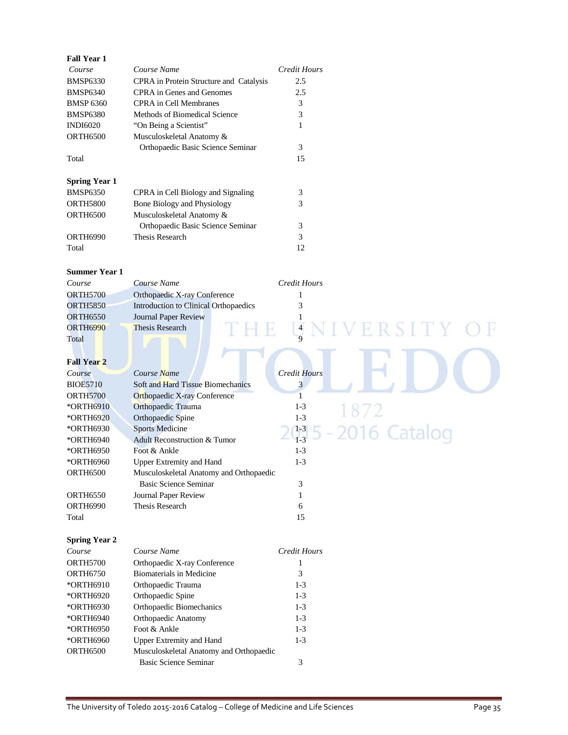**Fall Year 1**

| Course | Course Name | Credit Hours |
|---|---|---|
| BMSP6330 | CPRA in Protein Structure and Catalysis | 2.5 |
| BMSP6340 | CPRA in Genes and Genomes | 2.5 |
| BMSP 6360 | CPRA in Cell Membranes | 3 |
| BMSP6380 | Methods of Biomedical Science | 3 |
| INDI6020 | "On Being a Scientist" | 1 |
| ORTH6500 | Musculoskeletal Anatomy & Orthopaedic Basic Science Seminar | 3 |
| Total | | 15 |

**Spring Year 1**

| Course | Course Name | Credit Hours |
|---|---|---|
| BMSP6350 | CPRA in Cell Biology and Signaling | 3 |
| ORTH5800 | Bone Biology and Physiology | 3 |
| ORTH6500 | Musculoskeletal Anatomy & Orthopaedic Basic Science Seminar | 3 |
| ORTH6990 | Thesis Research | 3 |
| Total | | 12 |

**Summer Year 1**

| Course | Course Name | Credit Hours |
|---|---|---|
| ORTH5700 | Orthopaedic X-ray Conference | 1 |
| ORTH5850 | Introduction to Clinical Orthopaedics | 3 |
| ORTH6550 | Journal Paper Review | 1 |
| ORTH6990 | Thesis Research | 4 |
| Total | | 9 |

**Fall Year 2**

| Course | Course Name | Credit Hours |
|---|---|---|
| BIOE5710 | Soft and Hard Tissue Biomechanics | 3 |
| ORTH5700 | Orthopaedic X-ray Conference | 1 |
| *ORTH6910 | Orthopaedic Trauma | 1-3 |
| *ORTH6920 | Orthopaedic Spine | 1-3 |
| *ORTH6930 | Sports Medicine | 1-3 |
| *ORTH6940 | Adult Reconstruction & Tumor | 1-3 |
| *ORTH6950 | Foot & Ankle | 1-3 |
| *ORTH6960 | Upper Extremity and Hand | 1-3 |
| ORTH6500 | Musculoskeletal Anatomy and Orthopaedic Basic Science Seminar | 3 |
| ORTH6550 | Journal Paper Review | 1 |
| ORTH6990 | Thesis Research | 6 |
| Total | | 15 |

**Spring Year 2**

| Course | Course Name | Credit Hours |
|---|---|---|
| ORTH5700 | Orthopaedic X-ray Conference | 1 |
| ORTH6750 | Biomaterials in Medicine | 3 |
| *ORTH6910 | Orthopaedic Trauma | 1-3 |
| *ORTH6920 | Orthopaedic Spine | 1-3 |
| *ORTH6930 | Orthopaedic Biomechanics | 1-3 |
| *ORTH6940 | Orthopaedic Anatomy | 1-3 |
| *ORTH6950 | Foot & Ankle | 1-3 |
| *ORTH6960 | Upper Extremity and Hand | 1-3 |
| ORTH6500 | Musculoskeletal Anatomy and Orthopaedic Basic Science Seminar | 3 |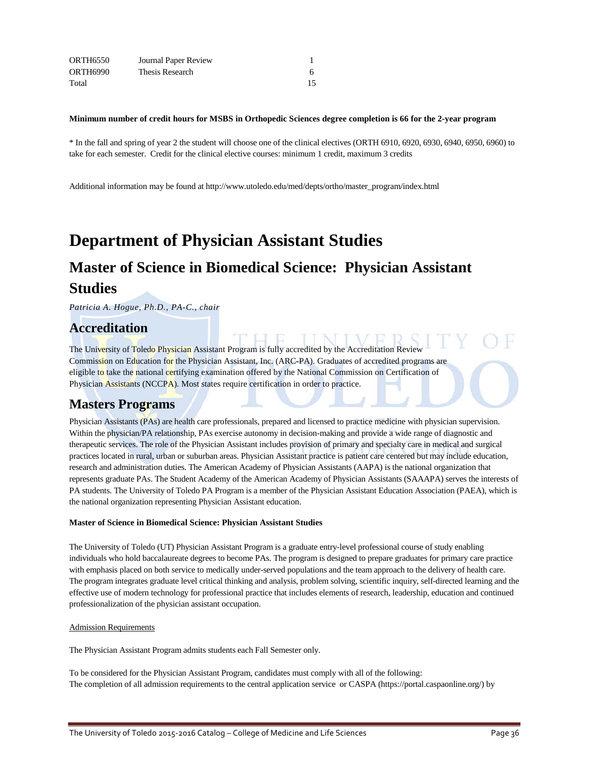| | | |
|---|---|---|
| ORTH6550 | Journal Paper Review | 1 |
| ORTH6990 | Thesis Research | 6 |
| Total | | 15 |

**Minimum number of credit hours for MSBS in Orthopedic Sciences degree completion is 66 for the 2-year program**

* In the fall and spring of year 2 the student will choose one of the clinical electives (ORTH 6910, 6920, 6930, 6940, 6950, 6960) to take for each semester. Credit for the clinical elective courses: minimum 1 credit, maximum 3 credits

Additional information may be found at http://www.utoledo.edu/med/depts/ortho/master_program/index.html

# Department of Physician Assistant Studies

## Master of Science in Biomedical Science: Physician Assistant Studies

*Patricia A. Hogue, Ph.D., PA-C., chair*

## Accreditation

The University of Toledo Physician Assistant Program is fully accredited by the Accreditation Review Commission on Education for the Physician Assistant, Inc. (ARC-PA). Graduates of accredited programs are eligible to take the national certifying examination offered by the National Commission on Certification of Physician Assistants (NCCPA). Most states require certification in order to practice.

## Masters Programs

Physician Assistants (PAs) are health care professionals, prepared and licensed to practice medicine with physician supervision. Within the physician/PA relationship, PAs exercise autonomy in decision-making and provide a wide range of diagnostic and therapeutic services. The role of the Physician Assistant includes provision of primary and specialty care in medical and surgical practices located in rural, urban or suburban areas. Physician Assistant practice is patient care centered but may include education, research and administration duties. The American Academy of Physician Assistants (AAPA) is the national organization that represents graduate PAs. The Student Academy of the American Academy of Physician Assistants (SAAAPA) serves the interests of PA students. The University of Toledo PA Program is a member of the Physician Assistant Education Association (PAEA), which is the national organization representing Physician Assistant education.

**Master of Science in Biomedical Science: Physician Assistant Studies**

The University of Toledo (UT) Physician Assistant Program is a graduate entry-level professional course of study enabling individuals who hold baccalaureate degrees to become PAs. The program is designed to prepare graduates for primary care practice with emphasis placed on both service to medically under-served populations and the team approach to the delivery of health care. The program integrates graduate level critical thinking and analysis, problem solving, scientific inquiry, self-directed learning and the effective use of modern technology for professional practice that includes elements of research, leadership, education and continued professionalization of the physician assistant occupation.

Admission Requirements

The Physician Assistant Program admits students each Fall Semester only.

To be considered for the Physician Assistant Program, candidates must comply with all of the following:
The completion of all admission requirements to the central application service or CASPA (https://portal.caspaonline.org/) by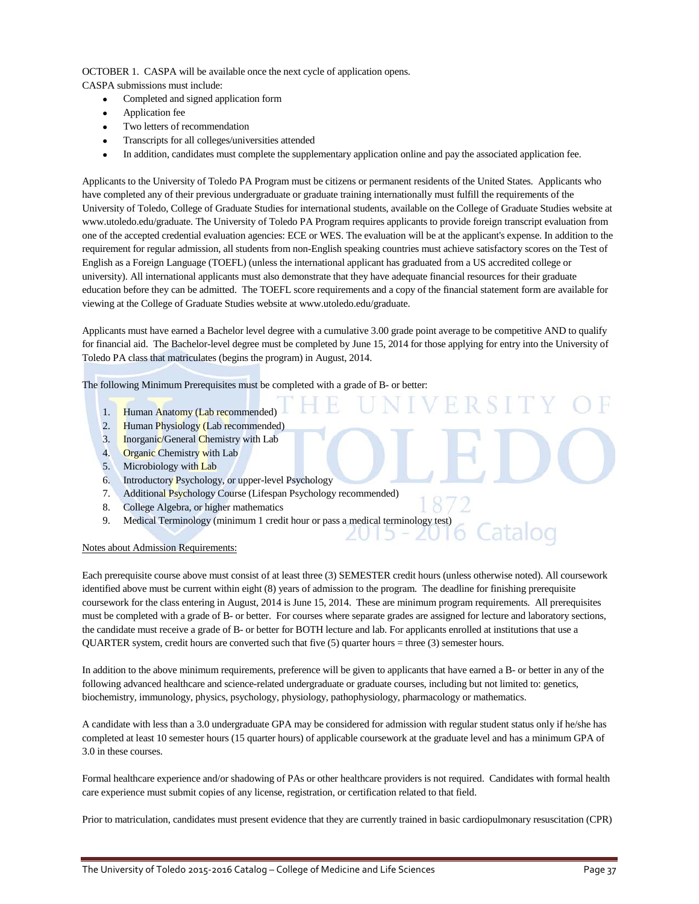OCTOBER 1. CASPA will be available once the next cycle of application opens.

CASPA submissions must include:

- Completed and signed application form
- Application fee
- Two letters of recommendation
- Transcripts for all colleges/universities attended
- In addition, candidates must complete the supplementary application online and pay the associated application fee.

Applicants to the University of Toledo PA Program must be citizens or permanent residents of the United States. Applicants who have completed any of their previous undergraduate or graduate training internationally must fulfill the requirements of the University of Toledo, College of Graduate Studies for international students, available on the College of Graduate Studies website at www.utoledo.edu/graduate. The University of Toledo PA Program requires applicants to provide foreign transcript evaluation from one of the accepted credential evaluation agencies: ECE or WES. The evaluation will be at the applicant's expense. In addition to the requirement for regular admission, all students from non-English speaking countries must achieve satisfactory scores on the Test of English as a Foreign Language (TOEFL) (unless the international applicant has graduated from a US accredited college or university). All international applicants must also demonstrate that they have adequate financial resources for their graduate education before they can be admitted. The TOEFL score requirements and a copy of the financial statement form are available for viewing at the College of Graduate Studies website at www.utoledo.edu/graduate.

Applicants must have earned a Bachelor level degree with a cumulative 3.00 grade point average to be competitive AND to qualify for financial aid. The Bachelor-level degree must be completed by June 15, 2014 for those applying for entry into the University of Toledo PA class that matriculates (begins the program) in August, 2014.

The following Minimum Prerequisites must be completed with a grade of B- or better:

1. Human Anatomy (Lab recommended)
2. Human Physiology (Lab recommended)
3. Inorganic/General Chemistry with Lab
4. Organic Chemistry with Lab
5. Microbiology with Lab
6. Introductory Psychology, or upper-level Psychology
7. Additional Psychology Course (Lifespan Psychology recommended)
8. College Algebra, or higher mathematics
9. Medical Terminology (minimum 1 credit hour or pass a medical terminology test)

Notes about Admission Requirements:

Each prerequisite course above must consist of at least three (3) SEMESTER credit hours (unless otherwise noted). All coursework identified above must be current within eight (8) years of admission to the program. The deadline for finishing prerequisite coursework for the class entering in August, 2014 is June 15, 2014. These are minimum program requirements. All prerequisites must be completed with a grade of B- or better. For courses where separate grades are assigned for lecture and laboratory sections, the candidate must receive a grade of B- or better for BOTH lecture and lab. For applicants enrolled at institutions that use a QUARTER system, credit hours are converted such that five (5) quarter hours = three (3) semester hours.

In addition to the above minimum requirements, preference will be given to applicants that have earned a B- or better in any of the following advanced healthcare and science-related undergraduate or graduate courses, including but not limited to: genetics, biochemistry, immunology, physics, psychology, physiology, pathophysiology, pharmacology or mathematics.

A candidate with less than a 3.0 undergraduate GPA may be considered for admission with regular student status only if he/she has completed at least 10 semester hours (15 quarter hours) of applicable coursework at the graduate level and has a minimum GPA of 3.0 in these courses.

Formal healthcare experience and/or shadowing of PAs or other healthcare providers is not required. Candidates with formal health care experience must submit copies of any license, registration, or certification related to that field.

Prior to matriculation, candidates must present evidence that they are currently trained in basic cardiopulmonary resuscitation (CPR)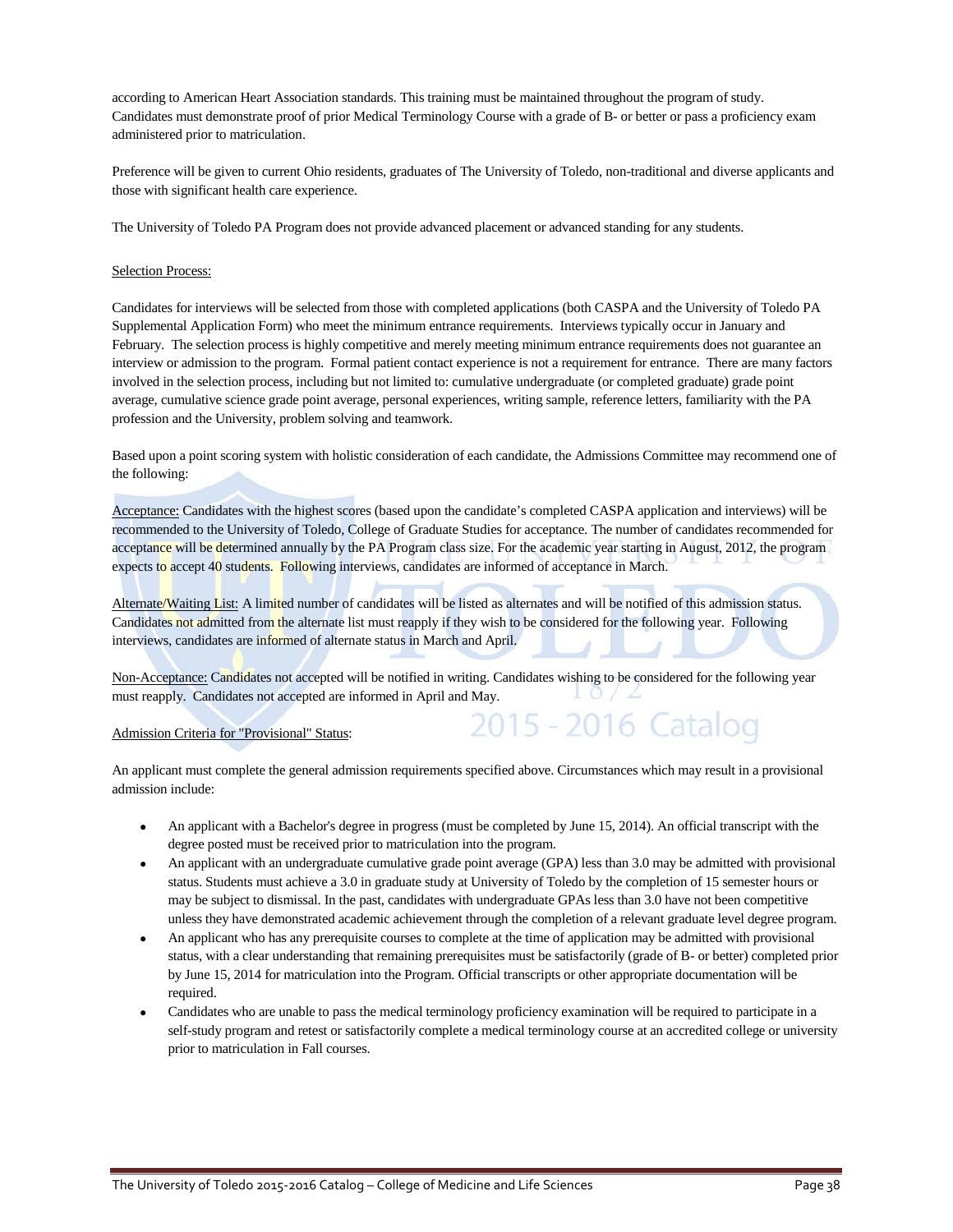according to American Heart Association standards. This training must be maintained throughout the program of study. Candidates must demonstrate proof of prior Medical Terminology Course with a grade of B- or better or pass a proficiency exam administered prior to matriculation.

Preference will be given to current Ohio residents, graduates of The University of Toledo, non-traditional and diverse applicants and those with significant health care experience.

The University of Toledo PA Program does not provide advanced placement or advanced standing for any students.

Selection Process:

Candidates for interviews will be selected from those with completed applications (both CASPA and the University of Toledo PA Supplemental Application Form) who meet the minimum entrance requirements. Interviews typically occur in January and February. The selection process is highly competitive and merely meeting minimum entrance requirements does not guarantee an interview or admission to the program. Formal patient contact experience is not a requirement for entrance. There are many factors involved in the selection process, including but not limited to: cumulative undergraduate (or completed graduate) grade point average, cumulative science grade point average, personal experiences, writing sample, reference letters, familiarity with the PA profession and the University, problem solving and teamwork.

Based upon a point scoring system with holistic consideration of each candidate, the Admissions Committee may recommend one of the following:

Acceptance: Candidates with the highest scores (based upon the candidate's completed CASPA application and interviews) will be recommended to the University of Toledo, College of Graduate Studies for acceptance. The number of candidates recommended for acceptance will be determined annually by the PA Program class size. For the academic year starting in August, 2012, the program expects to accept 40 students. Following interviews, candidates are informed of acceptance in March.

Alternate/Waiting List: A limited number of candidates will be listed as alternates and will be notified of this admission status. Candidates not admitted from the alternate list must reapply if they wish to be considered for the following year. Following interviews, candidates are informed of alternate status in March and April.

Non-Acceptance: Candidates not accepted will be notified in writing. Candidates wishing to be considered for the following year must reapply. Candidates not accepted are informed in April and May.

Admission Criteria for "Provisional" Status:

An applicant must complete the general admission requirements specified above. Circumstances which may result in a provisional admission include:

- An applicant with a Bachelor's degree in progress (must be completed by June 15, 2014). An official transcript with the degree posted must be received prior to matriculation into the program.
- An applicant with an undergraduate cumulative grade point average (GPA) less than 3.0 may be admitted with provisional status. Students must achieve a 3.0 in graduate study at University of Toledo by the completion of 15 semester hours or may be subject to dismissal. In the past, candidates with undergraduate GPAs less than 3.0 have not been competitive unless they have demonstrated academic achievement through the completion of a relevant graduate level degree program.
- An applicant who has any prerequisite courses to complete at the time of application may be admitted with provisional status, with a clear understanding that remaining prerequisites must be satisfactorily (grade of B- or better) completed prior by June 15, 2014 for matriculation into the Program. Official transcripts or other appropriate documentation will be required.
- Candidates who are unable to pass the medical terminology proficiency examination will be required to participate in a self-study program and retest or satisfactorily complete a medical terminology course at an accredited college or university prior to matriculation in Fall courses.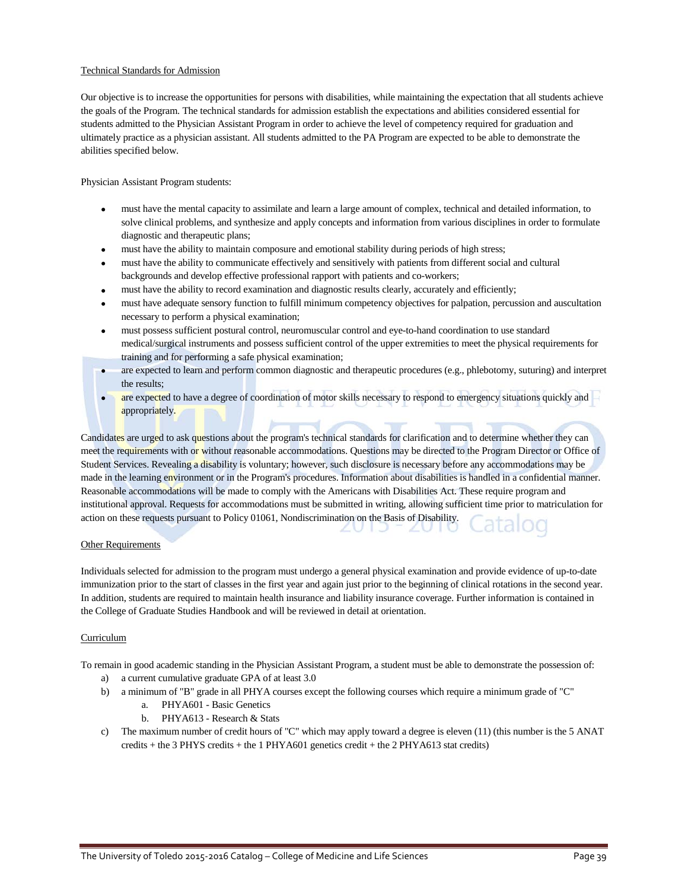## Technical Standards for Admission

Our objective is to increase the opportunities for persons with disabilities, while maintaining the expectation that all students achieve the goals of the Program. The technical standards for admission establish the expectations and abilities considered essential for students admitted to the Physician Assistant Program in order to achieve the level of competency required for graduation and ultimately practice as a physician assistant. All students admitted to the PA Program are expected to be able to demonstrate the abilities specified below.

Physician Assistant Program students:

- must have the mental capacity to assimilate and learn a large amount of complex, technical and detailed information, to solve clinical problems, and synthesize and apply concepts and information from various disciplines in order to formulate diagnostic and therapeutic plans;
- must have the ability to maintain composure and emotional stability during periods of high stress;
- must have the ability to communicate effectively and sensitively with patients from different social and cultural backgrounds and develop effective professional rapport with patients and co-workers;
- must have the ability to record examination and diagnostic results clearly, accurately and efficiently;
- must have adequate sensory function to fulfill minimum competency objectives for palpation, percussion and auscultation necessary to perform a physical examination;
- must possess sufficient postural control, neuromuscular control and eye-to-hand coordination to use standard medical/surgical instruments and possess sufficient control of the upper extremities to meet the physical requirements for training and for performing a safe physical examination;
- are expected to learn and perform common diagnostic and therapeutic procedures (e.g., phlebotomy, suturing) and interpret the results;
- are expected to have a degree of coordination of motor skills necessary to respond to emergency situations quickly and appropriately.

Candidates are urged to ask questions about the program's technical standards for clarification and to determine whether they can meet the requirements with or without reasonable accommodations. Questions may be directed to the Program Director or Office of Student Services. Revealing a disability is voluntary; however, such disclosure is necessary before any accommodations may be made in the learning environment or in the Program's procedures. Information about disabilities is handled in a confidential manner. Reasonable accommodations will be made to comply with the Americans with Disabilities Act. These require program and institutional approval. Requests for accommodations must be submitted in writing, allowing sufficient time prior to matriculation for action on these requests pursuant to Policy 01061, Nondiscrimination on the Basis of Disability.

## Other Requirements

Individuals selected for admission to the program must undergo a general physical examination and provide evidence of up-to-date immunization prior to the start of classes in the first year and again just prior to the beginning of clinical rotations in the second year. In addition, students are required to maintain health insurance and liability insurance coverage. Further information is contained in the College of Graduate Studies Handbook and will be reviewed in detail at orientation.

## Curriculum

To remain in good academic standing in the Physician Assistant Program, a student must be able to demonstrate the possession of:

a) a current cumulative graduate GPA of at least 3.0
b) a minimum of "B" grade in all PHYA courses except the following courses which require a minimum grade of "C"
   a. PHYA601 - Basic Genetics
   b. PHYA613 - Research & Stats
c) The maximum number of credit hours of "C" which may apply toward a degree is eleven (11) (this number is the 5 ANAT credits + the 3 PHYS credits + the 1 PHYA601 genetics credit + the 2 PHYA613 stat credits)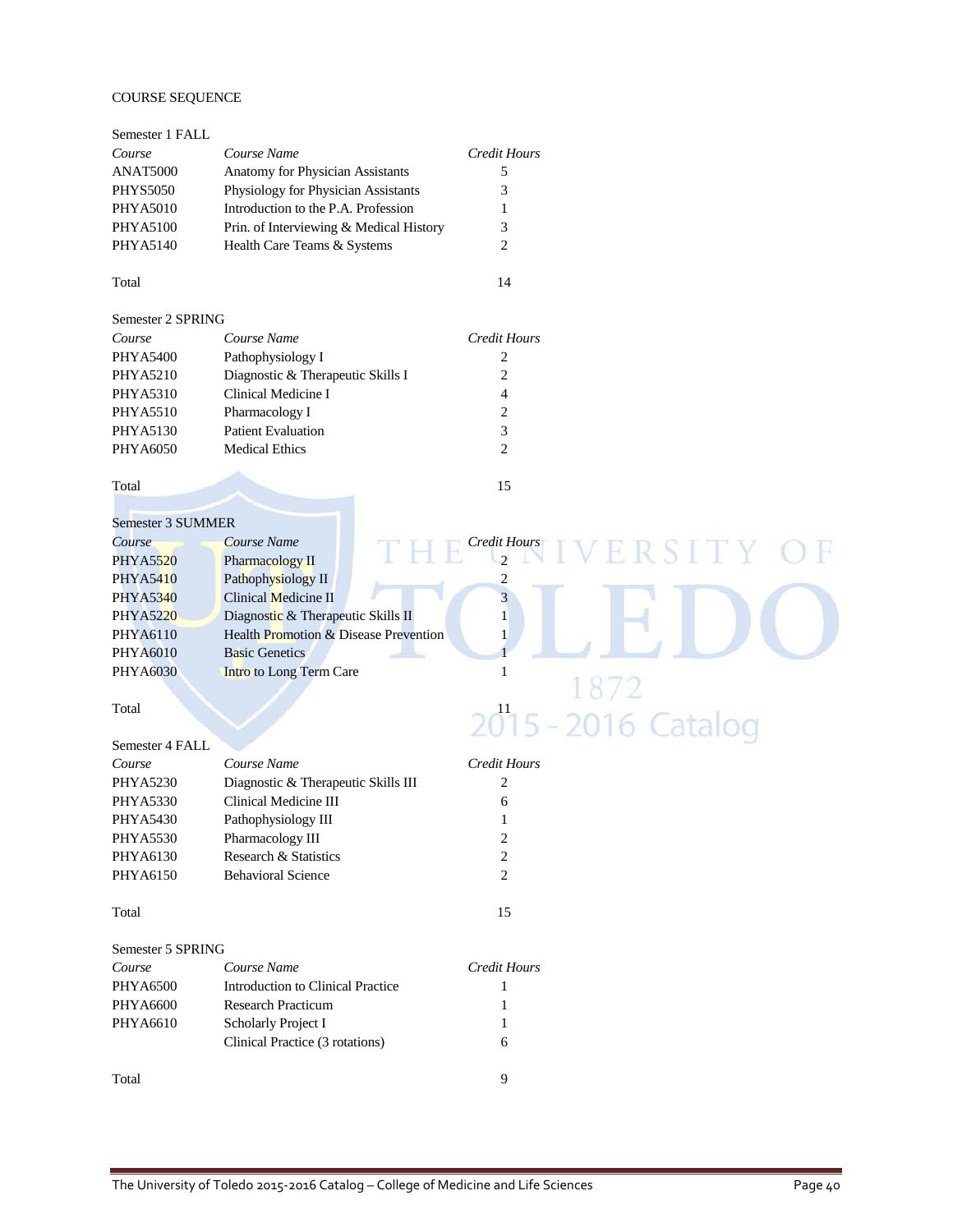COURSE SEQUENCE

Semester 1 FALL

| *Course* | *Course Name* | *Credit Hours* |
|---|---|---|
| ANAT5000 | Anatomy for Physician Assistants | 5 |
| PHYS5050 | Physiology for Physician Assistants | 3 |
| PHYA5010 | Introduction to the P.A. Profession | 1 |
| PHYA5100 | Prin. of Interviewing & Medical History | 3 |
| PHYA5140 | Health Care Teams & Systems | 2 |
| Total | | 14 |

Semester 2 SPRING

| *Course* | *Course Name* | *Credit Hours* |
|---|---|---|
| PHYA5400 | Pathophysiology I | 2 |
| PHYA5210 | Diagnostic & Therapeutic Skills I | 2 |
| PHYA5310 | Clinical Medicine I | 4 |
| PHYA5510 | Pharmacology I | 2 |
| PHYA5130 | Patient Evaluation | 3 |
| PHYA6050 | Medical Ethics | 2 |
| Total | | 15 |

Semester 3 SUMMER

| *Course* | *Course Name* | *Credit Hours* |
|---|---|---|
| PHYA5520 | Pharmacology II | 2 |
| PHYA5410 | Pathophysiology II | 2 |
| PHYA5340 | Clinical Medicine II | 3 |
| PHYA5220 | Diagnostic & Therapeutic Skills II | 1 |
| PHYA6110 | Health Promotion & Disease Prevention | 1 |
| PHYA6010 | Basic Genetics | 1 |
| PHYA6030 | Intro to Long Term Care | 1 |
| Total | | 11 |

Semester 4 FALL

| *Course* | *Course Name* | *Credit Hours* |
|---|---|---|
| PHYA5230 | Diagnostic & Therapeutic Skills III | 2 |
| PHYA5330 | Clinical Medicine III | 6 |
| PHYA5430 | Pathophysiology III | 1 |
| PHYA5530 | Pharmacology III | 2 |
| PHYA6130 | Research & Statistics | 2 |
| PHYA6150 | Behavioral Science | 2 |
| Total | | 15 |

Semester 5 SPRING

| *Course* | *Course Name* | *Credit Hours* |
|---|---|---|
| PHYA6500 | Introduction to Clinical Practice | 1 |
| PHYA6600 | Research Practicum | 1 |
| PHYA6610 | Scholarly Project I | 1 |
| | Clinical Practice (3 rotations) | 6 |
| Total | | 9 |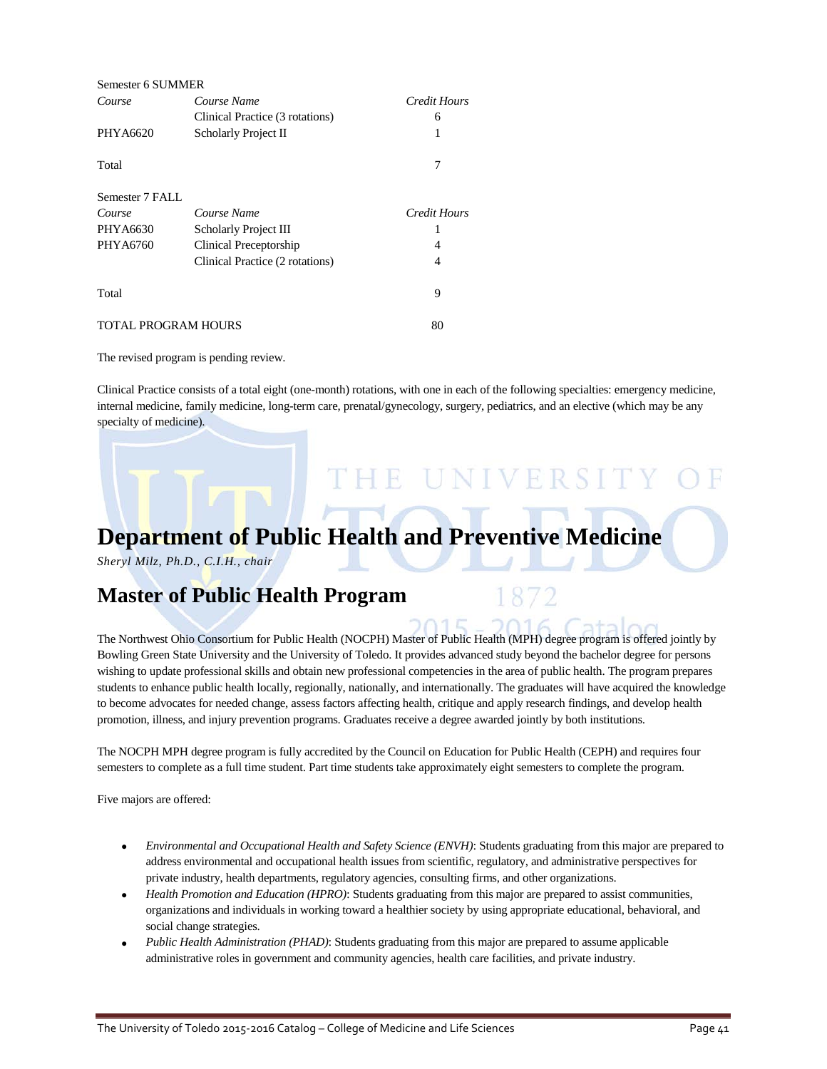Semester 6 SUMMER

| *Course* | *Course Name* | *Credit Hours* |
|---|---|---|
| | Clinical Practice (3 rotations) | 6 |
| PHYA6620 | Scholarly Project II | 1 |
| Total | | 7 |

Semester 7 FALL

| *Course* | *Course Name* | *Credit Hours* |
|---|---|---|
| PHYA6630 | Scholarly Project III | 1 |
| PHYA6760 | Clinical Preceptorship | 4 |
| | Clinical Practice (2 rotations) | 4 |
| Total | | 9 |

| TOTAL PROGRAM HOURS | 80 |
|---|---|

The revised program is pending review.

Clinical Practice consists of a total eight (one-month) rotations, with one in each of the following specialties: emergency medicine, internal medicine, family medicine, long-term care, prenatal/gynecology, surgery, pediatrics, and an elective (which may be any specialty of medicine).

# Department of Public Health and Preventive Medicine

*Sheryl Milz, Ph.D., C.I.H., chair*

## Master of Public Health Program

The Northwest Ohio Consortium for Public Health (NOCPH) Master of Public Health (MPH) degree program is offered jointly by Bowling Green State University and the University of Toledo. It provides advanced study beyond the bachelor degree for persons wishing to update professional skills and obtain new professional competencies in the area of public health. The program prepares students to enhance public health locally, regionally, nationally, and internationally. The graduates will have acquired the knowledge to become advocates for needed change, assess factors affecting health, critique and apply research findings, and develop health promotion, illness, and injury prevention programs. Graduates receive a degree awarded jointly by both institutions.

The NOCPH MPH degree program is fully accredited by the Council on Education for Public Health (CEPH) and requires four semesters to complete as a full time student. Part time students take approximately eight semesters to complete the program.

Five majors are offered:

- *Environmental and Occupational Health and Safety Science (ENVH)*: Students graduating from this major are prepared to address environmental and occupational health issues from scientific, regulatory, and administrative perspectives for private industry, health departments, regulatory agencies, consulting firms, and other organizations.
- *Health Promotion and Education (HPRO)*: Students graduating from this major are prepared to assist communities, organizations and individuals in working toward a healthier society by using appropriate educational, behavioral, and social change strategies.
- *Public Health Administration (PHAD)*: Students graduating from this major are prepared to assume applicable administrative roles in government and community agencies, health care facilities, and private industry.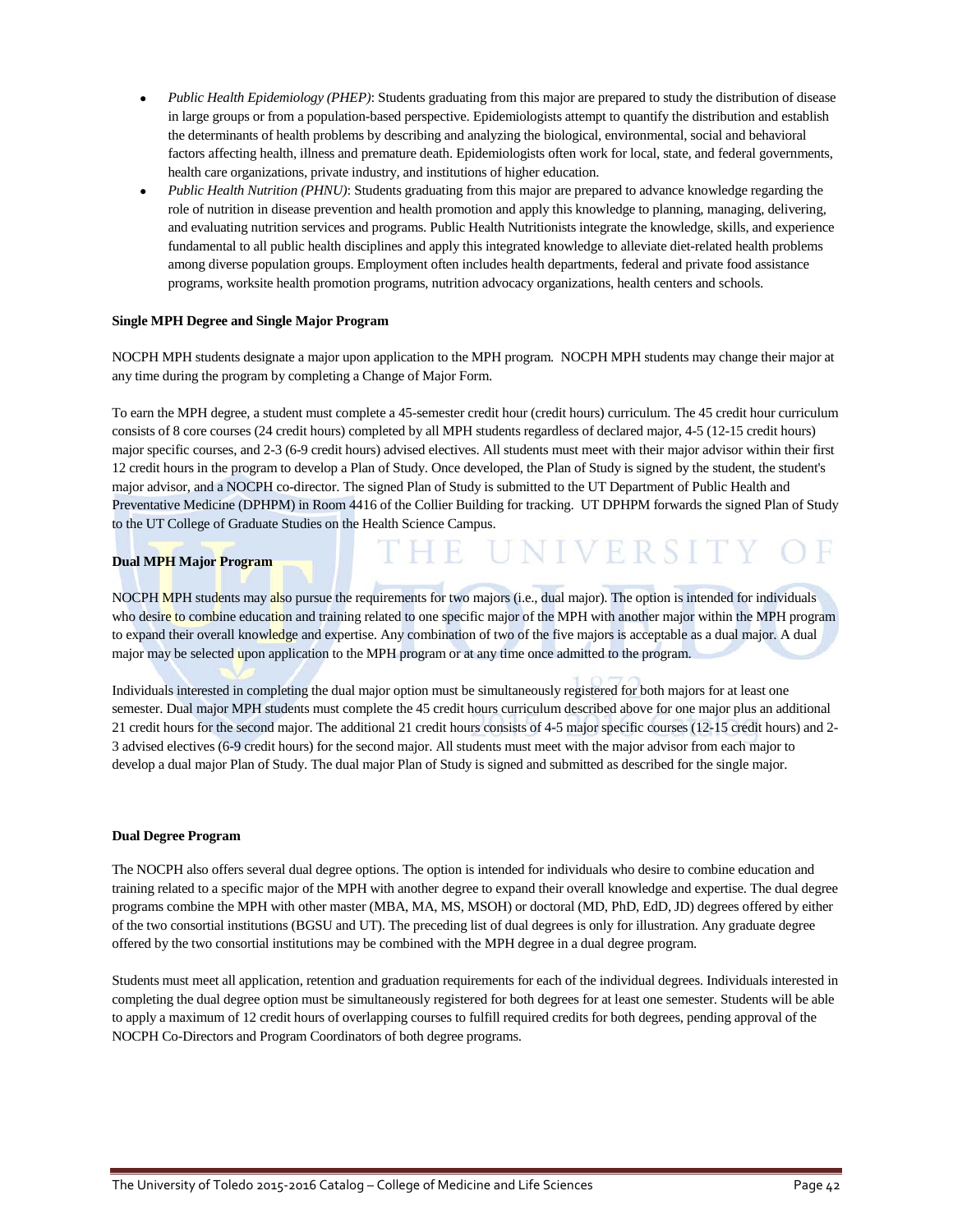- *Public Health Epidemiology (PHEP)*: Students graduating from this major are prepared to study the distribution of disease in large groups or from a population-based perspective. Epidemiologists attempt to quantify the distribution and establish the determinants of health problems by describing and analyzing the biological, environmental, social and behavioral factors affecting health, illness and premature death. Epidemiologists often work for local, state, and federal governments, health care organizations, private industry, and institutions of higher education.
- *Public Health Nutrition (PHNU)*: Students graduating from this major are prepared to advance knowledge regarding the role of nutrition in disease prevention and health promotion and apply this knowledge to planning, managing, delivering, and evaluating nutrition services and programs. Public Health Nutritionists integrate the knowledge, skills, and experience fundamental to all public health disciplines and apply this integrated knowledge to alleviate diet-related health problems among diverse population groups. Employment often includes health departments, federal and private food assistance programs, worksite health promotion programs, nutrition advocacy organizations, health centers and schools.

**Single MPH Degree and Single Major Program**

NOCPH MPH students designate a major upon application to the MPH program. NOCPH MPH students may change their major at any time during the program by completing a Change of Major Form.

To earn the MPH degree, a student must complete a 45-semester credit hour (credit hours) curriculum. The 45 credit hour curriculum consists of 8 core courses (24 credit hours) completed by all MPH students regardless of declared major, 4-5 (12-15 credit hours) major specific courses, and 2-3 (6-9 credit hours) advised electives. All students must meet with their major advisor within their first 12 credit hours in the program to develop a Plan of Study. Once developed, the Plan of Study is signed by the student, the student's major advisor, and a NOCPH co-director. The signed Plan of Study is submitted to the UT Department of Public Health and Preventative Medicine (DPHPM) in Room 4416 of the Collier Building for tracking. UT DPHPM forwards the signed Plan of Study to the UT College of Graduate Studies on the Health Science Campus.

**Dual MPH Major Program**

NOCPH MPH students may also pursue the requirements for two majors (i.e., dual major). The option is intended for individuals who desire to combine education and training related to one specific major of the MPH with another major within the MPH program to expand their overall knowledge and expertise. Any combination of two of the five majors is acceptable as a dual major. A dual major may be selected upon application to the MPH program or at any time once admitted to the program.

Individuals interested in completing the dual major option must be simultaneously registered for both majors for at least one semester. Dual major MPH students must complete the 45 credit hours curriculum described above for one major plus an additional 21 credit hours for the second major. The additional 21 credit hours consists of 4-5 major specific courses (12-15 credit hours) and 2-3 advised electives (6-9 credit hours) for the second major. All students must meet with the major advisor from each major to develop a dual major Plan of Study. The dual major Plan of Study is signed and submitted as described for the single major.

**Dual Degree Program**

The NOCPH also offers several dual degree options. The option is intended for individuals who desire to combine education and training related to a specific major of the MPH with another degree to expand their overall knowledge and expertise. The dual degree programs combine the MPH with other master (MBA, MA, MS, MSOH) or doctoral (MD, PhD, EdD, JD) degrees offered by either of the two consortial institutions (BGSU and UT). The preceding list of dual degrees is only for illustration. Any graduate degree offered by the two consortial institutions may be combined with the MPH degree in a dual degree program.

Students must meet all application, retention and graduation requirements for each of the individual degrees. Individuals interested in completing the dual degree option must be simultaneously registered for both degrees for at least one semester. Students will be able to apply a maximum of 12 credit hours of overlapping courses to fulfill required credits for both degrees, pending approval of the NOCPH Co-Directors and Program Coordinators of both degree programs.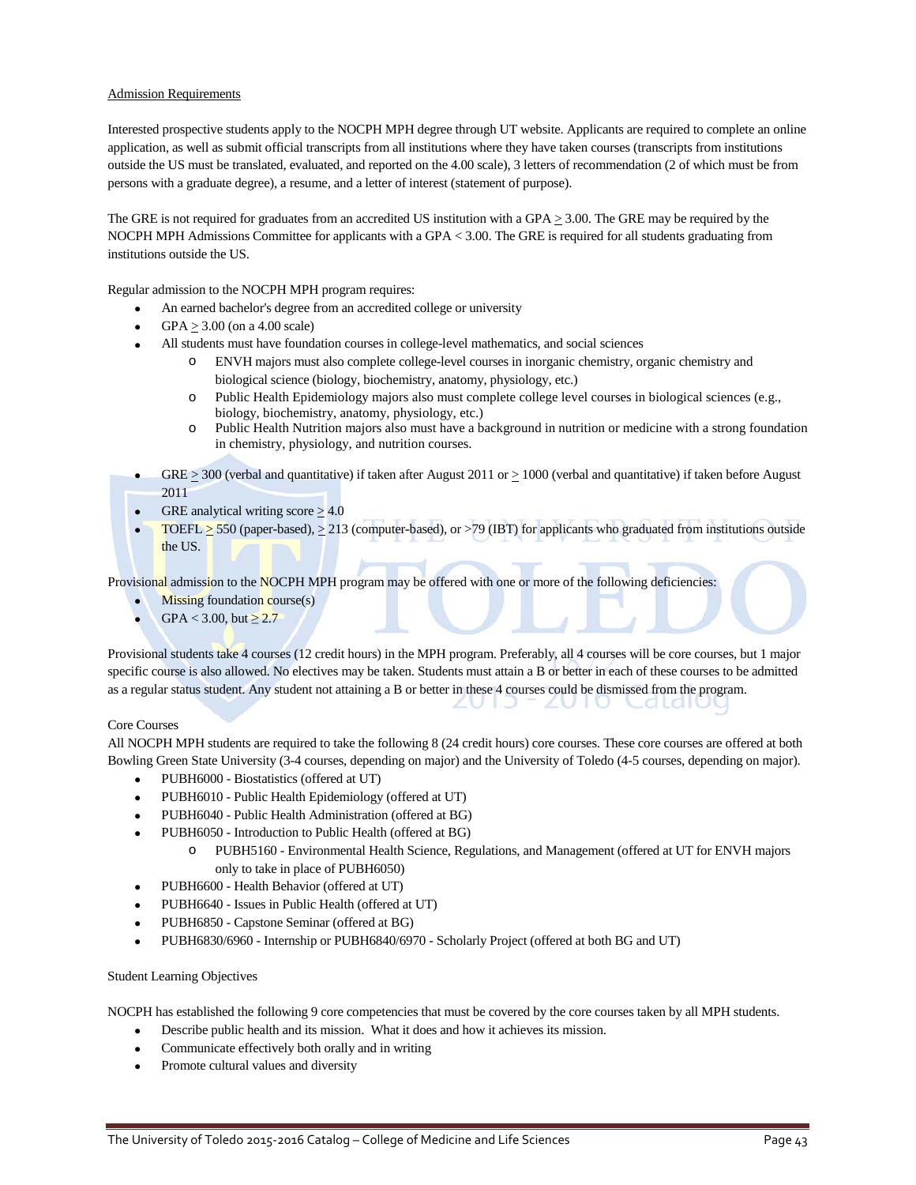Admission Requirements

Interested prospective students apply to the NOCPH MPH degree through UT website. Applicants are required to complete an online application, as well as submit official transcripts from all institutions where they have taken courses (transcripts from institutions outside the US must be translated, evaluated, and reported on the 4.00 scale), 3 letters of recommendation (2 of which must be from persons with a graduate degree), a resume, and a letter of interest (statement of purpose).

The GRE is not required for graduates from an accredited US institution with a GPA $\geq$ 3.00. The GRE may be required by the NOCPH MPH Admissions Committee for applicants with a GPA < 3.00. The GRE is required for all students graduating from institutions outside the US.

Regular admission to the NOCPH MPH program requires:

- An earned bachelor's degree from an accredited college or university
- GPA $\geq$ 3.00 (on a 4.00 scale)
- All students must have foundation courses in college-level mathematics, and social sciences
  - ENVH majors must also complete college-level courses in inorganic chemistry, organic chemistry and biological science (biology, biochemistry, anatomy, physiology, etc.)
  - Public Health Epidemiology majors also must complete college level courses in biological sciences (e.g., biology, biochemistry, anatomy, physiology, etc.)
  - Public Health Nutrition majors also must have a background in nutrition or medicine with a strong foundation in chemistry, physiology, and nutrition courses.
- GRE $\geq$ 300 (verbal and quantitative) if taken after August 2011 or $\geq$ 1000 (verbal and quantitative) if taken before August 2011
- GRE analytical writing score $\geq$ 4.0
- TOEFL $\geq$ 550 (paper-based), $\geq$ 213 (computer-based), or >79 (IBT) for applicants who graduated from institutions outside the US.

Provisional admission to the NOCPH MPH program may be offered with one or more of the following deficiencies:

- Missing foundation course(s)
- GPA < 3.00, but $\geq$ 2.7

Provisional students take 4 courses (12 credit hours) in the MPH program. Preferably, all 4 courses will be core courses, but 1 major specific course is also allowed. No electives may be taken. Students must attain a B or better in each of these courses to be admitted as a regular status student. Any student not attaining a B or better in these 4 courses could be dismissed from the program.

Core Courses

All NOCPH MPH students are required to take the following 8 (24 credit hours) core courses. These core courses are offered at both Bowling Green State University (3-4 courses, depending on major) and the University of Toledo (4-5 courses, depending on major).

- PUBH6000 - Biostatistics (offered at UT)
- PUBH6010 - Public Health Epidemiology (offered at UT)
- PUBH6040 - Public Health Administration (offered at BG)
- PUBH6050 - Introduction to Public Health (offered at BG)
  - PUBH5160 - Environmental Health Science, Regulations, and Management (offered at UT for ENVH majors only to take in place of PUBH6050)
- PUBH6600 - Health Behavior (offered at UT)
- PUBH6640 - Issues in Public Health (offered at UT)
- PUBH6850 - Capstone Seminar (offered at BG)
- PUBH6830/6960 - Internship or PUBH6840/6970 - Scholarly Project (offered at both BG and UT)

Student Learning Objectives

NOCPH has established the following 9 core competencies that must be covered by the core courses taken by all MPH students.

- Describe public health and its mission. What it does and how it achieves its mission.
- Communicate effectively both orally and in writing
- Promote cultural values and diversity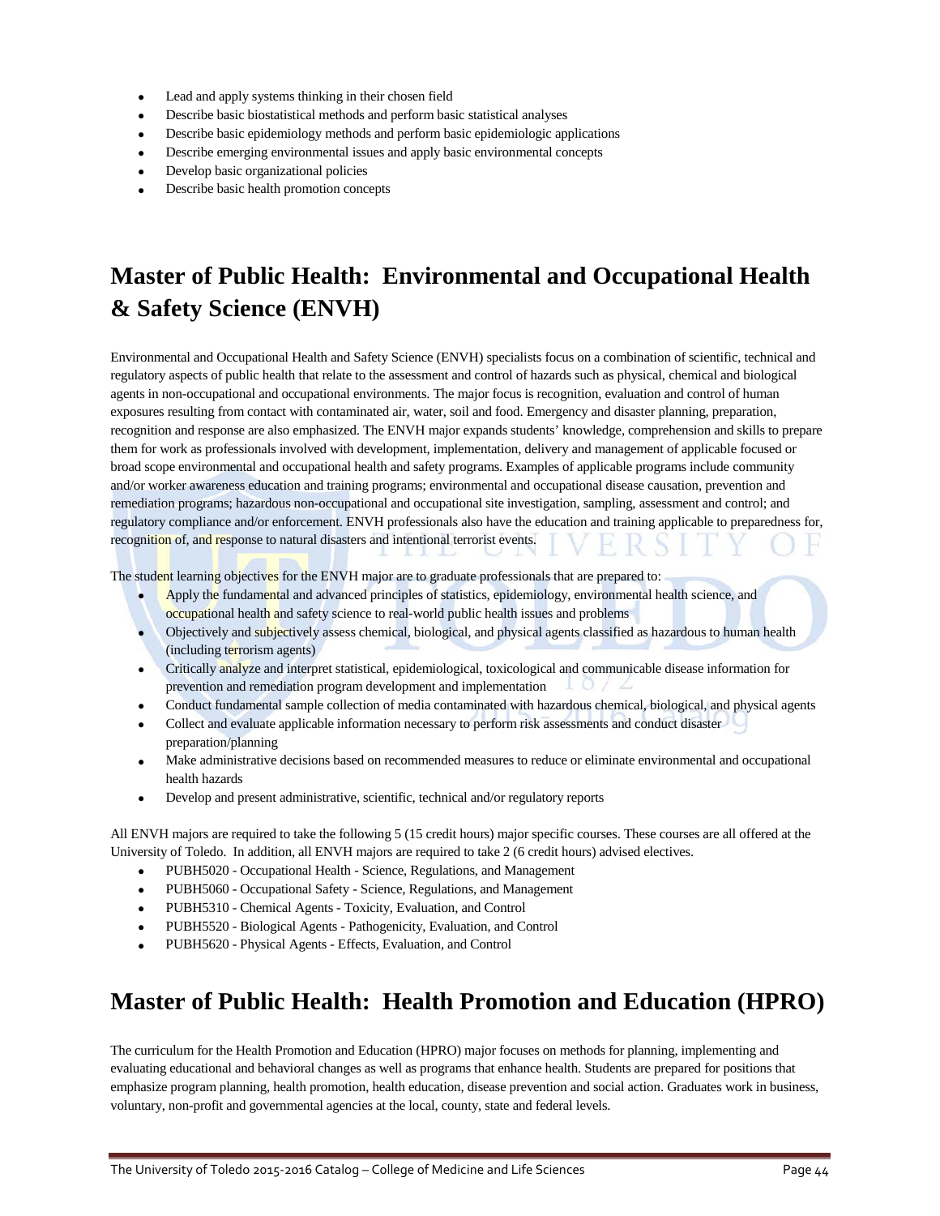- Lead and apply systems thinking in their chosen field
- Describe basic biostatistical methods and perform basic statistical analyses
- Describe basic epidemiology methods and perform basic epidemiologic applications
- Describe emerging environmental issues and apply basic environmental concepts
- Develop basic organizational policies
- Describe basic health promotion concepts

## Master of Public Health: Environmental and Occupational Health & Safety Science (ENVH)

Environmental and Occupational Health and Safety Science (ENVH) specialists focus on a combination of scientific, technical and regulatory aspects of public health that relate to the assessment and control of hazards such as physical, chemical and biological agents in non-occupational and occupational environments. The major focus is recognition, evaluation and control of human exposures resulting from contact with contaminated air, water, soil and food. Emergency and disaster planning, preparation, recognition and response are also emphasized. The ENVH major expands students' knowledge, comprehension and skills to prepare them for work as professionals involved with development, implementation, delivery and management of applicable focused or broad scope environmental and occupational health and safety programs. Examples of applicable programs include community and/or worker awareness education and training programs; environmental and occupational disease causation, prevention and remediation programs; hazardous non-occupational and occupational site investigation, sampling, assessment and control; and regulatory compliance and/or enforcement. ENVH professionals also have the education and training applicable to preparedness for, recognition of, and response to natural disasters and intentional terrorist events.

The student learning objectives for the ENVH major are to graduate professionals that are prepared to:

- Apply the fundamental and advanced principles of statistics, epidemiology, environmental health science, and occupational health and safety science to real-world public health issues and problems
- Objectively and subjectively assess chemical, biological, and physical agents classified as hazardous to human health (including terrorism agents)
- Critically analyze and interpret statistical, epidemiological, toxicological and communicable disease information for prevention and remediation program development and implementation
- Conduct fundamental sample collection of media contaminated with hazardous chemical, biological, and physical agents
- Collect and evaluate applicable information necessary to perform risk assessments and conduct disaster preparation/planning
- Make administrative decisions based on recommended measures to reduce or eliminate environmental and occupational health hazards
- Develop and present administrative, scientific, technical and/or regulatory reports

All ENVH majors are required to take the following 5 (15 credit hours) major specific courses. These courses are all offered at the University of Toledo. In addition, all ENVH majors are required to take 2 (6 credit hours) advised electives.

- PUBH5020 - Occupational Health - Science, Regulations, and Management
- PUBH5060 - Occupational Safety - Science, Regulations, and Management
- PUBH5310 - Chemical Agents - Toxicity, Evaluation, and Control
- PUBH5520 - Biological Agents - Pathogenicity, Evaluation, and Control
- PUBH5620 - Physical Agents - Effects, Evaluation, and Control

## Master of Public Health: Health Promotion and Education (HPRO)

The curriculum for the Health Promotion and Education (HPRO) major focuses on methods for planning, implementing and evaluating educational and behavioral changes as well as programs that enhance health. Students are prepared for positions that emphasize program planning, health promotion, health education, disease prevention and social action. Graduates work in business, voluntary, non-profit and governmental agencies at the local, county, state and federal levels.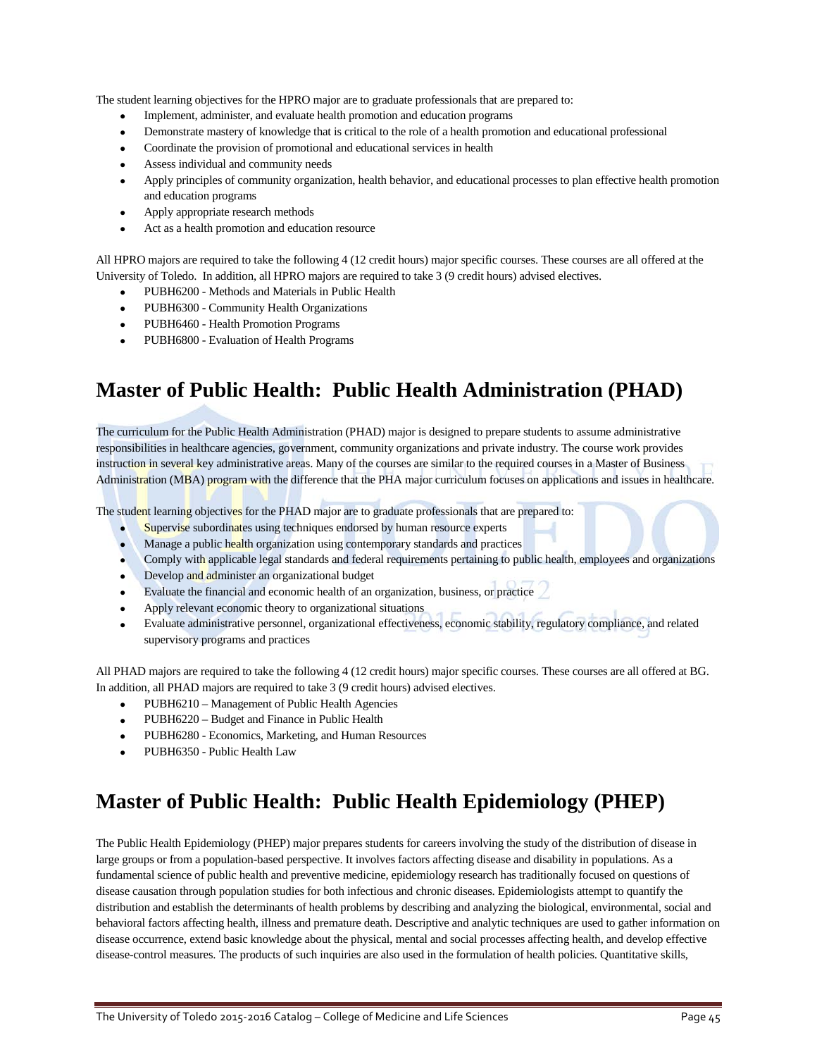The student learning objectives for the HPRO major are to graduate professionals that are prepared to:

- Implement, administer, and evaluate health promotion and education programs
- Demonstrate mastery of knowledge that is critical to the role of a health promotion and educational professional
- Coordinate the provision of promotional and educational services in health
- Assess individual and community needs
- Apply principles of community organization, health behavior, and educational processes to plan effective health promotion and education programs
- Apply appropriate research methods
- Act as a health promotion and education resource

All HPRO majors are required to take the following 4 (12 credit hours) major specific courses. These courses are all offered at the University of Toledo. In addition, all HPRO majors are required to take 3 (9 credit hours) advised electives.

- PUBH6200 - Methods and Materials in Public Health
- PUBH6300 - Community Health Organizations
- PUBH6460 - Health Promotion Programs
- PUBH6800 - Evaluation of Health Programs

## Master of Public Health: Public Health Administration (PHAD)

The curriculum for the Public Health Administration (PHAD) major is designed to prepare students to assume administrative responsibilities in healthcare agencies, government, community organizations and private industry. The course work provides instruction in several key administrative areas. Many of the courses are similar to the required courses in a Master of Business Administration (MBA) program with the difference that the PHA major curriculum focuses on applications and issues in healthcare.

The student learning objectives for the PHAD major are to graduate professionals that are prepared to:

- Supervise subordinates using techniques endorsed by human resource experts
- Manage a public health organization using contemporary standards and practices
- Comply with applicable legal standards and federal requirements pertaining to public health, employees and organizations
- Develop and administer an organizational budget
- Evaluate the financial and economic health of an organization, business, or practice
- Apply relevant economic theory to organizational situations
- Evaluate administrative personnel, organizational effectiveness, economic stability, regulatory compliance, and related supervisory programs and practices

All PHAD majors are required to take the following 4 (12 credit hours) major specific courses. These courses are all offered at BG. In addition, all PHAD majors are required to take 3 (9 credit hours) advised electives.

- PUBH6210 – Management of Public Health Agencies
- PUBH6220 – Budget and Finance in Public Health
- PUBH6280 - Economics, Marketing, and Human Resources
- PUBH6350 - Public Health Law

## Master of Public Health: Public Health Epidemiology (PHEP)

The Public Health Epidemiology (PHEP) major prepares students for careers involving the study of the distribution of disease in large groups or from a population-based perspective. It involves factors affecting disease and disability in populations. As a fundamental science of public health and preventive medicine, epidemiology research has traditionally focused on questions of disease causation through population studies for both infectious and chronic diseases. Epidemiologists attempt to quantify the distribution and establish the determinants of health problems by describing and analyzing the biological, environmental, social and behavioral factors affecting health, illness and premature death. Descriptive and analytic techniques are used to gather information on disease occurrence, extend basic knowledge about the physical, mental and social processes affecting health, and develop effective disease-control measures. The products of such inquiries are also used in the formulation of health policies. Quantitative skills,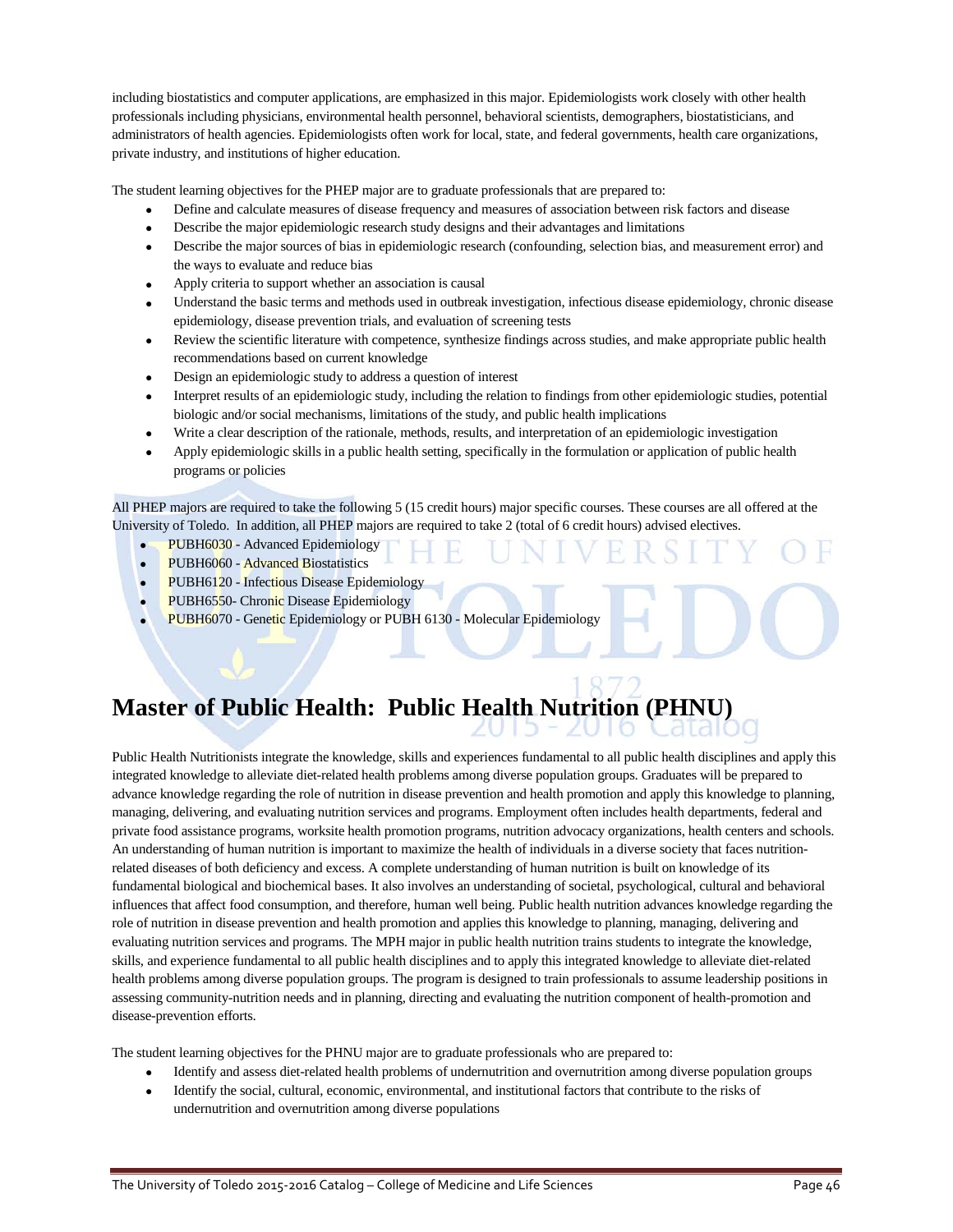including biostatistics and computer applications, are emphasized in this major. Epidemiologists work closely with other health professionals including physicians, environmental health personnel, behavioral scientists, demographers, biostatisticians, and administrators of health agencies. Epidemiologists often work for local, state, and federal governments, health care organizations, private industry, and institutions of higher education.

The student learning objectives for the PHEP major are to graduate professionals that are prepared to:

- Define and calculate measures of disease frequency and measures of association between risk factors and disease
- Describe the major epidemiologic research study designs and their advantages and limitations
- Describe the major sources of bias in epidemiologic research (confounding, selection bias, and measurement error) and the ways to evaluate and reduce bias
- Apply criteria to support whether an association is causal
- Understand the basic terms and methods used in outbreak investigation, infectious disease epidemiology, chronic disease epidemiology, disease prevention trials, and evaluation of screening tests
- Review the scientific literature with competence, synthesize findings across studies, and make appropriate public health recommendations based on current knowledge
- Design an epidemiologic study to address a question of interest
- Interpret results of an epidemiologic study, including the relation to findings from other epidemiologic studies, potential biologic and/or social mechanisms, limitations of the study, and public health implications
- Write a clear description of the rationale, methods, results, and interpretation of an epidemiologic investigation
- Apply epidemiologic skills in a public health setting, specifically in the formulation or application of public health programs or policies

All PHEP majors are required to take the following 5 (15 credit hours) major specific courses. These courses are all offered at the University of Toledo. In addition, all PHEP majors are required to take 2 (total of 6 credit hours) advised electives.

- PUBH6030 - Advanced Epidemiology
- PUBH6060 - Advanced Biostatistics
- PUBH6120 - Infectious Disease Epidemiology
- PUBH6550- Chronic Disease Epidemiology
- PUBH6070 - Genetic Epidemiology or PUBH 6130 - Molecular Epidemiology

# Master of Public Health: Public Health Nutrition (PHNU)

Public Health Nutritionists integrate the knowledge, skills and experiences fundamental to all public health disciplines and apply this integrated knowledge to alleviate diet-related health problems among diverse population groups. Graduates will be prepared to advance knowledge regarding the role of nutrition in disease prevention and health promotion and apply this knowledge to planning, managing, delivering, and evaluating nutrition services and programs. Employment often includes health departments, federal and private food assistance programs, worksite health promotion programs, nutrition advocacy organizations, health centers and schools. An understanding of human nutrition is important to maximize the health of individuals in a diverse society that faces nutrition-related diseases of both deficiency and excess. A complete understanding of human nutrition is built on knowledge of its fundamental biological and biochemical bases. It also involves an understanding of societal, psychological, cultural and behavioral influences that affect food consumption, and therefore, human well being. Public health nutrition advances knowledge regarding the role of nutrition in disease prevention and health promotion and applies this knowledge to planning, managing, delivering and evaluating nutrition services and programs. The MPH major in public health nutrition trains students to integrate the knowledge, skills, and experience fundamental to all public health disciplines and to apply this integrated knowledge to alleviate diet-related health problems among diverse population groups. The program is designed to train professionals to assume leadership positions in assessing community-nutrition needs and in planning, directing and evaluating the nutrition component of health-promotion and disease-prevention efforts.

The student learning objectives for the PHNU major are to graduate professionals who are prepared to:

- Identify and assess diet-related health problems of undernutrition and overnutrition among diverse population groups
- Identify the social, cultural, economic, environmental, and institutional factors that contribute to the risks of undernutrition and overnutrition among diverse populations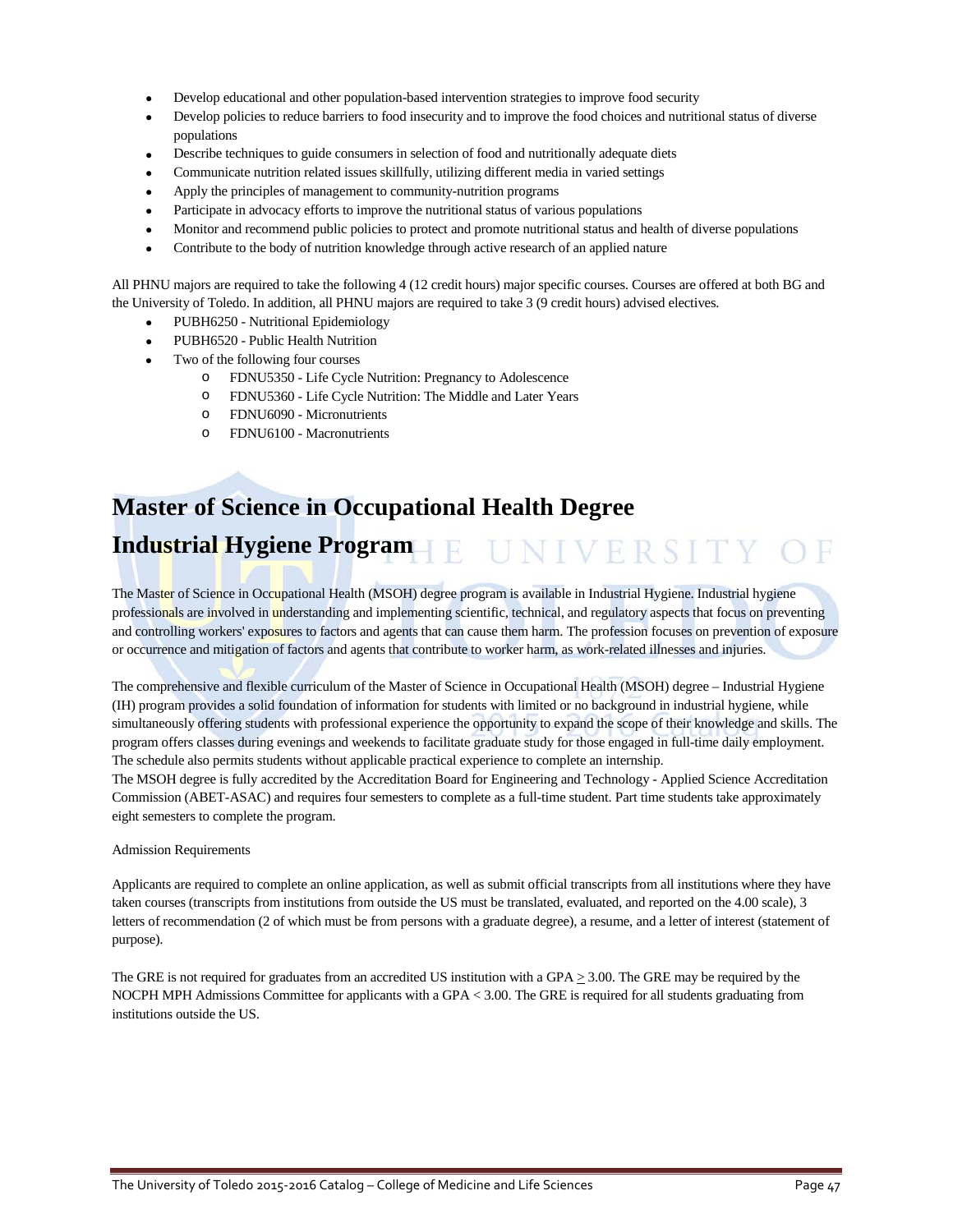- Develop educational and other population-based intervention strategies to improve food security
- Develop policies to reduce barriers to food insecurity and to improve the food choices and nutritional status of diverse populations
- Describe techniques to guide consumers in selection of food and nutritionally adequate diets
- Communicate nutrition related issues skillfully, utilizing different media in varied settings
- Apply the principles of management to community-nutrition programs
- Participate in advocacy efforts to improve the nutritional status of various populations
- Monitor and recommend public policies to protect and promote nutritional status and health of diverse populations
- Contribute to the body of nutrition knowledge through active research of an applied nature

All PHNU majors are required to take the following 4 (12 credit hours) major specific courses. Courses are offered at both BG and the University of Toledo. In addition, all PHNU majors are required to take 3 (9 credit hours) advised electives.

- PUBH6250 - Nutritional Epidemiology
- PUBH6520 - Public Health Nutrition
- Two of the following four courses
  - FDNU5350 - Life Cycle Nutrition: Pregnancy to Adolescence
  - FDNU5360 - Life Cycle Nutrition: The Middle and Later Years
  - FDNU6090 - Micronutrients
  - FDNU6100 - Macronutrients

# Master of Science in Occupational Health Degree Industrial Hygiene Program

The Master of Science in Occupational Health (MSOH) degree program is available in Industrial Hygiene. Industrial hygiene professionals are involved in understanding and implementing scientific, technical, and regulatory aspects that focus on preventing and controlling workers' exposures to factors and agents that can cause them harm. The profession focuses on prevention of exposure or occurrence and mitigation of factors and agents that contribute to worker harm, as work-related illnesses and injuries.

The comprehensive and flexible curriculum of the Master of Science in Occupational Health (MSOH) degree – Industrial Hygiene (IH) program provides a solid foundation of information for students with limited or no background in industrial hygiene, while simultaneously offering students with professional experience the opportunity to expand the scope of their knowledge and skills. The program offers classes during evenings and weekends to facilitate graduate study for those engaged in full-time daily employment. The schedule also permits students without applicable practical experience to complete an internship.

The MSOH degree is fully accredited by the Accreditation Board for Engineering and Technology - Applied Science Accreditation Commission (ABET-ASAC) and requires four semesters to complete as a full-time student. Part time students take approximately eight semesters to complete the program.

Admission Requirements

Applicants are required to complete an online application, as well as submit official transcripts from all institutions where they have taken courses (transcripts from institutions from outside the US must be translated, evaluated, and reported on the 4.00 scale), 3 letters of recommendation (2 of which must be from persons with a graduate degree), a resume, and a letter of interest (statement of purpose).

The GRE is not required for graduates from an accredited US institution with a GPA $\geq$ 3.00. The GRE may be required by the NOCPH MPH Admissions Committee for applicants with a GPA < 3.00. The GRE is required for all students graduating from institutions outside the US.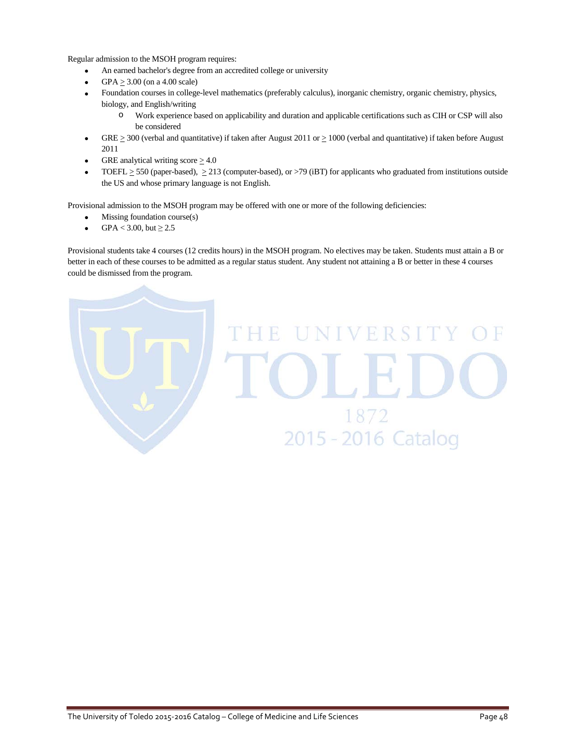Regular admission to the MSOH program requires:

- An earned bachelor's degree from an accredited college or university
- GPA $\geq$ 3.00 (on a 4.00 scale)
- Foundation courses in college-level mathematics (preferably calculus), inorganic chemistry, organic chemistry, physics, biology, and English/writing
    - Work experience based on applicability and duration and applicable certifications such as CIH or CSP will also be considered
- GRE $\geq$ 300 (verbal and quantitative) if taken after August 2011 or $\geq$ 1000 (verbal and quantitative) if taken before August 2011
- GRE analytical writing score $\geq$ 4.0
- TOEFL $\geq$ 550 (paper-based), $\geq$ 213 (computer-based), or >79 (iBT) for applicants who graduated from institutions outside the US and whose primary language is not English.

Provisional admission to the MSOH program may be offered with one or more of the following deficiencies:

- Missing foundation course(s)
- GPA < 3.00, but $\geq$ 2.5

Provisional students take 4 courses (12 credits hours) in the MSOH program. No electives may be taken. Students must attain a B or better in each of these courses to be admitted as a regular status student. Any student not attaining a B or better in these 4 courses could be dismissed from the program.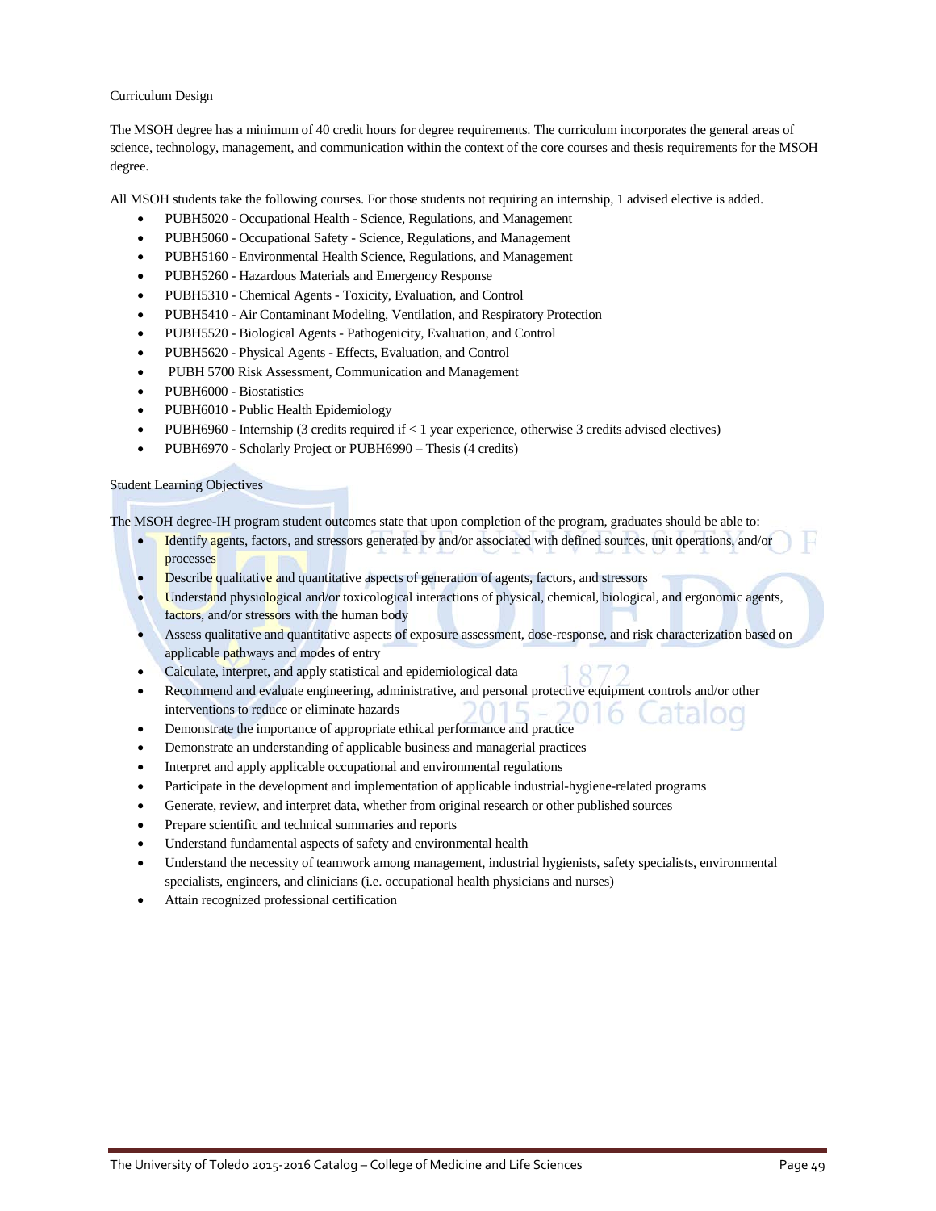## Curriculum Design

The MSOH degree has a minimum of 40 credit hours for degree requirements. The curriculum incorporates the general areas of science, technology, management, and communication within the context of the core courses and thesis requirements for the MSOH degree.

All MSOH students take the following courses. For those students not requiring an internship, 1 advised elective is added.

- PUBH5020 - Occupational Health - Science, Regulations, and Management
- PUBH5060 - Occupational Safety - Science, Regulations, and Management
- PUBH5160 - Environmental Health Science, Regulations, and Management
- PUBH5260 - Hazardous Materials and Emergency Response
- PUBH5310 - Chemical Agents - Toxicity, Evaluation, and Control
- PUBH5410 - Air Contaminant Modeling, Ventilation, and Respiratory Protection
- PUBH5520 - Biological Agents - Pathogenicity, Evaluation, and Control
- PUBH5620 - Physical Agents - Effects, Evaluation, and Control
- PUBH 5700 Risk Assessment, Communication and Management
- PUBH6000 - Biostatistics
- PUBH6010 - Public Health Epidemiology
- PUBH6960 - Internship (3 credits required if < 1 year experience, otherwise 3 credits advised electives)
- PUBH6970 - Scholarly Project or PUBH6990 – Thesis (4 credits)

## Student Learning Objectives

The MSOH degree-IH program student outcomes state that upon completion of the program, graduates should be able to:

- Identify agents, factors, and stressors generated by and/or associated with defined sources, unit operations, and/or processes
- Describe qualitative and quantitative aspects of generation of agents, factors, and stressors
- Understand physiological and/or toxicological interactions of physical, chemical, biological, and ergonomic agents, factors, and/or stressors with the human body
- Assess qualitative and quantitative aspects of exposure assessment, dose-response, and risk characterization based on applicable pathways and modes of entry
- Calculate, interpret, and apply statistical and epidemiological data
- Recommend and evaluate engineering, administrative, and personal protective equipment controls and/or other interventions to reduce or eliminate hazards
- Demonstrate the importance of appropriate ethical performance and practice
- Demonstrate an understanding of applicable business and managerial practices
- Interpret and apply applicable occupational and environmental regulations
- Participate in the development and implementation of applicable industrial-hygiene-related programs
- Generate, review, and interpret data, whether from original research or other published sources
- Prepare scientific and technical summaries and reports
- Understand fundamental aspects of safety and environmental health
- Understand the necessity of teamwork among management, industrial hygienists, safety specialists, environmental specialists, engineers, and clinicians (i.e. occupational health physicians and nurses)
- Attain recognized professional certification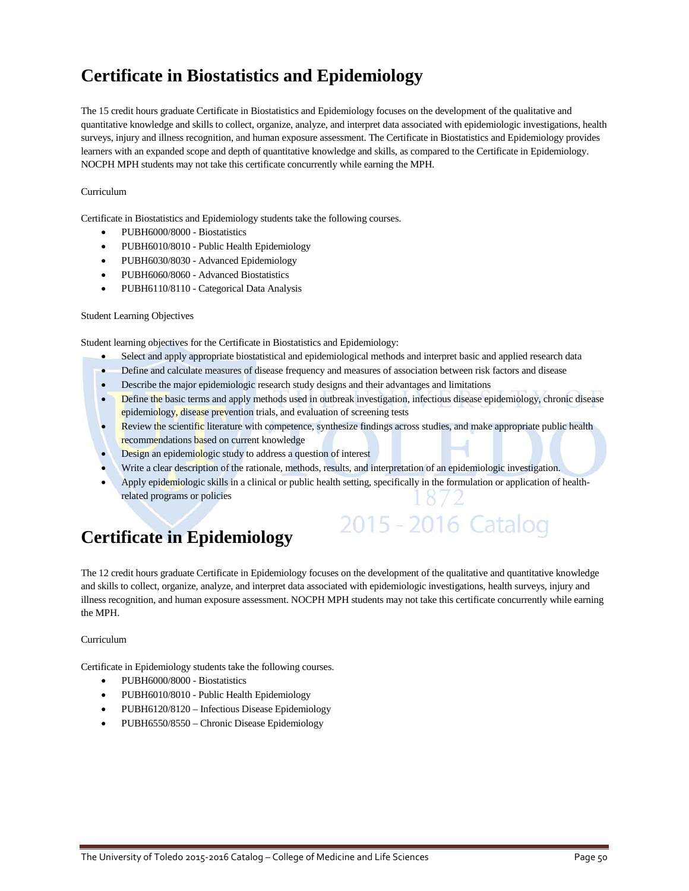# Certificate in Biostatistics and Epidemiology

The 15 credit hours graduate Certificate in Biostatistics and Epidemiology focuses on the development of the qualitative and quantitative knowledge and skills to collect, organize, analyze, and interpret data associated with epidemiologic investigations, health surveys, injury and illness recognition, and human exposure assessment. The Certificate in Biostatistics and Epidemiology provides learners with an expanded scope and depth of quantitative knowledge and skills, as compared to the Certificate in Epidemiology. NOCPH MPH students may not take this certificate concurrently while earning the MPH.

Curriculum

Certificate in Biostatistics and Epidemiology students take the following courses.

- PUBH6000/8000 - Biostatistics
- PUBH6010/8010 - Public Health Epidemiology
- PUBH6030/8030 - Advanced Epidemiology
- PUBH6060/8060 - Advanced Biostatistics
- PUBH6110/8110 - Categorical Data Analysis

Student Learning Objectives

Student learning objectives for the Certificate in Biostatistics and Epidemiology:

- Select and apply appropriate biostatistical and epidemiological methods and interpret basic and applied research data
- Define and calculate measures of disease frequency and measures of association between risk factors and disease
- Describe the major epidemiologic research study designs and their advantages and limitations
- Define the basic terms and apply methods used in outbreak investigation, infectious disease epidemiology, chronic disease epidemiology, disease prevention trials, and evaluation of screening tests
- Review the scientific literature with competence, synthesize findings across studies, and make appropriate public health recommendations based on current knowledge
- Design an epidemiologic study to address a question of interest
- Write a clear description of the rationale, methods, results, and interpretation of an epidemiologic investigation.
- Apply epidemiologic skills in a clinical or public health setting, specifically in the formulation or application of health-related programs or policies

# Certificate in Epidemiology

The 12 credit hours graduate Certificate in Epidemiology focuses on the development of the qualitative and quantitative knowledge and skills to collect, organize, analyze, and interpret data associated with epidemiologic investigations, health surveys, injury and illness recognition, and human exposure assessment. NOCPH MPH students may not take this certificate concurrently while earning the MPH.

Curriculum

Certificate in Epidemiology students take the following courses.

- PUBH6000/8000 - Biostatistics
- PUBH6010/8010 - Public Health Epidemiology
- PUBH6120/8120 – Infectious Disease Epidemiology
- PUBH6550/8550 – Chronic Disease Epidemiology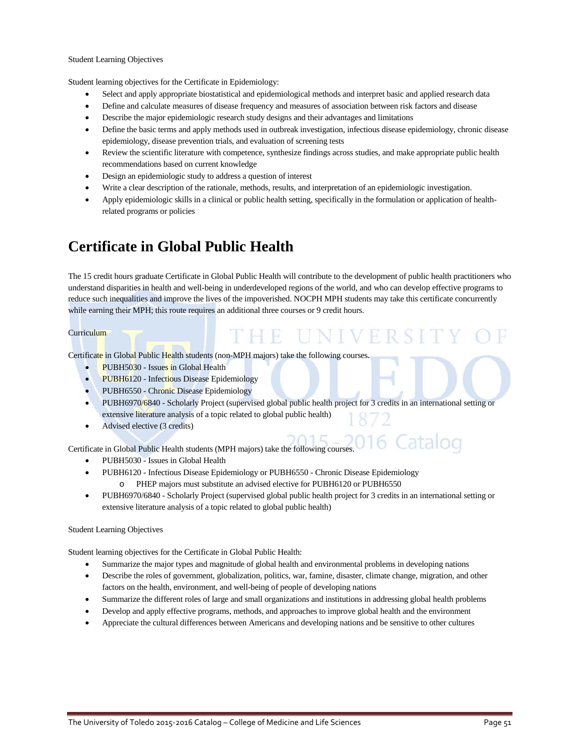Student Learning Objectives

Student learning objectives for the Certificate in Epidemiology:

- Select and apply appropriate biostatistical and epidemiological methods and interpret basic and applied research data
- Define and calculate measures of disease frequency and measures of association between risk factors and disease
- Describe the major epidemiologic research study designs and their advantages and limitations
- Define the basic terms and apply methods used in outbreak investigation, infectious disease epidemiology, chronic disease epidemiology, disease prevention trials, and evaluation of screening tests
- Review the scientific literature with competence, synthesize findings across studies, and make appropriate public health recommendations based on current knowledge
- Design an epidemiologic study to address a question of interest
- Write a clear description of the rationale, methods, results, and interpretation of an epidemiologic investigation.
- Apply epidemiologic skills in a clinical or public health setting, specifically in the formulation or application of health-related programs or policies

# Certificate in Global Public Health

The 15 credit hours graduate Certificate in Global Public Health will contribute to the development of public health practitioners who understand disparities in health and well-being in underdeveloped regions of the world, and who can develop effective programs to reduce such inequalities and improve the lives of the impoverished. NOCPH MPH students may take this certificate concurrently while earning their MPH; this route requires an additional three courses or 9 credit hours.

Curriculum

Certificate in Global Public Health students (non-MPH majors) take the following courses.

- PUBH5030 - Issues in Global Health
- PUBH6120 - Infectious Disease Epidemiology
- PUBH6550 - Chronic Disease Epidemiology
- PUBH6970/6840 - Scholarly Project (supervised global public health project for 3 credits in an international setting or extensive literature analysis of a topic related to global public health)
- Advised elective (3 credits)

Certificate in Global Public Health students (MPH majors) take the following courses.

- PUBH5030 - Issues in Global Health
- PUBH6120 - Infectious Disease Epidemiology or PUBH6550 - Chronic Disease Epidemiology
  - PHEP majors must substitute an advised elective for PUBH6120 or PUBH6550
- PUBH6970/6840 - Scholarly Project (supervised global public health project for 3 credits in an international setting or extensive literature analysis of a topic related to global public health)

Student Learning Objectives

Student learning objectives for the Certificate in Global Public Health:

- Summarize the major types and magnitude of global health and environmental problems in developing nations
- Describe the roles of government, globalization, politics, war, famine, disaster, climate change, migration, and other factors on the health, environment, and well-being of people of developing nations
- Summarize the different roles of large and small organizations and institutions in addressing global health problems
- Develop and apply effective programs, methods, and approaches to improve global health and the environment
- Appreciate the cultural differences between Americans and developing nations and be sensitive to other cultures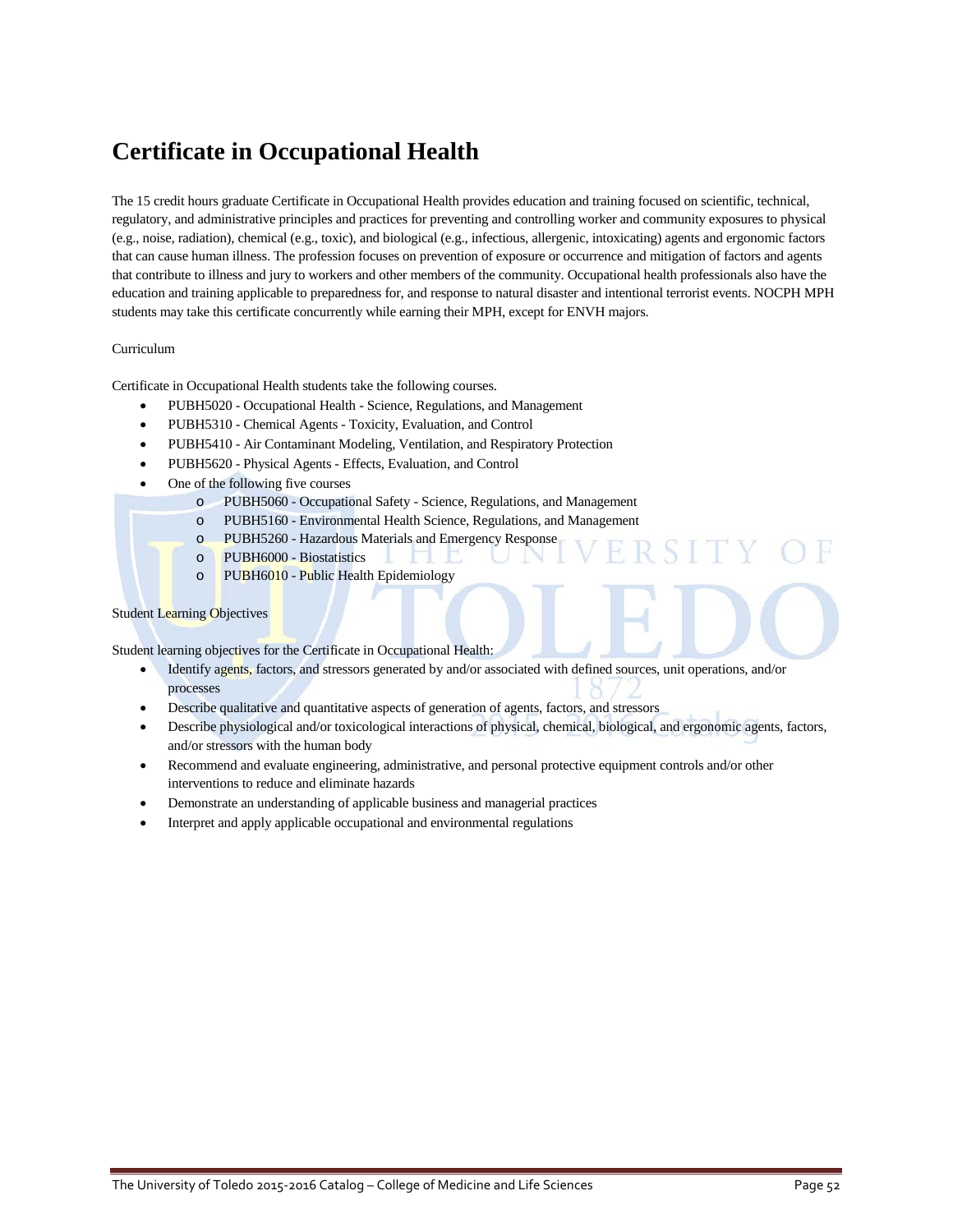# Certificate in Occupational Health

The 15 credit hours graduate Certificate in Occupational Health provides education and training focused on scientific, technical, regulatory, and administrative principles and practices for preventing and controlling worker and community exposures to physical (e.g., noise, radiation), chemical (e.g., toxic), and biological (e.g., infectious, allergenic, intoxicating) agents and ergonomic factors that can cause human illness. The profession focuses on prevention of exposure or occurrence and mitigation of factors and agents that contribute to illness and jury to workers and other members of the community. Occupational health professionals also have the education and training applicable to preparedness for, and response to natural disaster and intentional terrorist events. NOCPH MPH students may take this certificate concurrently while earning their MPH, except for ENVH majors.

Curriculum

Certificate in Occupational Health students take the following courses.

- PUBH5020 - Occupational Health - Science, Regulations, and Management
- PUBH5310 - Chemical Agents - Toxicity, Evaluation, and Control
- PUBH5410 - Air Contaminant Modeling, Ventilation, and Respiratory Protection
- PUBH5620 - Physical Agents - Effects, Evaluation, and Control
- One of the following five courses
  - PUBH5060 - Occupational Safety - Science, Regulations, and Management
  - PUBH5160 - Environmental Health Science, Regulations, and Management
  - PUBH5260 - Hazardous Materials and Emergency Response
  - PUBH6000 - Biostatistics
  - PUBH6010 - Public Health Epidemiology

Student Learning Objectives

Student learning objectives for the Certificate in Occupational Health:

- Identify agents, factors, and stressors generated by and/or associated with defined sources, unit operations, and/or processes
- Describe qualitative and quantitative aspects of generation of agents, factors, and stressors
- Describe physiological and/or toxicological interactions of physical, chemical, biological, and ergonomic agents, factors, and/or stressors with the human body
- Recommend and evaluate engineering, administrative, and personal protective equipment controls and/or other interventions to reduce and eliminate hazards
- Demonstrate an understanding of applicable business and managerial practices
- Interpret and apply applicable occupational and environmental regulations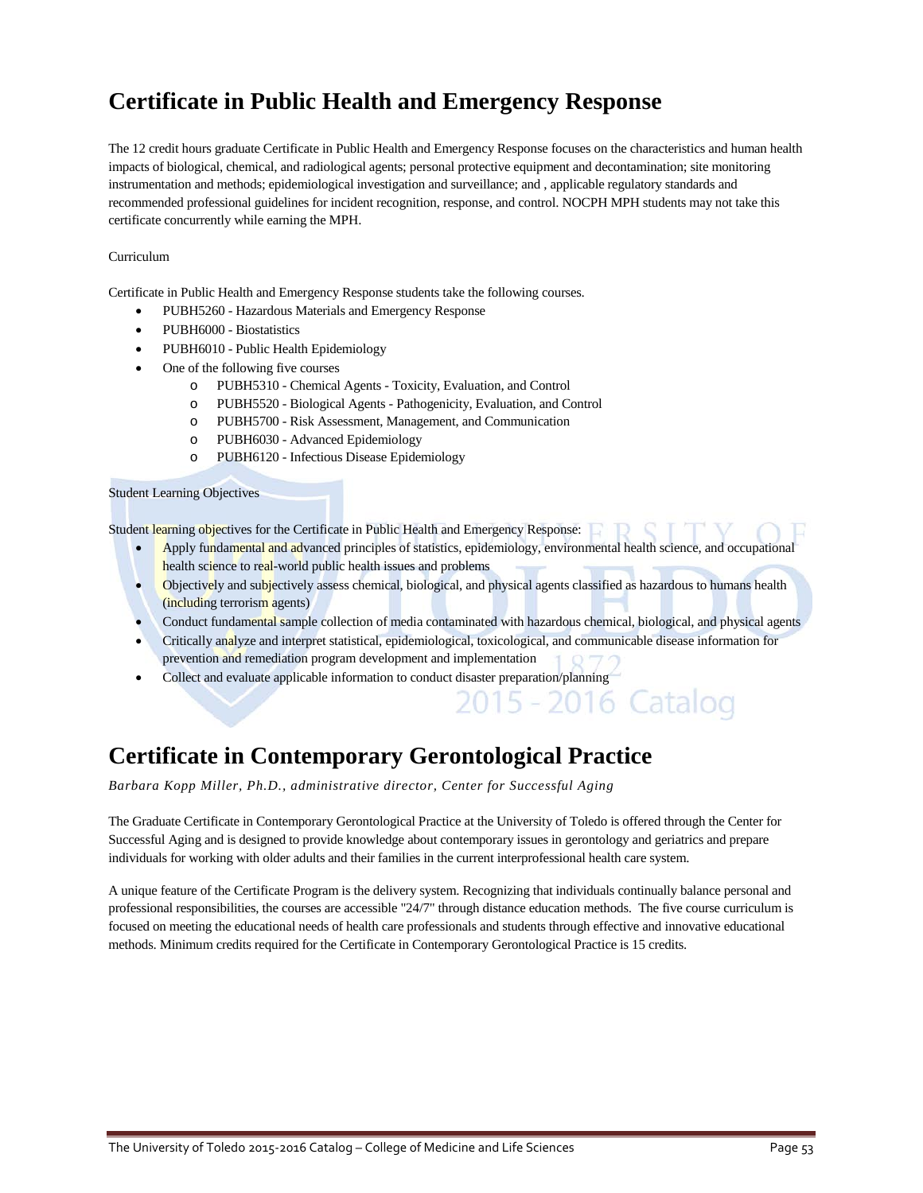# Certificate in Public Health and Emergency Response

The 12 credit hours graduate Certificate in Public Health and Emergency Response focuses on the characteristics and human health impacts of biological, chemical, and radiological agents; personal protective equipment and decontamination; site monitoring instrumentation and methods; epidemiological investigation and surveillance; and , applicable regulatory standards and recommended professional guidelines for incident recognition, response, and control. NOCPH MPH students may not take this certificate concurrently while earning the MPH.

Curriculum

Certificate in Public Health and Emergency Response students take the following courses.

- PUBH5260 - Hazardous Materials and Emergency Response
- PUBH6000 - Biostatistics
- PUBH6010 - Public Health Epidemiology
- One of the following five courses
    - PUBH5310 - Chemical Agents - Toxicity, Evaluation, and Control
    - PUBH5520 - Biological Agents - Pathogenicity, Evaluation, and Control
    - PUBH5700 - Risk Assessment, Management, and Communication
    - PUBH6030 - Advanced Epidemiology
    - PUBH6120 - Infectious Disease Epidemiology

Student Learning Objectives

Student learning objectives for the Certificate in Public Health and Emergency Response:

- Apply fundamental and advanced principles of statistics, epidemiology, environmental health science, and occupational health science to real-world public health issues and problems
- Objectively and subjectively assess chemical, biological, and physical agents classified as hazardous to humans health (including terrorism agents)
- Conduct fundamental sample collection of media contaminated with hazardous chemical, biological, and physical agents
- Critically analyze and interpret statistical, epidemiological, toxicological, and communicable disease information for prevention and remediation program development and implementation
- Collect and evaluate applicable information to conduct disaster preparation/planning

# Certificate in Contemporary Gerontological Practice

*Barbara Kopp Miller, Ph.D., administrative director, Center for Successful Aging*

The Graduate Certificate in Contemporary Gerontological Practice at the University of Toledo is offered through the Center for Successful Aging and is designed to provide knowledge about contemporary issues in gerontology and geriatrics and prepare individuals for working with older adults and their families in the current interprofessional health care system.

A unique feature of the Certificate Program is the delivery system. Recognizing that individuals continually balance personal and professional responsibilities, the courses are accessible "24/7" through distance education methods. The five course curriculum is focused on meeting the educational needs of health care professionals and students through effective and innovative educational methods. Minimum credits required for the Certificate in Contemporary Gerontological Practice is 15 credits.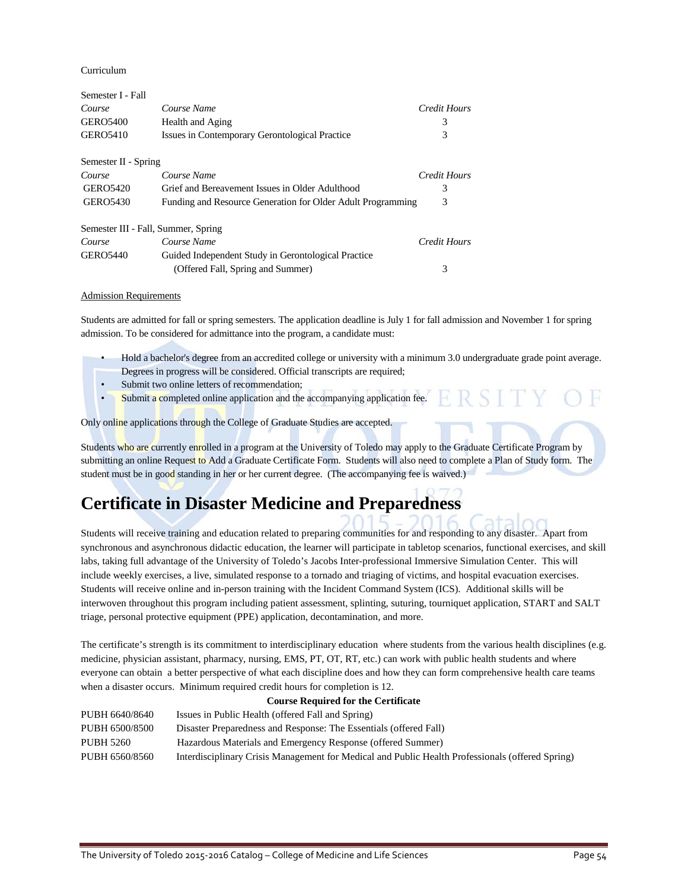Curriculum

Semester I - Fall

| *Course* | *Course Name* | *Credit Hours* |
|---|---|---|
| GERO5400 | Health and Aging | 3 |
| GERO5410 | Issues in Contemporary Gerontological Practice | 3 |

Semester II - Spring

| *Course* | *Course Name* | *Credit Hours* |
|---|---|---|
| GERO5420 | Grief and Bereavement Issues in Older Adulthood | 3 |
| GERO5430 | Funding and Resource Generation for Older Adult Programming | 3 |

Semester III - Fall, Summer, Spring

| *Course* | *Course Name* | *Credit Hours* |
|---|---|---|
| GERO5440 | Guided Independent Study in Gerontological Practice (Offered Fall, Spring and Summer) | 3 |

Admission Requirements

Students are admitted for fall or spring semesters. The application deadline is July 1 for fall admission and November 1 for spring admission. To be considered for admittance into the program, a candidate must:

- Hold a bachelor's degree from an accredited college or university with a minimum 3.0 undergraduate grade point average. Degrees in progress will be considered. Official transcripts are required;
- Submit two online letters of recommendation;
- Submit a completed online application and the accompanying application fee.

Only online applications through the College of Graduate Studies are accepted.

Students who are currently enrolled in a program at the University of Toledo may apply to the Graduate Certificate Program by submitting an online Request to Add a Graduate Certificate Form. Students will also need to complete a Plan of Study form. The student must be in good standing in her or her current degree. (The accompanying fee is waived.)

# Certificate in Disaster Medicine and Preparedness

Students will receive training and education related to preparing communities for and responding to any disaster. Apart from synchronous and asynchronous didactic education, the learner will participate in tabletop scenarios, functional exercises, and skill labs, taking full advantage of the University of Toledo's Jacobs Inter-professional Immersive Simulation Center. This will include weekly exercises, a live, simulated response to a tornado and triaging of victims, and hospital evacuation exercises. Students will receive online and in-person training with the Incident Command System (ICS). Additional skills will be interwoven throughout this program including patient assessment, splinting, suturing, tourniquet application, START and SALT triage, personal protective equipment (PPE) application, decontamination, and more.

The certificate's strength is its commitment to interdisciplinary education where students from the various health disciplines (e.g. medicine, physician assistant, pharmacy, nursing, EMS, PT, OT, RT, etc.) can work with public health students and where everyone can obtain a better perspective of what each discipline does and how they can form comprehensive health care teams when a disaster occurs. Minimum required credit hours for completion is 12.

**Course Required for the Certificate**

| | |
|---|---|
| PUBH 6640/8640 | Issues in Public Health (offered Fall and Spring) |
| PUBH 6500/8500 | Disaster Preparedness and Response: The Essentials (offered Fall) |
| PUBH 5260 | Hazardous Materials and Emergency Response (offered Summer) |
| PUBH 6560/8560 | Interdisciplinary Crisis Management for Medical and Public Health Professionals (offered Spring) |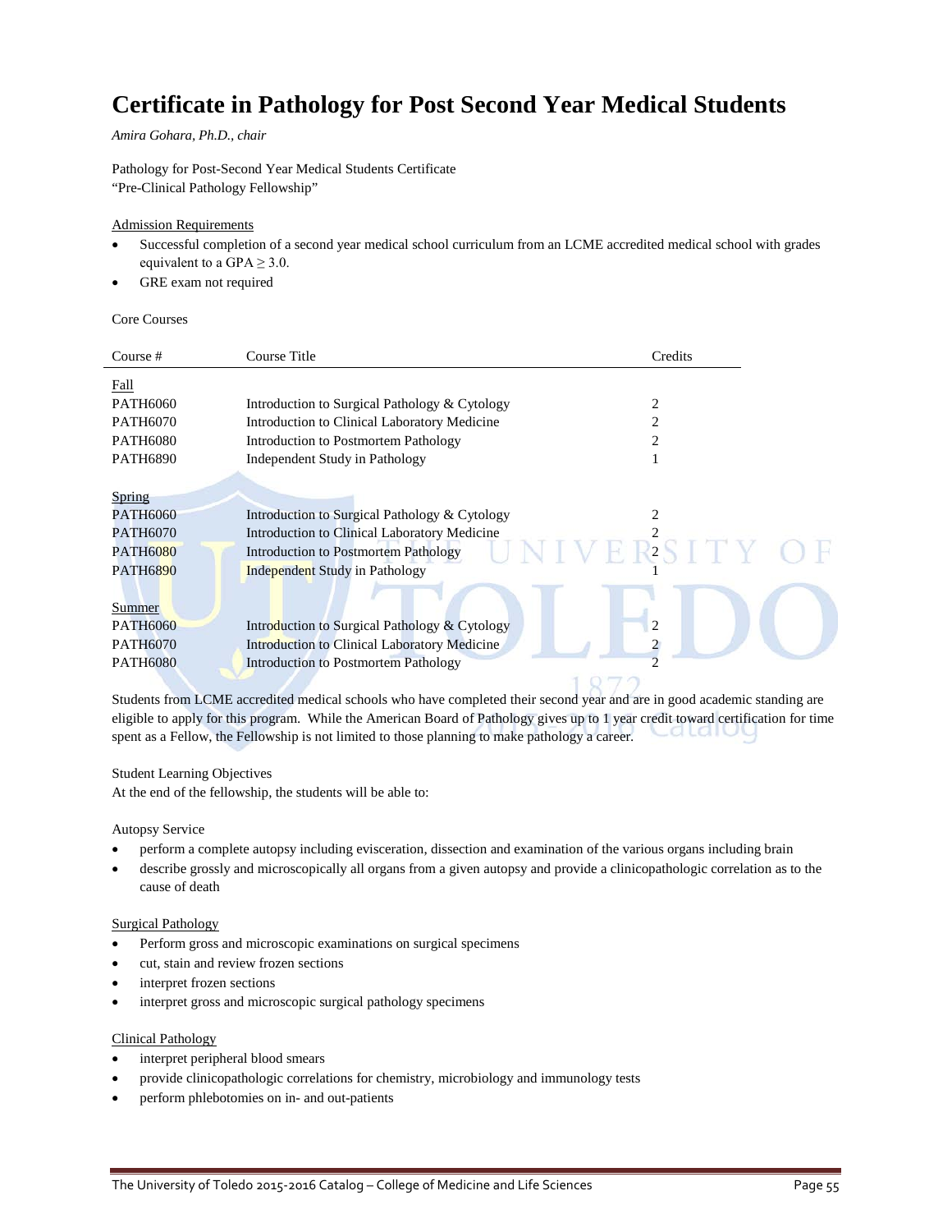# Certificate in Pathology for Post Second Year Medical Students

*Amira Gohara, Ph.D., chair*

Pathology for Post-Second Year Medical Students Certificate
"Pre-Clinical Pathology Fellowship"

Admission Requirements

- Successful completion of a second year medical school curriculum from an LCME accredited medical school with grades equivalent to a GPA $\geq$ 3.0.
- GRE exam not required

Core Courses

| Course # | Course Title | Credits |
|---|---|---|
| Fall | | |
| PATH6060 | Introduction to Surgical Pathology & Cytology | 2 |
| PATH6070 | Introduction to Clinical Laboratory Medicine | 2 |
| PATH6080 | Introduction to Postmortem Pathology | 2 |
| PATH6890 | Independent Study in Pathology | 1 |
| Spring | | |
| PATH6060 | Introduction to Surgical Pathology & Cytology | 2 |
| PATH6070 | Introduction to Clinical Laboratory Medicine | 2 |
| PATH6080 | Introduction to Postmortem Pathology | 2 |
| PATH6890 | Independent Study in Pathology | 1 |
| Summer | | |
| PATH6060 | Introduction to Surgical Pathology & Cytology | 2 |
| PATH6070 | Introduction to Clinical Laboratory Medicine | 2 |
| PATH6080 | Introduction to Postmortem Pathology | 2 |

Students from LCME accredited medical schools who have completed their second year and are in good academic standing are eligible to apply for this program. While the American Board of Pathology gives up to 1 year credit toward certification for time spent as a Fellow, the Fellowship is not limited to those planning to make pathology a career.

Student Learning Objectives
At the end of the fellowship, the students will be able to:

Autopsy Service

- perform a complete autopsy including evisceration, dissection and examination of the various organs including brain
- describe grossly and microscopically all organs from a given autopsy and provide a clinicopathologic correlation as to the cause of death

Surgical Pathology

- Perform gross and microscopic examinations on surgical specimens
- cut, stain and review frozen sections
- interpret frozen sections
- interpret gross and microscopic surgical pathology specimens

Clinical Pathology

- interpret peripheral blood smears
- provide clinicopathologic correlations for chemistry, microbiology and immunology tests
- perform phlebotomies on in- and out-patients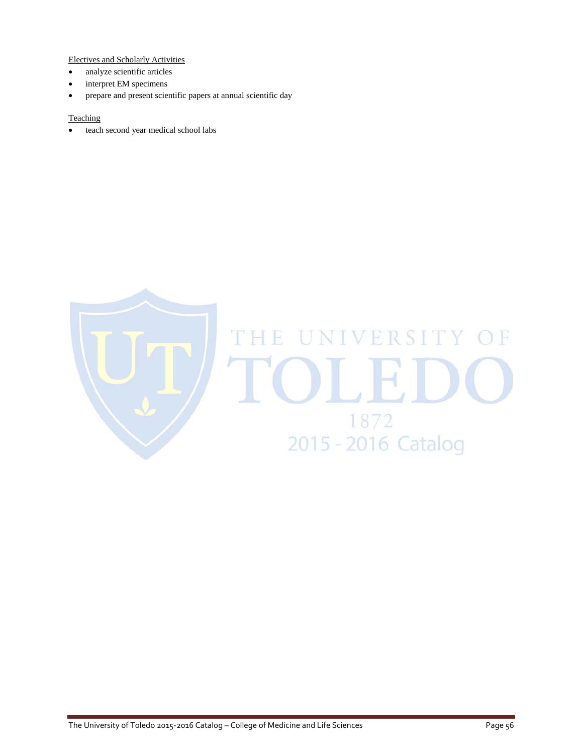Electives and Scholarly Activities

- analyze scientific articles
- interpret EM specimens
- prepare and present scientific papers at annual scientific day

Teaching

- teach second year medical school labs